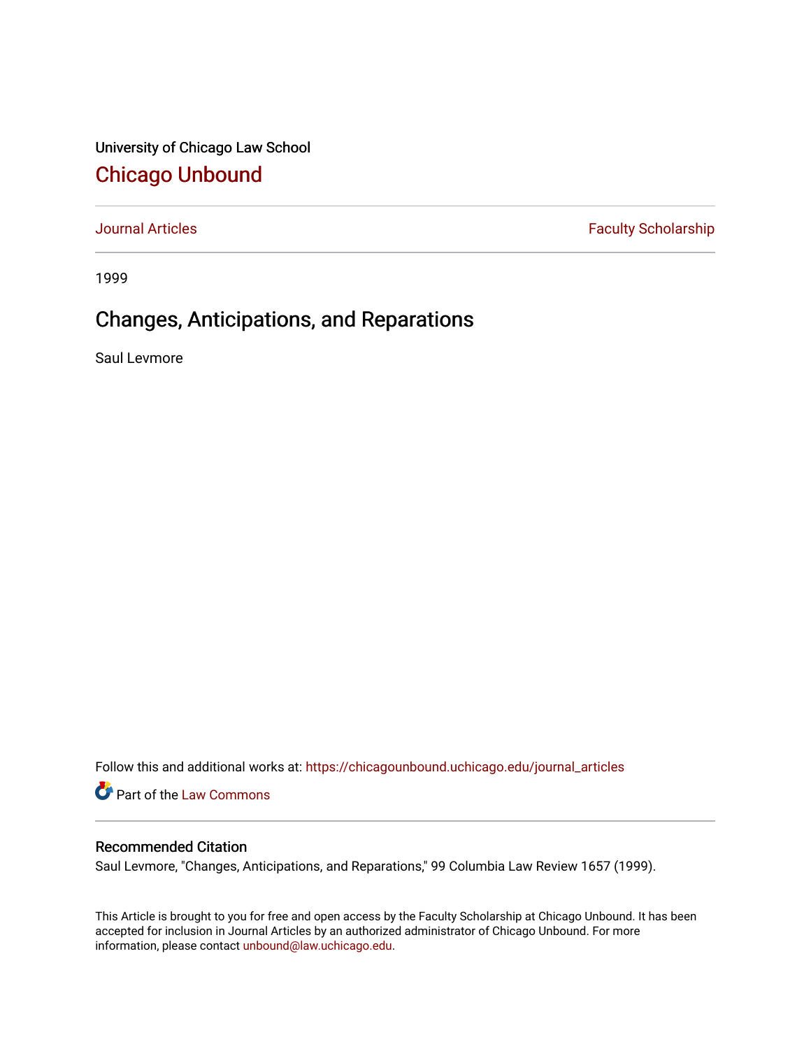University of Chicago Law School

# Chicago Unbound

Journal Articles | Faculty Scholarship

1999

## Changes, Anticipations, and Reparations

Saul Levmore

Follow this and additional works at: https://chicagounbound.uchicago.edu/journal_articles

Part of the Law Commons

### Recommended Citation

Saul Levmore, "Changes, Anticipations, and Reparations," 99 Columbia Law Review 1657 (1999).

This Article is brought to you for free and open access by the Faculty Scholarship at Chicago Unbound. It has been accepted for inclusion in Journal Articles by an authorized administrator of Chicago Unbound. For more information, please contact unbound@law.uchicago.edu.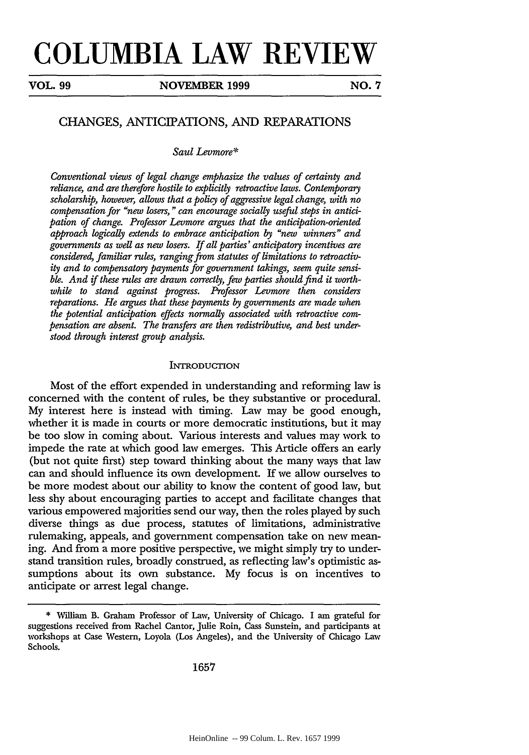# COLUMBIA LAW REVIEW

**VOL. 99 — NOVEMBER 1999 — NO. 7**

## CHANGES, ANTICIPATIONS, AND REPARATIONS

*Saul Levmore**

*Conventional views of legal change emphasize the values of certainty and reliance, and are therefore hostile to explicitly retroactive laws. Contemporary scholarship, however, allows that a policy of aggressive legal change, with no compensation for "new losers," can encourage socially useful steps in anticipation of change. Professor Levmore argues that the anticipation-oriented approach logically extends to embrace anticipation by "new winners" and governments as well as new losers. If all parties' anticipatory incentives are considered, familiar rules, ranging from statutes of limitations to retroactivity and to compensatory payments for government takings, seem quite sensible. And if these rules are drawn correctly, few parties should find it worthwhile to stand against progress. Professor Levmore then considers reparations. He argues that these payments by governments are made when the potential anticipation effects normally associated with retroactive compensation are absent. The transfers are then redistributive, and best understood through interest group analysis.*

### INTRODUCTION

Most of the effort expended in understanding and reforming law is concerned with the content of rules, be they substantive or procedural. My interest here is instead with timing. Law may be good enough, whether it is made in courts or more democratic institutions, but it may be too slow in coming about. Various interests and values may work to impede the rate at which good law emerges. This Article offers an early (but not quite first) step toward thinking about the many ways that law can and should influence its own development. If we allow ourselves to be more modest about our ability to know the content of good law, but less shy about encouraging parties to accept and facilitate changes that various empowered majorities send our way, then the roles played by such diverse things as due process, statutes of limitations, administrative rulemaking, appeals, and government compensation take on new meaning. And from a more positive perspective, we might simply try to understand transition rules, broadly construed, as reflecting law's optimistic assumptions about its own substance. My focus is on incentives to anticipate or arrest legal change.

\* William B. Graham Professor of Law, University of Chicago. I am grateful for suggestions received from Rachel Cantor, Julie Roin, Cass Sunstein, and participants at workshops at Case Western, Loyola (Los Angeles), and the University of Chicago Law Schools.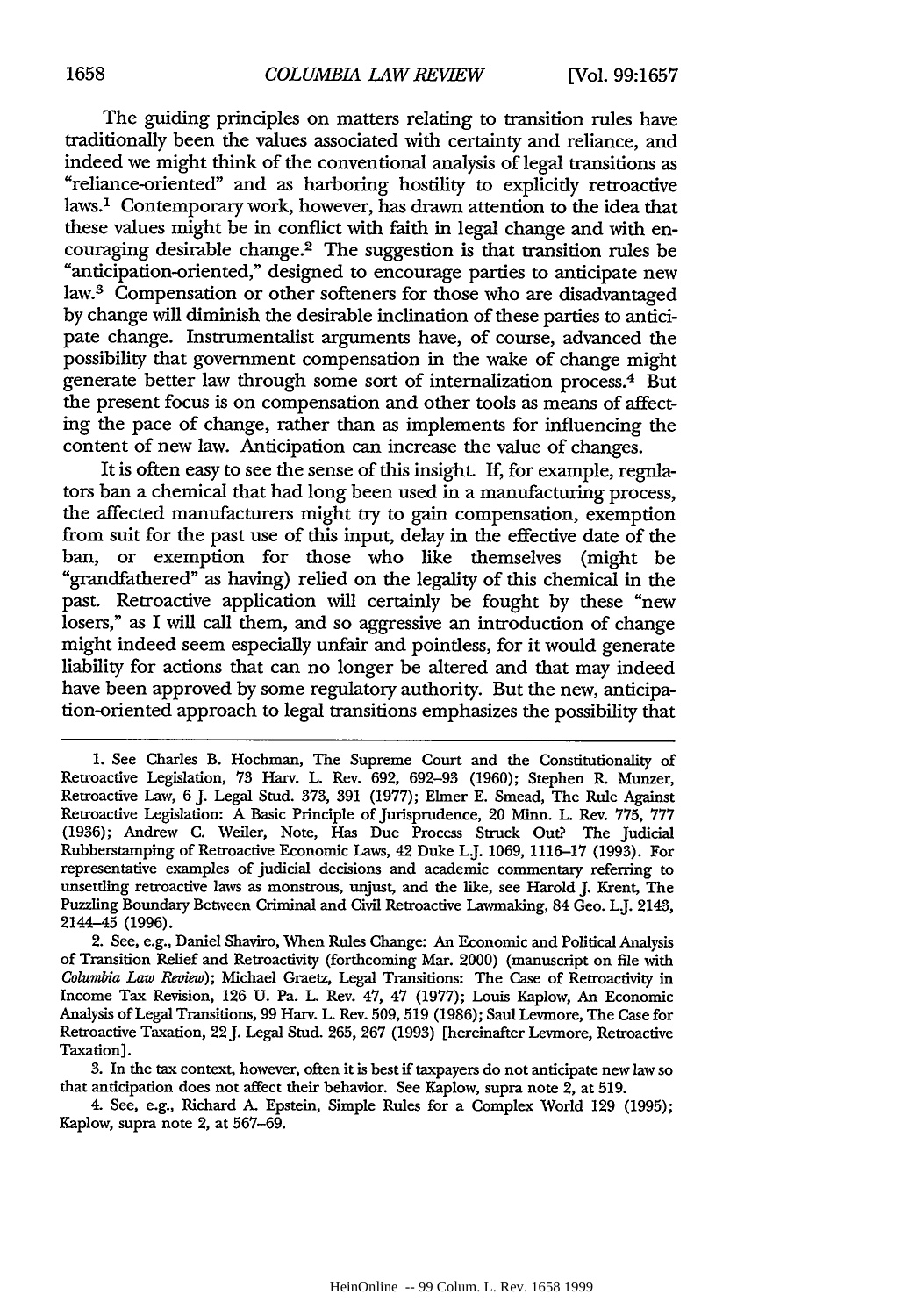The guiding principles on matters relating to transition rules have traditionally been the values associated with certainty and reliance, and indeed we might think of the conventional analysis of legal transitions as "reliance-oriented" and as harboring hostility to explicitly retroactive laws.[1] Contemporary work, however, has drawn attention to the idea that these values might be in conflict with faith in legal change and with encouraging desirable change.[2] The suggestion is that transition rules be "anticipation-oriented," designed to encourage parties to anticipate new law.[3] Compensation or other softeners for those who are disadvantaged by change will diminish the desirable inclination of these parties to anticipate change. Instrumentalist arguments have, of course, advanced the possibility that government compensation in the wake of change might generate better law through some sort of internalization process.[4] But the present focus is on compensation and other tools as means of affecting the pace of change, rather than as implements for influencing the content of new law. Anticipation can increase the value of changes.

It is often easy to see the sense of this insight. If, for example, regulators ban a chemical that had long been used in a manufacturing process, the affected manufacturers might try to gain compensation, exemption from suit for the past use of this input, delay in the effective date of the ban, or exemption for those who like themselves (might be "grandfathered" as having) relied on the legality of this chemical in the past. Retroactive application will certainly be fought by these "new losers," as I will call them, and so aggressive an introduction of change might indeed seem especially unfair and pointless, for it would generate liability for actions that can no longer be altered and that may indeed have been approved by some regulatory authority. But the new, anticipation-oriented approach to legal transitions emphasizes the possibility that

---

1. See Charles B. Hochman, The Supreme Court and the Constitutionality of Retroactive Legislation, 73 Harv. L. Rev. 692, 692–93 (1960); Stephen R. Munzer, Retroactive Law, 6 J. Legal Stud. 373, 391 (1977); Elmer E. Smead, The Rule Against Retroactive Legislation: A Basic Principle of Jurisprudence, 20 Minn. L. Rev. 775, 777 (1936); Andrew C. Weiler, Note, Has Due Process Struck Out? The Judicial Rubberstamping of Retroactive Economic Laws, 42 Duke L.J. 1069, 1116–17 (1993). For representative examples of judicial decisions and academic commentary referring to unsettling retroactive laws as monstrous, unjust, and the like, see Harold J. Krent, The Puzzling Boundary Between Criminal and Civil Retroactive Lawmaking, 84 Geo. L.J. 2143, 2144–45 (1996).

2. See, e.g., Daniel Shaviro, When Rules Change: An Economic and Political Analysis of Transition Relief and Retroactivity (forthcoming Mar. 2000) (manuscript on file with *Columbia Law Review*); Michael Graetz, Legal Transitions: The Case of Retroactivity in Income Tax Revision, 126 U. Pa. L. Rev. 47, 47 (1977); Louis Kaplow, An Economic Analysis of Legal Transitions, 99 Harv. L. Rev. 509, 519 (1986); Saul Levmore, The Case for Retroactive Taxation, 22 J. Legal Stud. 265, 267 (1993) [hereinafter Levmore, Retroactive Taxation].

3. In the tax context, however, often it is best if taxpayers do not anticipate new law so that anticipation does not affect their behavior. See Kaplow, supra note 2, at 519.

4. See, e.g., Richard A. Epstein, Simple Rules for a Complex World 129 (1995); Kaplow, supra note 2, at 567–69.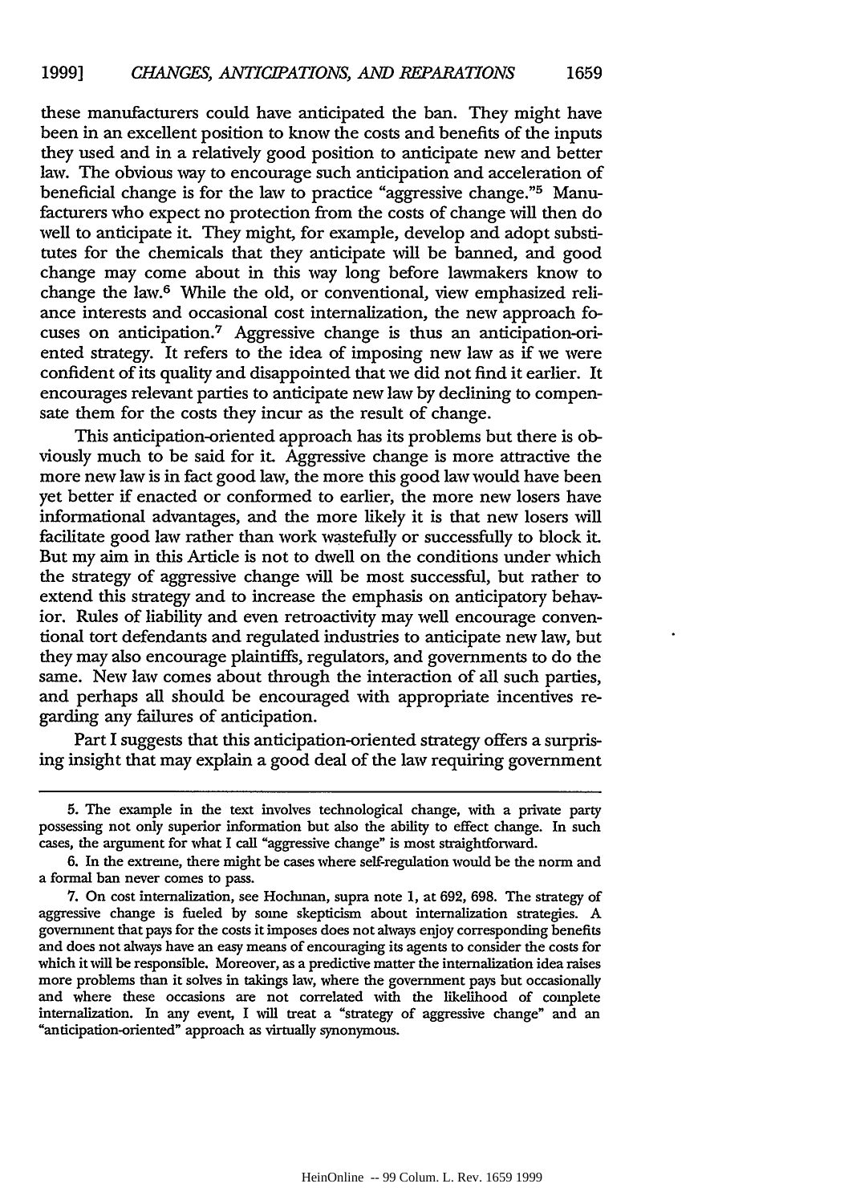these manufacturers could have anticipated the ban. They might have been in an excellent position to know the costs and benefits of the inputs they used and in a relatively good position to anticipate new and better law. The obvious way to encourage such anticipation and acceleration of beneficial change is for the law to practice "aggressive change."[5] Manufacturers who expect no protection from the costs of change will then do well to anticipate it. They might, for example, develop and adopt substitutes for the chemicals that they anticipate will be banned, and good change may come about in this way long before lawmakers know to change the law.[6] While the old, or conventional, view emphasized reliance interests and occasional cost internalization, the new approach focuses on anticipation.[7] Aggressive change is thus an anticipation-oriented strategy. It refers to the idea of imposing new law as if we were confident of its quality and disappointed that we did not find it earlier. It encourages relevant parties to anticipate new law by declining to compensate them for the costs they incur as the result of change.

This anticipation-oriented approach has its problems but there is obviously much to be said for it. Aggressive change is more attractive the more new law is in fact good law, the more this good law would have been yet better if enacted or conformed to earlier, the more new losers have informational advantages, and the more likely it is that new losers will facilitate good law rather than work wastefully or successfully to block it. But my aim in this Article is not to dwell on the conditions under which the strategy of aggressive change will be most successful, but rather to extend this strategy and to increase the emphasis on anticipatory behavior. Rules of liability and even retroactivity may well encourage conventional tort defendants and regulated industries to anticipate new law, but they may also encourage plaintiffs, regulators, and governments to do the same. New law comes about through the interaction of all such parties, and perhaps all should be encouraged with appropriate incentives regarding any failures of anticipation.

Part I suggests that this anticipation-oriented strategy offers a surprising insight that may explain a good deal of the law requiring government

---

5. The example in the text involves technological change, with a private party possessing not only superior information but also the ability to effect change. In such cases, the argument for what I call "aggressive change" is most straightforward.

6. In the extreme, there might be cases where self-regulation would be the norm and a formal ban never comes to pass.

7. On cost internalization, see Hochman, supra note 1, at 692, 698. The strategy of aggressive change is fueled by some skepticism about internalization strategies. A government that pays for the costs it imposes does not always enjoy corresponding benefits and does not always have an easy means of encouraging its agents to consider the costs for which it will be responsible. Moreover, as a predictive matter the internalization idea raises more problems than it solves in takings law, where the government pays but occasionally and where these occasions are not correlated with the likelihood of complete internalization. In any event, I will treat a "strategy of aggressive change" and an "anticipation-oriented" approach as virtually synonymous.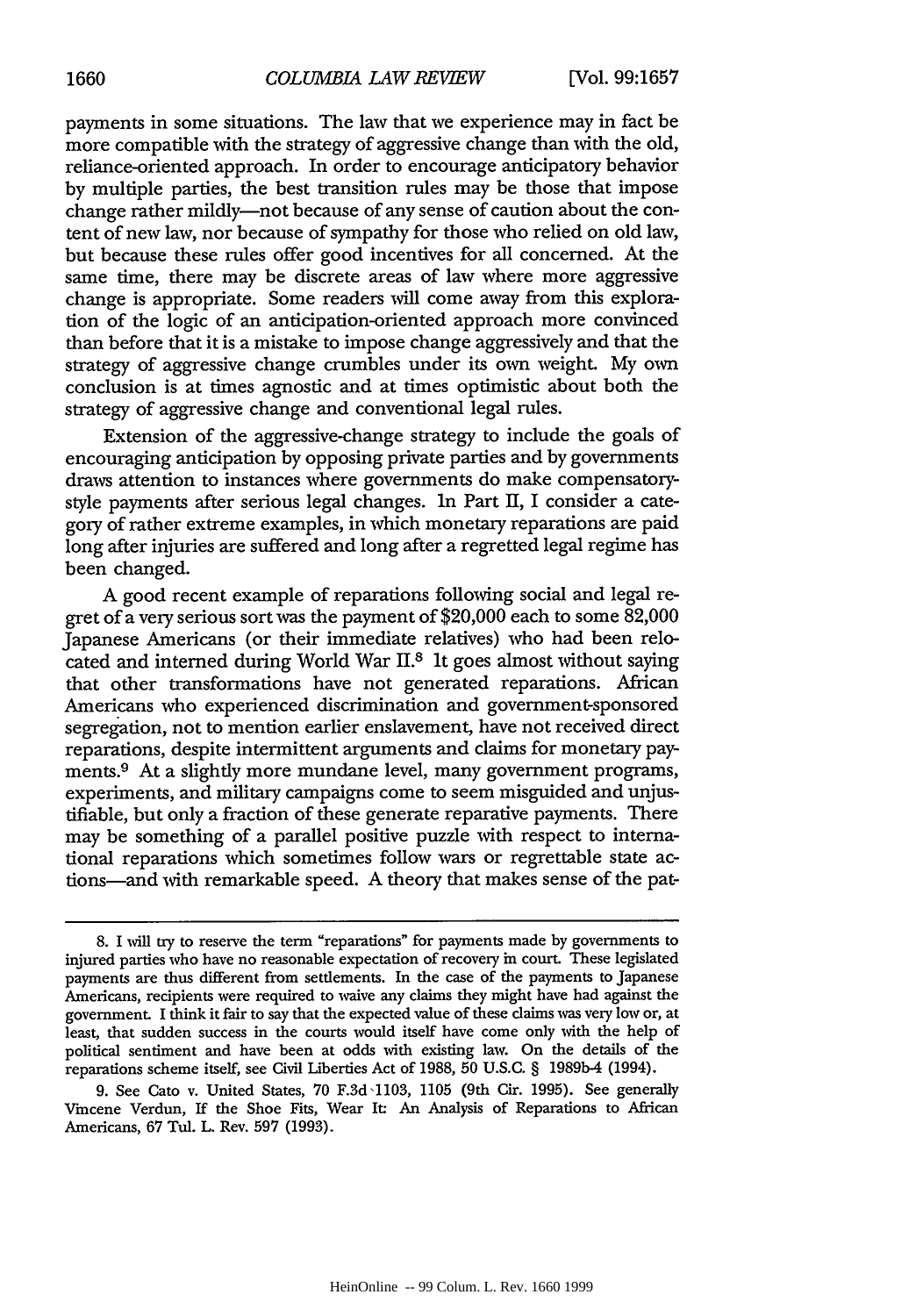payments in some situations. The law that we experience may in fact be more compatible with the strategy of aggressive change than with the old, reliance-oriented approach. In order to encourage anticipatory behavior by multiple parties, the best transition rules may be those that impose change rather mildly—not because of any sense of caution about the content of new law, nor because of sympathy for those who relied on old law, but because these rules offer good incentives for all concerned. At the same time, there may be discrete areas of law where more aggressive change is appropriate. Some readers will come away from this exploration of the logic of an anticipation-oriented approach more convinced than before that it is a mistake to impose change aggressively and that the strategy of aggressive change crumbles under its own weight. My own conclusion is at times agnostic and at times optimistic about both the strategy of aggressive change and conventional legal rules.

Extension of the aggressive-change strategy to include the goals of encouraging anticipation by opposing private parties and by governments draws attention to instances where governments do make compensatory-style payments after serious legal changes. In Part II, I consider a category of rather extreme examples, in which monetary reparations are paid long after injuries are suffered and long after a regretted legal regime has been changed.

A good recent example of reparations following social and legal regret of a very serious sort was the payment of $20,000 each to some 82,000 Japanese Americans (or their immediate relatives) who had been relocated and interned during World War II.[8] It goes almost without saying that other transformations have not generated reparations. African Americans who experienced discrimination and government-sponsored segregation, not to mention earlier enslavement, have not received direct reparations, despite intermittent arguments and claims for monetary payments.[9] At a slightly more mundane level, many government programs, experiments, and military campaigns come to seem misguided and unjustifiable, but only a fraction of these generate reparative payments. There may be something of a parallel positive puzzle with respect to international reparations which sometimes follow wars or regrettable state actions—and with remarkable speed. A theory that makes sense of the pat-

---

8. I will try to reserve the term "reparations" for payments made by governments to injured parties who have no reasonable expectation of recovery in court. These legislated payments are thus different from settlements. In the case of the payments to Japanese Americans, recipients were required to waive any claims they might have had against the government. I think it fair to say that the expected value of these claims was very low or, at least, that sudden success in the courts would itself have come only with the help of political sentiment and have been at odds with existing law. On the details of the reparations scheme itself, see Civil Liberties Act of 1988, 50 U.S.C. § 1989b-4 (1994).

9. See Cato v. United States, 70 F.3d 1103, 1105 (9th Cir. 1995). See generally Vincene Verdun, If the Shoe Fits, Wear It: An Analysis of Reparations to African Americans, 67 Tul. L. Rev. 597 (1993).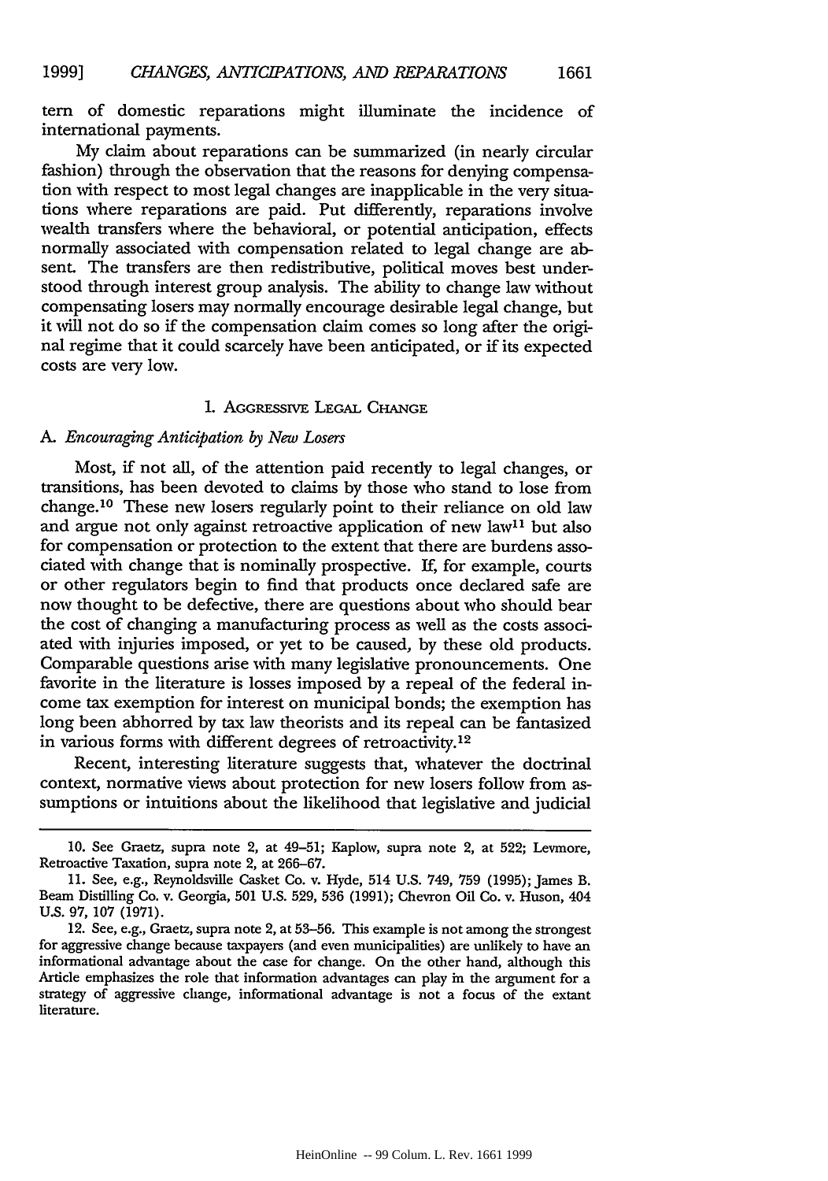tern of domestic reparations might illuminate the incidence of international payments.

My claim about reparations can be summarized (in nearly circular fashion) through the observation that the reasons for denying compensation with respect to most legal changes are inapplicable in the very situations where reparations are paid. Put differently, reparations involve wealth transfers where the behavioral, or potential anticipation, effects normally associated with compensation related to legal change are absent. The transfers are then redistributive, political moves best understood through interest group analysis. The ability to change law without compensating losers may normally encourage desirable legal change, but it will not do so if the compensation claim comes so long after the original regime that it could scarcely have been anticipated, or if its expected costs are very low.

## I. Aggressive Legal Change

### A. *Encouraging Anticipation by New Losers*

Most, if not all, of the attention paid recently to legal changes, or transitions, has been devoted to claims by those who stand to lose from change.[10] These new losers regularly point to their reliance on old law and argue not only against retroactive application of new law[11] but also for compensation or protection to the extent that there are burdens associated with change that is nominally prospective. If, for example, courts or other regulators begin to find that products once declared safe are now thought to be defective, there are questions about who should bear the cost of changing a manufacturing process as well as the costs associated with injuries imposed, or yet to be caused, by these old products. Comparable questions arise with many legislative pronouncements. One favorite in the literature is losses imposed by a repeal of the federal income tax exemption for interest on municipal bonds; the exemption has long been abhorred by tax law theorists and its repeal can be fantasized in various forms with different degrees of retroactivity.[12]

Recent, interesting literature suggests that, whatever the doctrinal context, normative views about protection for new losers follow from assumptions or intuitions about the likelihood that legislative and judicial

---

10. See Graetz, supra note 2, at 49–51; Kaplow, supra note 2, at 522; Levmore, Retroactive Taxation, supra note 2, at 266–67.

11. See, e.g., Reynoldsville Casket Co. v. Hyde, 514 U.S. 749, 759 (1995); James B. Beam Distilling Co. v. Georgia, 501 U.S. 529, 536 (1991); Chevron Oil Co. v. Huson, 404 U.S. 97, 107 (1971).

12. See, e.g., Graetz, supra note 2, at 53–56. This example is not among the strongest for aggressive change because taxpayers (and even municipalities) are unlikely to have an informational advantage about the case for change. On the other hand, although this Article emphasizes the role that information advantages can play in the argument for a strategy of aggressive change, informational advantage is not a focus of the extant literature.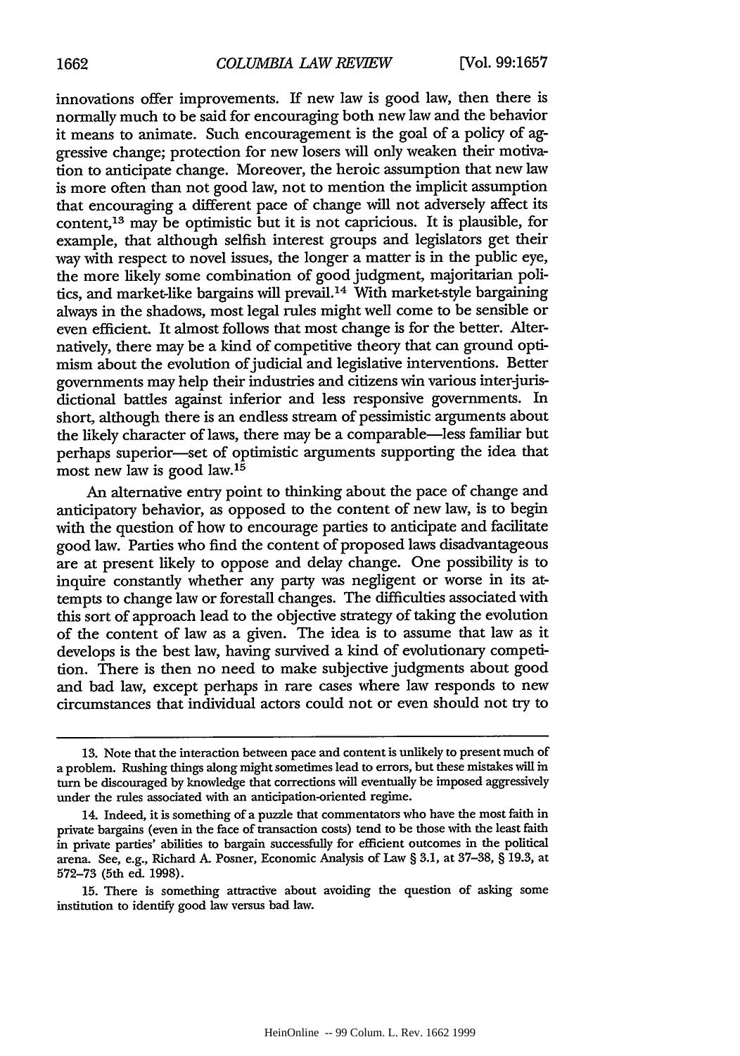innovations offer improvements. If new law is good law, then there is normally much to be said for encouraging both new law and the behavior it means to animate. Such encouragement is the goal of a policy of aggressive change; protection for new losers will only weaken their motivation to anticipate change. Moreover, the heroic assumption that new law is more often than not good law, not to mention the implicit assumption that encouraging a different pace of change will not adversely affect its content,[13] may be optimistic but it is not capricious. It is plausible, for example, that although selfish interest groups and legislators get their way with respect to novel issues, the longer a matter is in the public eye, the more likely some combination of good judgment, majoritarian politics, and market-like bargains will prevail.[14] With market-style bargaining always in the shadows, most legal rules might well come to be sensible or even efficient. It almost follows that most change is for the better. Alternatively, there may be a kind of competitive theory that can ground optimism about the evolution of judicial and legislative interventions. Better governments may help their industries and citizens win various inter-jurisdictional battles against inferior and less responsive governments. In short, although there is an endless stream of pessimistic arguments about the likely character of laws, there may be a comparable—less familiar but perhaps superior—set of optimistic arguments supporting the idea that most new law is good law.[15]

An alternative entry point to thinking about the pace of change and anticipatory behavior, as opposed to the content of new law, is to begin with the question of how to encourage parties to anticipate and facilitate good law. Parties who find the content of proposed laws disadvantageous are at present likely to oppose and delay change. One possibility is to inquire constantly whether any party was negligent or worse in its attempts to change law or forestall changes. The difficulties associated with this sort of approach lead to the objective strategy of taking the evolution of the content of law as a given. The idea is to assume that law as it develops is the best law, having survived a kind of evolutionary competition. There is then no need to make subjective judgments about good and bad law, except perhaps in rare cases where law responds to new circumstances that individual actors could not or even should not try to

---

13. Note that the interaction between pace and content is unlikely to present much of a problem. Rushing things along might sometimes lead to errors, but these mistakes will in turn be discouraged by knowledge that corrections will eventually be imposed aggressively under the rules associated with an anticipation-oriented regime.

14. Indeed, it is something of a puzzle that commentators who have the most faith in private bargains (even in the face of transaction costs) tend to be those with the least faith in private parties' abilities to bargain successfully for efficient outcomes in the political arena. See, e.g., Richard A. Posner, Economic Analysis of Law § 3.1, at 37–38, § 19.3, at 572–73 (5th ed. 1998).

15. There is something attractive about avoiding the question of asking some institution to identify good law versus bad law.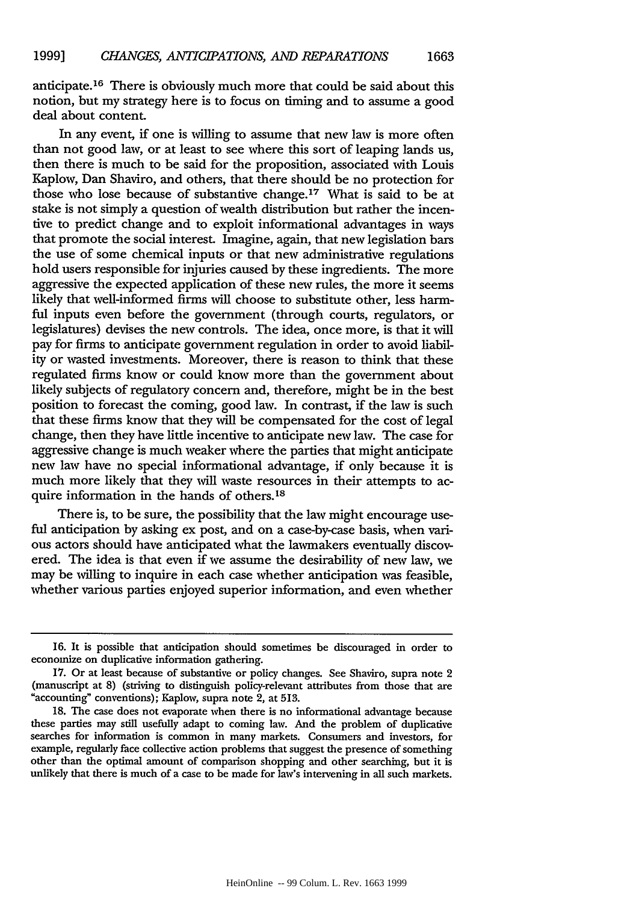anticipate.[16] There is obviously much more that could be said about this notion, but my strategy here is to focus on timing and to assume a good deal about content.

In any event, if one is willing to assume that new law is more often than not good law, or at least to see where this sort of leaping lands us, then there is much to be said for the proposition, associated with Louis Kaplow, Dan Shaviro, and others, that there should be no protection for those who lose because of substantive change.[17] What is said to be at stake is not simply a question of wealth distribution but rather the incentive to predict change and to exploit informational advantages in ways that promote the social interest. Imagine, again, that new legislation bars the use of some chemical inputs or that new administrative regulations hold users responsible for injuries caused by these ingredients. The more aggressive the expected application of these new rules, the more it seems likely that well-informed firms will choose to substitute other, less harmful inputs even before the government (through courts, regulators, or legislatures) devises the new controls. The idea, once more, is that it will pay for firms to anticipate government regulation in order to avoid liability or wasted investments. Moreover, there is reason to think that these regulated firms know or could know more than the government about likely subjects of regulatory concern and, therefore, might be in the best position to forecast the coming, good law. In contrast, if the law is such that these firms know that they will be compensated for the cost of legal change, then they have little incentive to anticipate new law. The case for aggressive change is much weaker where the parties that might anticipate new law have no special informational advantage, if only because it is much more likely that they will waste resources in their attempts to acquire information in the hands of others.[18]

There is, to be sure, the possibility that the law might encourage useful anticipation by asking ex post, and on a case-by-case basis, when various actors should have anticipated what the lawmakers eventually discovered. The idea is that even if we assume the desirability of new law, we may be willing to inquire in each case whether anticipation was feasible, whether various parties enjoyed superior information, and even whether

---

16. It is possible that anticipation should sometimes be discouraged in order to economize on duplicative information gathering.

17. Or at least because of substantive or policy changes. See Shaviro, supra note 2 (manuscript at 8) (striving to distinguish policy-relevant attributes from those that are "accounting" conventions); Kaplow, supra note 2, at 513.

18. The case does not evaporate when there is no informational advantage because these parties may still usefully adapt to coming law. And the problem of duplicative searches for information is common in many markets. Consumers and investors, for example, regularly face collective action problems that suggest the presence of something other than the optimal amount of comparison shopping and other searching, but it is unlikely that there is much of a case to be made for law's intervening in all such markets.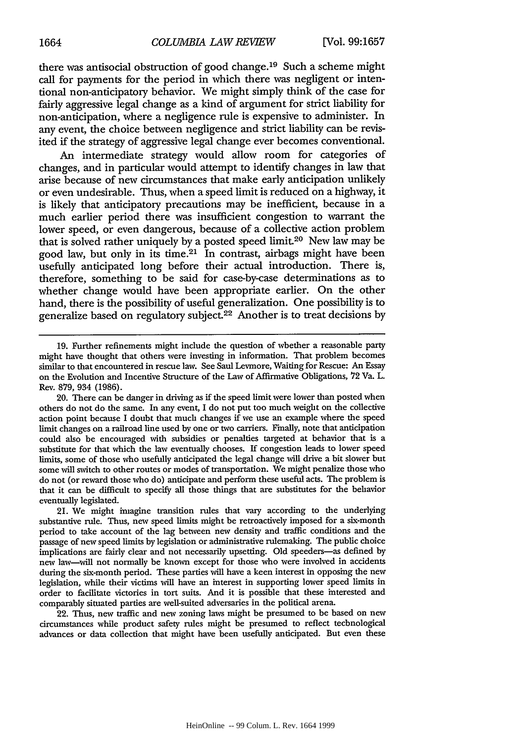there was antisocial obstruction of good change.[19] Such a scheme might call for payments for the period in which there was negligent or intentional non-anticipatory behavior. We might simply think of the case for fairly aggressive legal change as a kind of argument for strict liability for non-anticipation, where a negligence rule is expensive to administer. In any event, the choice between negligence and strict liability can be revisited if the strategy of aggressive legal change ever becomes conventional.

An intermediate strategy would allow room for categories of changes, and in particular would attempt to identify changes in law that arise because of new circumstances that make early anticipation unlikely or even undesirable. Thus, when a speed limit is reduced on a highway, it is likely that anticipatory precautions may be inefficient, because in a much earlier period there was insufficient congestion to warrant the lower speed, or even dangerous, because of a collective action problem that is solved rather uniquely by a posted speed limit.[20] New law may be good law, but only in its time.[21] In contrast, airbags might have been usefully anticipated long before their actual introduction. There is, therefore, something to be said for case-by-case determinations as to whether change would have been appropriate earlier. On the other hand, there is the possibility of useful generalization. One possibility is to generalize based on regulatory subject.[22] Another is to treat decisions by

---

19. Further refinements might include the question of whether a reasonable party might have thought that others were investing in information. That problem becomes similar to that encountered in rescue law. See Saul Levmore, Waiting for Rescue: An Essay on the Evolution and Incentive Structure of the Law of Affirmative Obligations, 72 Va. L. Rev. 879, 934 (1986).

20. There can be danger in driving as if the speed limit were lower than posted when others do not do the same. In any event, I do not put too much weight on the collective action point because I doubt that much changes if we use an example where the speed limit changes on a railroad line used by one or two carriers. Finally, note that anticipation could also be encouraged with subsidies or penalties targeted at behavior that is a substitute for that which the law eventually chooses. If congestion leads to lower speed limits, some of those who usefully anticipated the legal change will drive a bit slower but some will switch to other routes or modes of transportation. We might penalize those who do not (or reward those who do) anticipate and perform these useful acts. The problem is that it can be difficult to specify all those things that are substitutes for the behavior eventually legislated.

21. We might imagine transition rules that vary according to the underlying substantive rule. Thus, new speed limits might be retroactively imposed for a six-month period to take account of the lag between new density and traffic conditions and the passage of new speed limits by legislation or administrative rulemaking. The public choice implications are fairly clear and not necessarily upsetting. Old speeders—as defined by new law—will not normally be known except for those who were involved in accidents during the six-month period. These parties will have a keen interest in opposing the new legislation, while their victims will have an interest in supporting lower speed limits in order to facilitate victories in tort suits. And it is possible that these interested and comparably situated parties are well-suited adversaries in the political arena.

22. Thus, new traffic and new zoning laws might be presumed to be based on new circumstances while product safety rules might be presumed to reflect technological advances or data collection that might have been usefully anticipated. But even these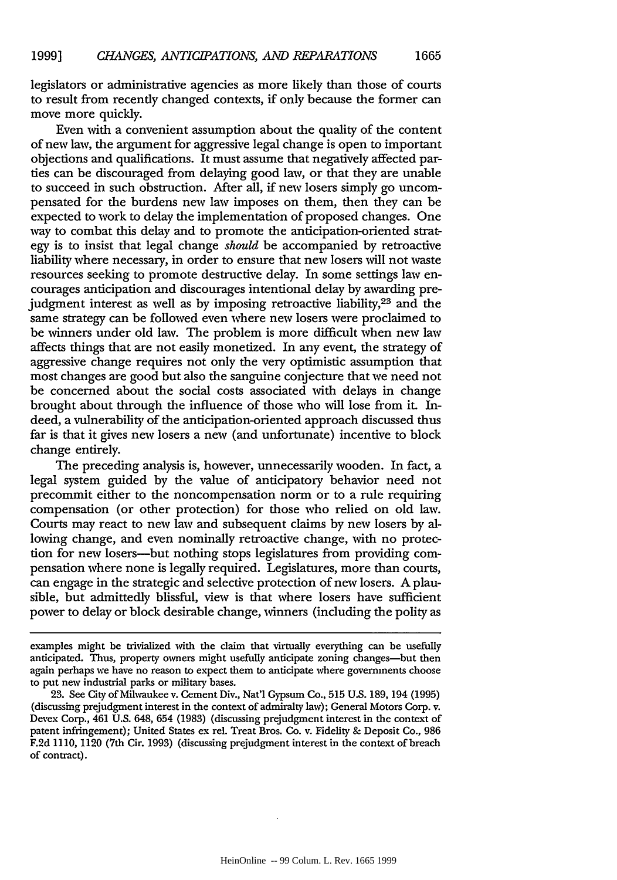legislators or administrative agencies as more likely than those of courts to result from recently changed contexts, if only because the former can move more quickly.

Even with a convenient assumption about the quality of the content of new law, the argument for aggressive legal change is open to important objections and qualifications. It must assume that negatively affected parties can be discouraged from delaying good law, or that they are unable to succeed in such obstruction. After all, if new losers simply go uncompensated for the burdens new law imposes on them, then they can be expected to work to delay the implementation of proposed changes. One way to combat this delay and to promote the anticipation-oriented strategy is to insist that legal change *should* be accompanied by retroactive liability where necessary, in order to ensure that new losers will not waste resources seeking to promote destructive delay. In some settings law encourages anticipation and discourages intentional delay by awarding prejudgment interest as well as by imposing retroactive liability,[23] and the same strategy can be followed even where new losers were proclaimed to be winners under old law. The problem is more difficult when new law affects things that are not easily monetized. In any event, the strategy of aggressive change requires not only the very optimistic assumption that most changes are good but also the sanguine conjecture that we need not be concerned about the social costs associated with delays in change brought about through the influence of those who will lose from it. Indeed, a vulnerability of the anticipation-oriented approach discussed thus far is that it gives new losers a new (and unfortunate) incentive to block change entirely.

The preceding analysis is, however, unnecessarily wooden. In fact, a legal system guided by the value of anticipatory behavior need not precommit either to the noncompensation norm or to a rule requiring compensation (or other protection) for those who relied on old law. Courts may react to new law and subsequent claims by new losers by allowing change, and even nominally retroactive change, with no protection for new losers—but nothing stops legislatures from providing compensation where none is legally required. Legislatures, more than courts, can engage in the strategic and selective protection of new losers. A plausible, but admittedly blissful, view is that where losers have sufficient power to delay or block desirable change, winners (including the polity as

---

examples might be trivialized with the claim that virtually everything can be usefully anticipated. Thus, property owners might usefully anticipate zoning changes—but then again perhaps we have no reason to expect them to anticipate where governments choose to put new industrial parks or military bases.

23. See City of Milwaukee v. Cement Div., Nat'l Gypsum Co., 515 U.S. 189, 194 (1995) (discussing prejudgment interest in the context of admiralty law); General Motors Corp. v. Devex Corp., 461 U.S. 648, 654 (1983) (discussing prejudgment interest in the context of patent infringement); United States ex rel. Treat Bros. Co. v. Fidelity & Deposit Co., 986 F.2d 1110, 1120 (7th Cir. 1993) (discussing prejudgment interest in the context of breach of contract).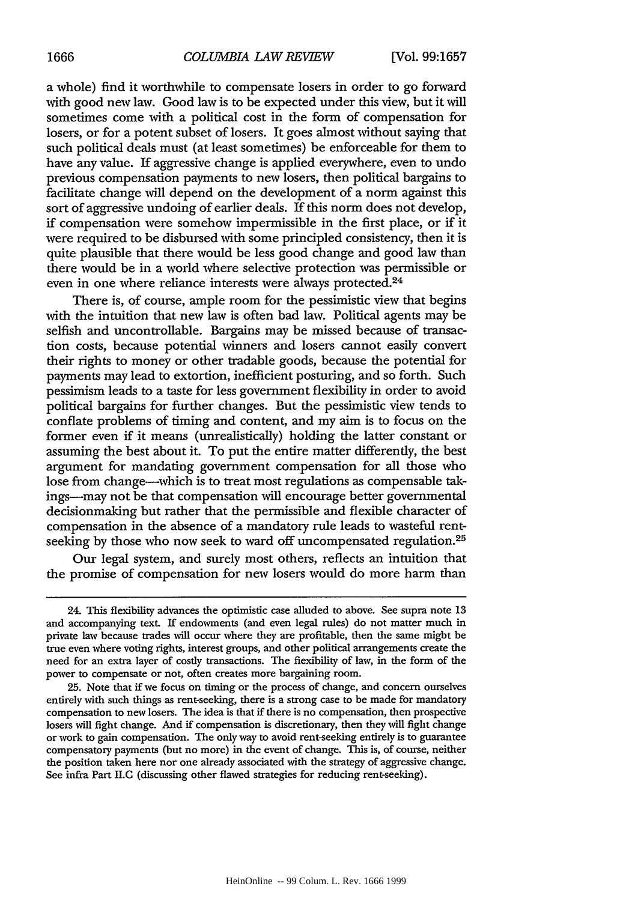a whole) find it worthwhile to compensate losers in order to go forward with good new law. Good law is to be expected under this view, but it will sometimes come with a political cost in the form of compensation for losers, or for a potent subset of losers. It goes almost without saying that such political deals must (at least sometimes) be enforceable for them to have any value. If aggressive change is applied everywhere, even to undo previous compensation payments to new losers, then political bargains to facilitate change will depend on the development of a norm against this sort of aggressive undoing of earlier deals. If this norm does not develop, if compensation were somehow impermissible in the first place, or if it were required to be disbursed with some principled consistency, then it is quite plausible that there would be less good change and good law than there would be in a world where selective protection was permissible or even in one where reliance interests were always protected.[24]

There is, of course, ample room for the pessimistic view that begins with the intuition that new law is often bad law. Political agents may be selfish and uncontrollable. Bargains may be missed because of transaction costs, because potential winners and losers cannot easily convert their rights to money or other tradable goods, because the potential for payments may lead to extortion, inefficient posturing, and so forth. Such pessimism leads to a taste for less government flexibility in order to avoid political bargains for further changes. But the pessimistic view tends to conflate problems of timing and content, and my aim is to focus on the former even if it means (unrealistically) holding the latter constant or assuming the best about it. To put the entire matter differently, the best argument for mandating government compensation for all those who lose from change—which is to treat most regulations as compensable takings—may not be that compensation will encourage better governmental decisionmaking but rather that the permissible and flexible character of compensation in the absence of a mandatory rule leads to wasteful rent-seeking by those who now seek to ward off uncompensated regulation.[25]

Our legal system, and surely most others, reflects an intuition that the promise of compensation for new losers would do more harm than

---

24. This flexibility advances the optimistic case alluded to above. See supra note 13 and accompanying text. If endowments (and even legal rules) do not matter much in private law because trades will occur where they are profitable, then the same might be true even where voting rights, interest groups, and other political arrangements create the need for an extra layer of costly transactions. The flexibility of law, in the form of the power to compensate or not, often creates more bargaining room.

25. Note that if we focus on timing or the process of change, and concern ourselves entirely with such things as rent-seeking, there is a strong case to be made for mandatory compensation to new losers. The idea is that if there is no compensation, then prospective losers will fight change. And if compensation is discretionary, then they will fight change or work to gain compensation. The only way to avoid rent-seeking entirely is to guarantee compensatory payments (but no more) in the event of change. This is, of course, neither the position taken here nor one already associated with the strategy of aggressive change. See infra Part II.C (discussing other flawed strategies for reducing rent-seeking).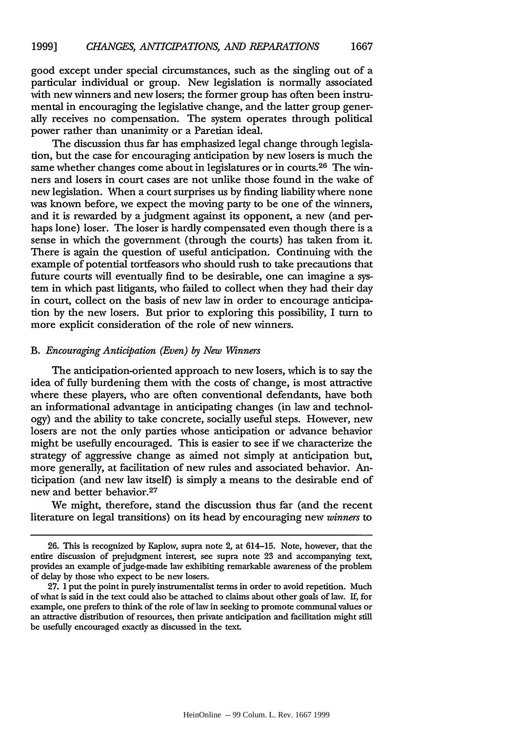good except under special circumstances, such as the singling out of a particular individual or group. New legislation is normally associated with new winners and new losers; the former group has often been instrumental in encouraging the legislative change, and the latter group generally receives no compensation. The system operates through political power rather than unanimity or a Paretian ideal.

The discussion thus far has emphasized legal change through legislation, but the case for encouraging anticipation by new losers is much the same whether changes come about in legislatures or in courts.[26] The winners and losers in court cases are not unlike those found in the wake of new legislation. When a court surprises us by finding liability where none was known before, we expect the moving party to be one of the winners, and it is rewarded by a judgment against its opponent, a new (and perhaps lone) loser. The loser is hardly compensated even though there is a sense in which the government (through the courts) has taken from it. There is again the question of useful anticipation. Continuing with the example of potential tortfeasors who should rush to take precautions that future courts will eventually find to be desirable, one can imagine a system in which past litigants, who failed to collect when they had their day in court, collect on the basis of new law in order to encourage anticipation by the new losers. But prior to exploring this possibility, I turn to more explicit consideration of the role of new winners.

### B. *Encouraging Anticipation (Even) by New Winners*

The anticipation-oriented approach to new losers, which is to say the idea of fully burdening them with the costs of change, is most attractive where these players, who are often conventional defendants, have both an informational advantage in anticipating changes (in law and technology) and the ability to take concrete, socially useful steps. However, new losers are not the only parties whose anticipation or advance behavior might be usefully encouraged. This is easier to see if we characterize the strategy of aggressive change as aimed not simply at anticipation but, more generally, at facilitation of new rules and associated behavior. Anticipation (and new law itself) is simply a means to the desirable end of new and better behavior.[27]

We might, therefore, stand the discussion thus far (and the recent literature on legal transitions) on its head by encouraging new *winners* to

---

26. This is recognized by Kaplow, supra note 2, at 614–15. Note, however, that the entire discussion of prejudgment interest, see supra note 23 and accompanying text, provides an example of judge-made law exhibiting remarkable awareness of the problem of delay by those who expect to be new losers.

27. I put the point in purely instrumentalist terms in order to avoid repetition. Much of what is said in the text could also be attached to claims about other goals of law. If, for example, one prefers to think of the role of law in seeking to promote communal values or an attractive distribution of resources, then private anticipation and facilitation might still be usefully encouraged exactly as discussed in the text.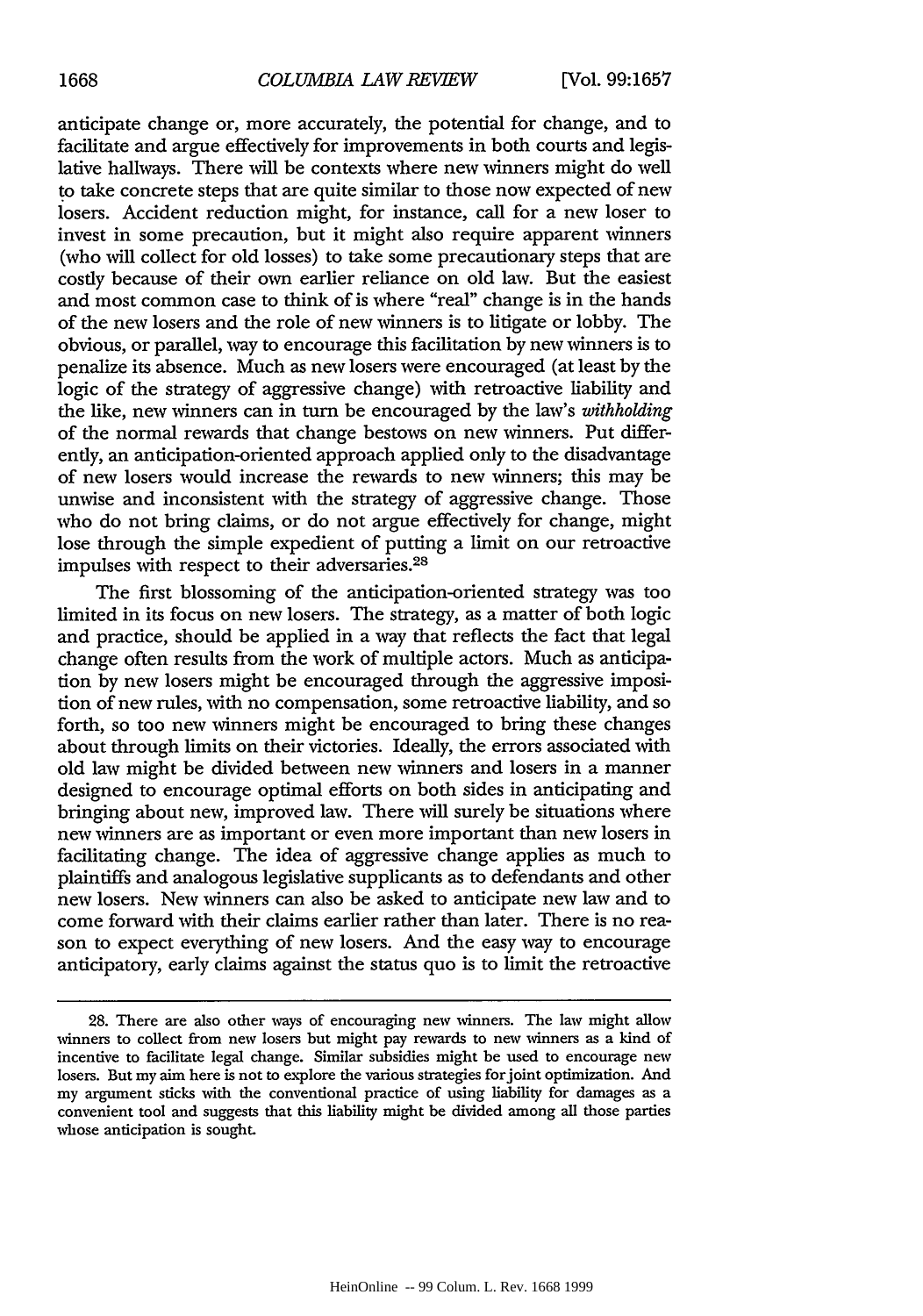anticipate change or, more accurately, the potential for change, and to facilitate and argue effectively for improvements in both courts and legislative hallways. There will be contexts where new winners might do well to take concrete steps that are quite similar to those now expected of new losers. Accident reduction might, for instance, call for a new loser to invest in some precaution, but it might also require apparent winners (who will collect for old losses) to take some precautionary steps that are costly because of their own earlier reliance on old law. But the easiest and most common case to think of is where "real" change is in the hands of the new losers and the role of new winners is to litigate or lobby. The obvious, or parallel, way to encourage this facilitation by new winners is to penalize its absence. Much as new losers were encouraged (at least by the logic of the strategy of aggressive change) with retroactive liability and the like, new winners can in turn be encouraged by the law's *withholding* of the normal rewards that change bestows on new winners. Put differently, an anticipation-oriented approach applied only to the disadvantage of new losers would increase the rewards to new winners; this may be unwise and inconsistent with the strategy of aggressive change. Those who do not bring claims, or do not argue effectively for change, might lose through the simple expedient of putting a limit on our retroactive impulses with respect to their adversaries.[28]

The first blossoming of the anticipation-oriented strategy was too limited in its focus on new losers. The strategy, as a matter of both logic and practice, should be applied in a way that reflects the fact that legal change often results from the work of multiple actors. Much as anticipation by new losers might be encouraged through the aggressive imposition of new rules, with no compensation, some retroactive liability, and so forth, so too new winners might be encouraged to bring these changes about through limits on their victories. Ideally, the errors associated with old law might be divided between new winners and losers in a manner designed to encourage optimal efforts on both sides in anticipating and bringing about new, improved law. There will surely be situations where new winners are as important or even more important than new losers in facilitating change. The idea of aggressive change applies as much to plaintiffs and analogous legislative supplicants as to defendants and other new losers. New winners can also be asked to anticipate new law and to come forward with their claims earlier rather than later. There is no reason to expect everything of new losers. And the easy way to encourage anticipatory, early claims against the status quo is to limit the retroactive

---

28. There are also other ways of encouraging new winners. The law might allow winners to collect from new losers but might pay rewards to new winners as a kind of incentive to facilitate legal change. Similar subsidies might be used to encourage new losers. But my aim here is not to explore the various strategies for joint optimization. And my argument sticks with the conventional practice of using liability for damages as a convenient tool and suggests that this liability might be divided among all those parties whose anticipation is sought.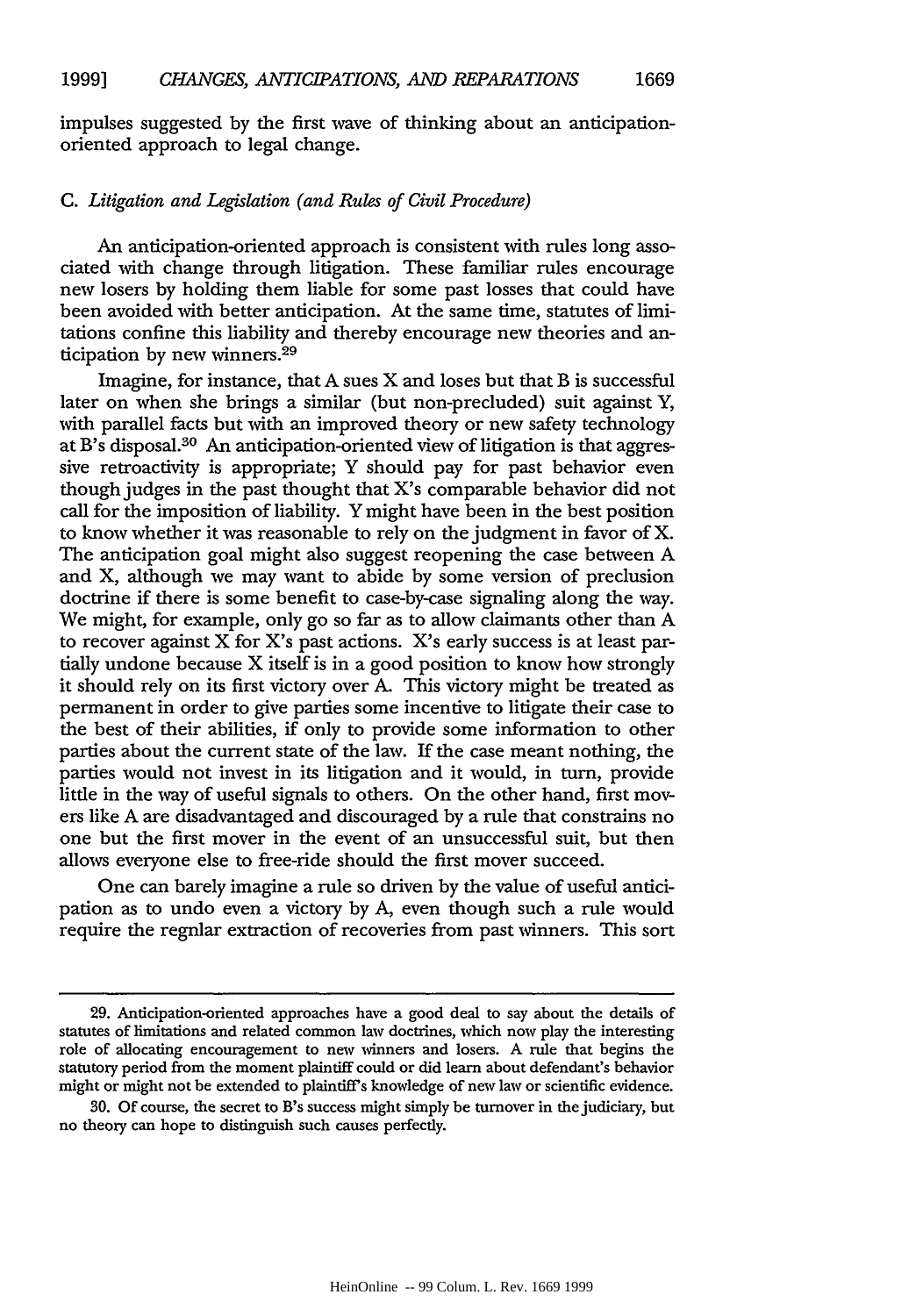impulses suggested by the first wave of thinking about an anticipation-oriented approach to legal change.

### C. *Litigation and Legislation (and Rules of Civil Procedure)*

An anticipation-oriented approach is consistent with rules long associated with change through litigation. These familiar rules encourage new losers by holding them liable for some past losses that could have been avoided with better anticipation. At the same time, statutes of limitations confine this liability and thereby encourage new theories and anticipation by new winners.[29]

Imagine, for instance, that A sues X and loses but that B is successful later on when she brings a similar (but non-precluded) suit against Y, with parallel facts but with an improved theory or new safety technology at B's disposal.[30] An anticipation-oriented view of litigation is that aggressive retroactivity is appropriate; Y should pay for past behavior even though judges in the past thought that X's comparable behavior did not call for the imposition of liability. Y might have been in the best position to know whether it was reasonable to rely on the judgment in favor of X. The anticipation goal might also suggest reopening the case between A and X, although we may want to abide by some version of preclusion doctrine if there is some benefit to case-by-case signaling along the way. We might, for example, only go so far as to allow claimants other than A to recover against X for X's past actions. X's early success is at least partially undone because X itself is in a good position to know how strongly it should rely on its first victory over A. This victory might be treated as permanent in order to give parties some incentive to litigate their case to the best of their abilities, if only to provide some information to other parties about the current state of the law. If the case meant nothing, the parties would not invest in its litigation and it would, in turn, provide little in the way of useful signals to others. On the other hand, first movers like A are disadvantaged and discouraged by a rule that constrains no one but the first mover in the event of an unsuccessful suit, but then allows everyone else to free-ride should the first mover succeed.

One can barely imagine a rule so driven by the value of useful anticipation as to undo even a victory by A, even though such a rule would require the regnlar extraction of recoveries from past winners. This sort

---

29. Anticipation-oriented approaches have a good deal to say about the details of statutes of limitations and related common law doctrines, which now play the interesting role of allocating encouragement to new winners and losers. A rule that begins the statutory period from the moment plaintiff could or did learn about defendant's behavior might or might not be extended to plaintiff's knowledge of new law or scientific evidence.

30. Of course, the secret to B's success might simply be turnover in the judiciary, but no theory can hope to distinguish such causes perfectly.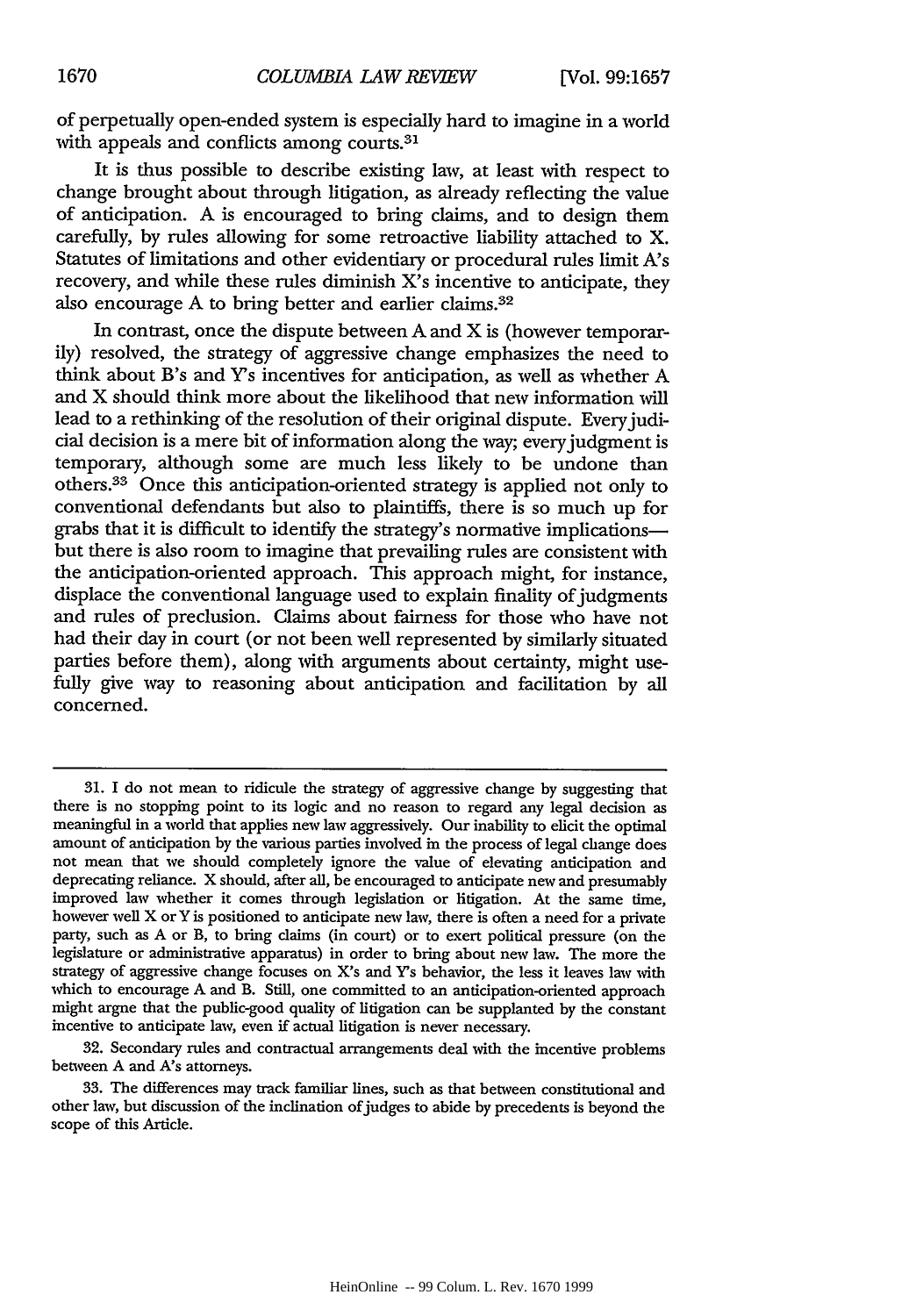of perpetually open-ended system is especially hard to imagine in a world with appeals and conflicts among courts.[31]

It is thus possible to describe existing law, at least with respect to change brought about through litigation, as already reflecting the value of anticipation. A is encouraged to bring claims, and to design them carefully, by rules allowing for some retroactive liability attached to X. Statutes of limitations and other evidentiary or procedural rules limit A's recovery, and while these rules diminish X's incentive to anticipate, they also encourage A to bring better and earlier claims.[32]

In contrast, once the dispute between A and X is (however temporarily) resolved, the strategy of aggressive change emphasizes the need to think about B's and Y's incentives for anticipation, as well as whether A and X should think more about the likelihood that new information will lead to a rethinking of the resolution of their original dispute. Every judicial decision is a mere bit of information along the way; every judgment is temporary, although some are much less likely to be undone than others.[33] Once this anticipation-oriented strategy is applied not only to conventional defendants but also to plaintiffs, there is so much up for grabs that it is difficult to identify the strategy's normative implications—but there is also room to imagine that prevailing rules are consistent with the anticipation-oriented approach. This approach might, for instance, displace the conventional language used to explain finality of judgments and rules of preclusion. Claims about fairness for those who have not had their day in court (or not been well represented by similarly situated parties before them), along with arguments about certainty, might usefully give way to reasoning about anticipation and facilitation by all concerned.

---

31. I do not mean to ridicule the strategy of aggressive change by suggesting that there is no stopping point to its logic and no reason to regard any legal decision as meaningful in a world that applies new law aggressively. Our inability to elicit the optimal amount of anticipation by the various parties involved in the process of legal change does not mean that we should completely ignore the value of elevating anticipation and deprecating reliance. X should, after all, be encouraged to anticipate new and presumably improved law whether it comes through legislation or litigation. At the same time, however well X or Y is positioned to anticipate new law, there is often a need for a private party, such as A or B, to bring claims (in court) or to exert political pressure (on the legislature or administrative apparatus) in order to bring about new law. The more the strategy of aggressive change focuses on X's and Y's behavior, the less it leaves law with which to encourage A and B. Still, one committed to an anticipation-oriented approach might argue that the public-good quality of litigation can be supplanted by the constant incentive to anticipate law, even if actual litigation is never necessary.

32. Secondary rules and contractual arrangements deal with the incentive problems between A and A's attorneys.

33. The differences may track familiar lines, such as that between constitutional and other law, but discussion of the inclination of judges to abide by precedents is beyond the scope of this Article.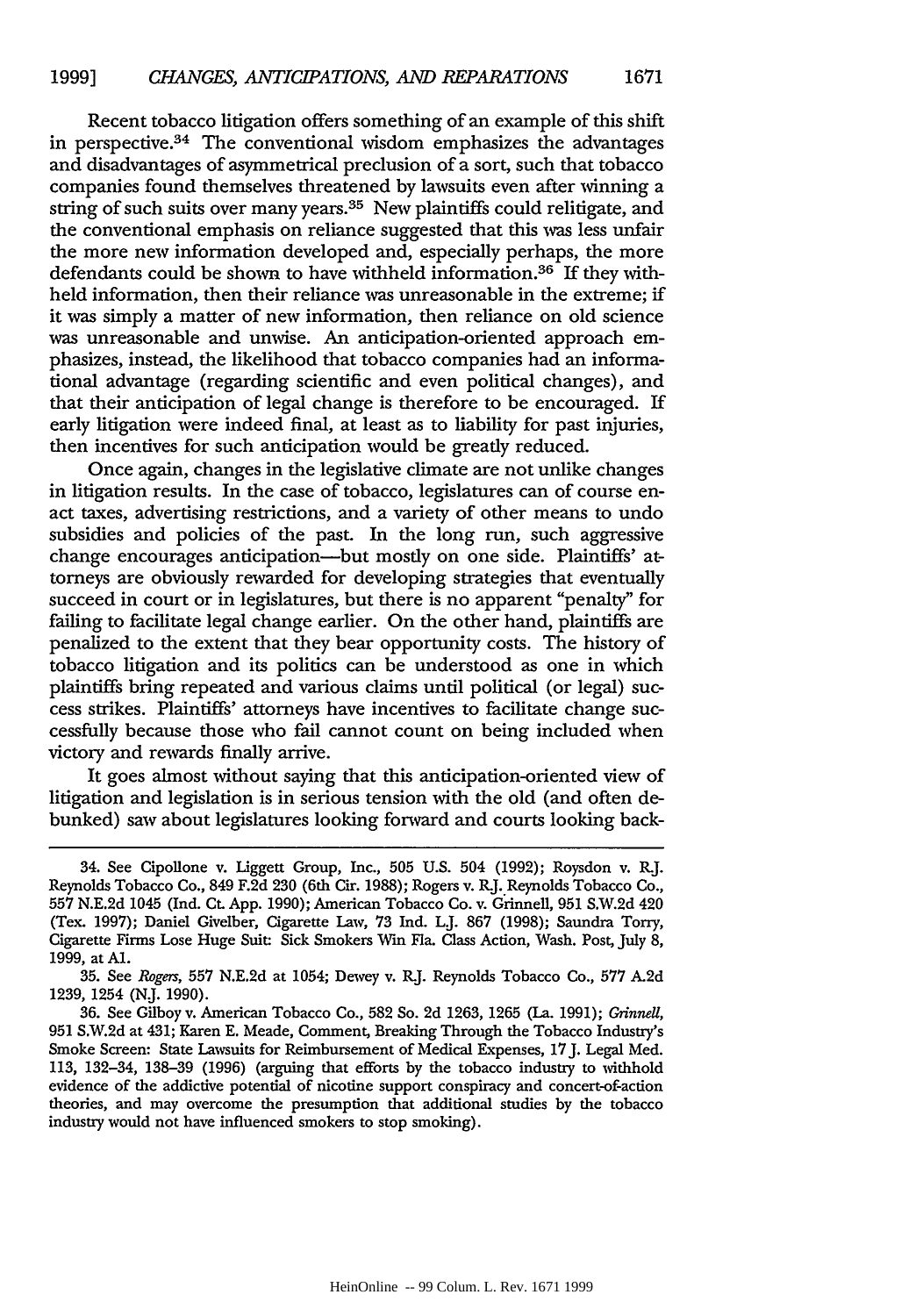Recent tobacco litigation offers something of an example of this shift in perspective.[34] The conventional wisdom emphasizes the advantages and disadvantages of asymmetrical preclusion of a sort, such that tobacco companies found themselves threatened by lawsuits even after winning a string of such suits over many years.[35] New plaintiffs could relitigate, and the conventional emphasis on reliance suggested that this was less unfair the more new information developed and, especially perhaps, the more defendants could be shown to have withheld information.[36] If they withheld information, then their reliance was unreasonable in the extreme; if it was simply a matter of new information, then reliance on old science was unreasonable and unwise. An anticipation-oriented approach emphasizes, instead, the likelihood that tobacco companies had an informational advantage (regarding scientific and even political changes), and that their anticipation of legal change is therefore to be encouraged. If early litigation were indeed final, at least as to liability for past injuries, then incentives for such anticipation would be greatly reduced.

Once again, changes in the legislative climate are not unlike changes in litigation results. In the case of tobacco, legislatures can of course enact taxes, advertising restrictions, and a variety of other means to undo subsidies and policies of the past. In the long run, such aggressive change encourages anticipation—but mostly on one side. Plaintiffs' attorneys are obviously rewarded for developing strategies that eventually succeed in court or in legislatures, but there is no apparent "penalty" for failing to facilitate legal change earlier. On the other hand, plaintiffs are penalized to the extent that they bear opportunity costs. The history of tobacco litigation and its politics can be understood as one in which plaintiffs bring repeated and various claims until political (or legal) success strikes. Plaintiffs' attorneys have incentives to facilitate change successfully because those who fail cannot count on being included when victory and rewards finally arrive.

It goes almost without saying that this anticipation-oriented view of litigation and legislation is in serious tension with the old (and often debunked) saw about legislatures looking forward and courts looking back-

---

34. See Cipollone v. Liggett Group, Inc., 505 U.S. 504 (1992); Roysdon v. R.J. Reynolds Tobacco Co., 849 F.2d 230 (6th Cir. 1988); Rogers v. R.J. Reynolds Tobacco Co., 557 N.E.2d 1045 (Ind. Ct. App. 1990); American Tobacco Co. v. Grinnell, 951 S.W.2d 420 (Tex. 1997); Daniel Givelber, Cigarette Law, 73 Ind. L.J. 867 (1998); Saundra Torry, Cigarette Firms Lose Huge Suit: Sick Smokers Win Fla. Class Action, Wash. Post, July 8, 1999, at A1.

35. See *Rogers*, 557 N.E.2d at 1054; Dewey v. R.J. Reynolds Tobacco Co., 577 A.2d 1239, 1254 (N.J. 1990).

36. See Gilboy v. American Tobacco Co., 582 So. 2d 1263, 1265 (La. 1991); *Grinnell*, 951 S.W.2d at 431; Karen E. Meade, Comment, Breaking Through the Tobacco Industry's Smoke Screen: State Lawsuits for Reimbursement of Medical Expenses, 17 J. Legal Med. 113, 132–34, 138–39 (1996) (arguing that efforts by the tobacco industry to withhold evidence of the addictive potential of nicotine support conspiracy and concert-of-action theories, and may overcome the presumption that additional studies by the tobacco industry would not have influenced smokers to stop smoking).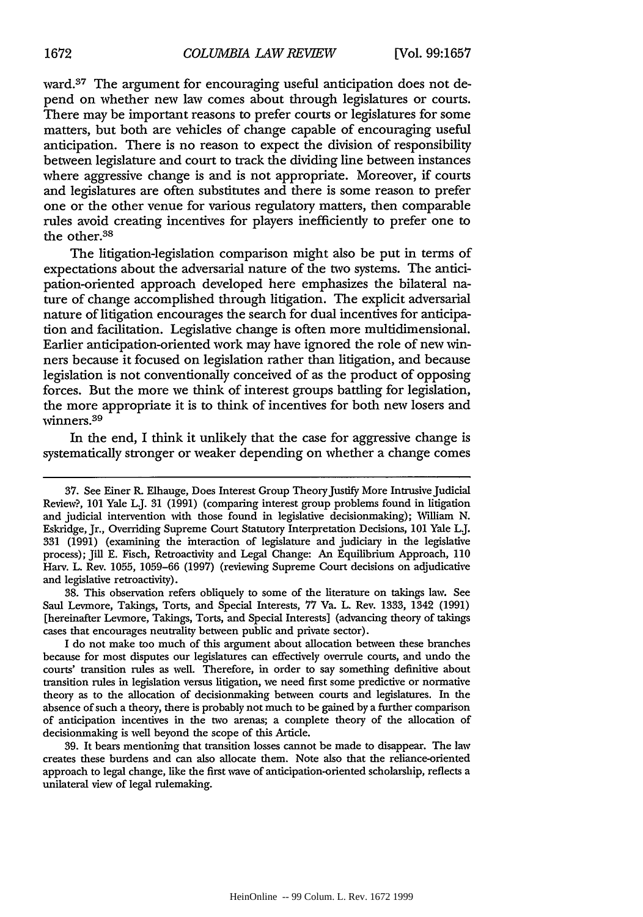ward.[37] The argument for encouraging useful anticipation does not depend on whether new law comes about through legislatures or courts. There may be important reasons to prefer courts or legislatures for some matters, but both are vehicles of change capable of encouraging useful anticipation. There is no reason to expect the division of responsibility between legislature and court to track the dividing line between instances where aggressive change is and is not appropriate. Moreover, if courts and legislatures are often substitutes and there is some reason to prefer one or the other venue for various regulatory matters, then comparable rules avoid creating incentives for players inefficiently to prefer one to the other.[38]

The litigation-legislation comparison might also be put in terms of expectations about the adversarial nature of the two systems. The anticipation-oriented approach developed here emphasizes the bilateral nature of change accomplished through litigation. The explicit adversarial nature of litigation encourages the search for dual incentives for anticipation and facilitation. Legislative change is often more multidimensional. Earlier anticipation-oriented work may have ignored the role of new winners because it focused on legislation rather than litigation, and because legislation is not conventionally conceived of as the product of opposing forces. But the more we think of interest groups battling for legislation, the more appropriate it is to think of incentives for both new losers and winners.[39]

In the end, I think it unlikely that the case for aggressive change is systematically stronger or weaker depending on whether a change comes

---

37. See Einer R. Elhauge, Does Interest Group Theory Justify More Intrusive Judicial Review?, 101 Yale L.J. 31 (1991) (comparing interest group problems found in litigation and judicial intervention with those found in legislative decisionmaking); William N. Eskridge, Jr., Overriding Supreme Court Statutory Interpretation Decisions, 101 Yale L.J. 331 (1991) (examining the interaction of legislature and judiciary in the legislative process); Jill E. Fisch, Retroactivity and Legal Change: An Equilibrium Approach, 110 Harv. L. Rev. 1055, 1059–66 (1997) (reviewing Supreme Court decisions on adjudicative and legislative retroactivity).

38. This observation refers obliquely to some of the literature on takings law. See Saul Levmore, Takings, Torts, and Special Interests, 77 Va. L. Rev. 1333, 1342 (1991) [hereinafter Levmore, Takings, Torts, and Special Interests] (advancing theory of takings cases that encourages neutrality between public and private sector).

I do not make too much of this argument about allocation between these branches because for most disputes our legislatures can effectively overrule courts, and undo the courts' transition rules as well. Therefore, in order to say something definitive about transition rules in legislation versus litigation, we need first some predictive or normative theory as to the allocation of decisionmaking between courts and legislatures. In the absence of such a theory, there is probably not much to be gained by a further comparison of anticipation incentives in the two arenas; a complete theory of the allocation of decisionmaking is well beyond the scope of this Article.

39. It bears mentioning that transition losses cannot be made to disappear. The law creates these burdens and can also allocate them. Note also that the reliance-oriented approach to legal change, like the first wave of anticipation-oriented scholarship, reflects a unilateral view of legal rulemaking.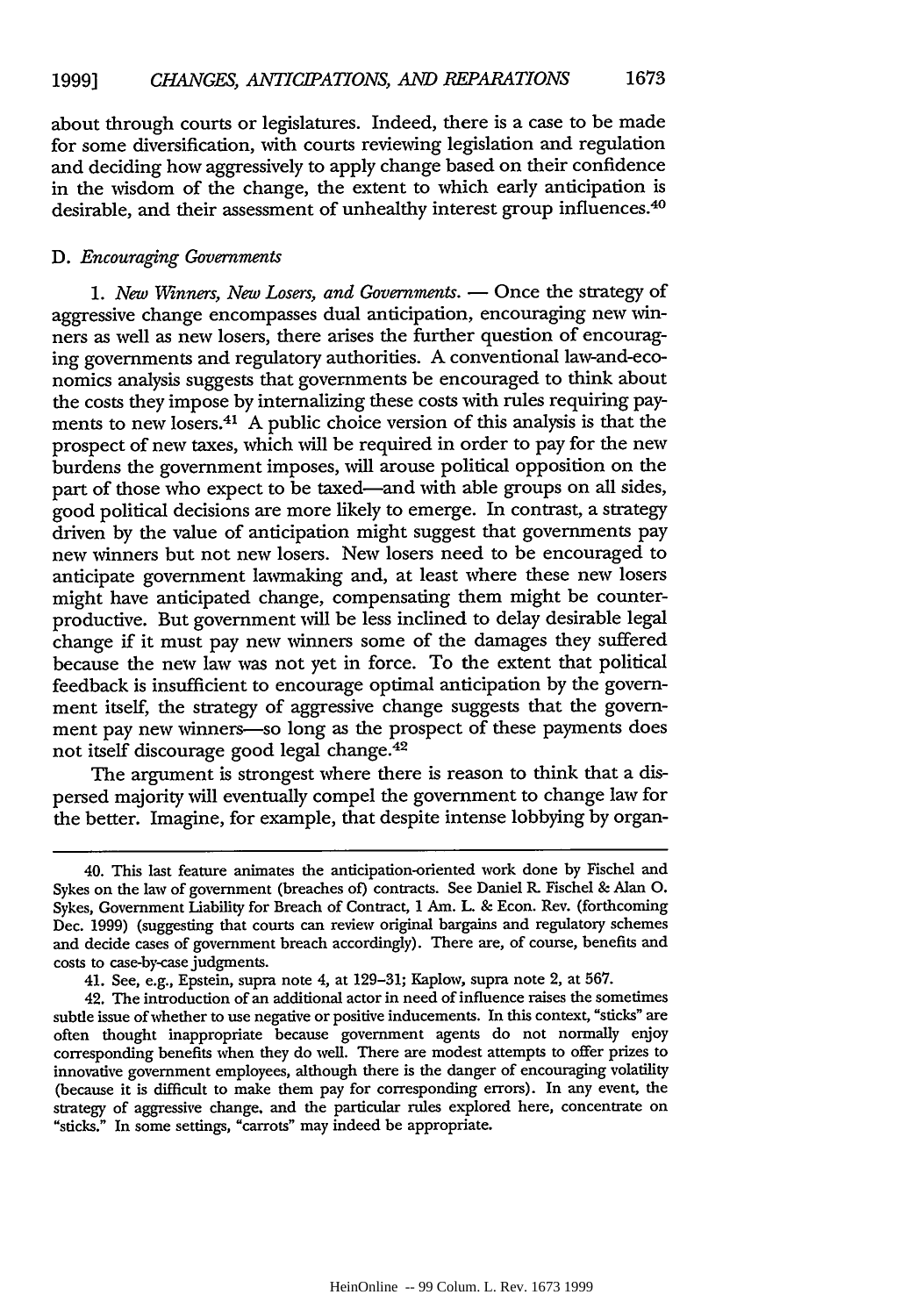about through courts or legislatures. Indeed, there is a case to be made for some diversification, with courts reviewing legislation and regulation and deciding how aggressively to apply change based on their confidence in the wisdom of the change, the extent to which early anticipation is desirable, and their assessment of unhealthy interest group influences.[40]

### D. *Encouraging Governments*

1. *New Winners, New Losers, and Governments.* — Once the strategy of aggressive change encompasses dual anticipation, encouraging new winners as well as new losers, there arises the further question of encouraging governments and regulatory authorities. A conventional law-and-economics analysis suggests that governments be encouraged to think about the costs they impose by internalizing these costs with rules requiring payments to new losers.[41] A public choice version of this analysis is that the prospect of new taxes, which will be required in order to pay for the new burdens the government imposes, will arouse political opposition on the part of those who expect to be taxed—and with able groups on all sides, good political decisions are more likely to emerge. In contrast, a strategy driven by the value of anticipation might suggest that governments pay new winners but not new losers. New losers need to be encouraged to anticipate government lawmaking and, at least where these new losers might have anticipated change, compensating them might be counterproductive. But government will be less inclined to delay desirable legal change if it must pay new winners some of the damages they suffered because the new law was not yet in force. To the extent that political feedback is insufficient to encourage optimal anticipation by the government itself, the strategy of aggressive change suggests that the government pay new winners—so long as the prospect of these payments does not itself discourage good legal change.[42]

The argument is strongest where there is reason to think that a dispersed majority will eventually compel the government to change law for the better. Imagine, for example, that despite intense lobbying by organ-

---

40. This last feature animates the anticipation-oriented work done by Fischel and Sykes on the law of government (breaches of) contracts. See Daniel R. Fischel & Alan O. Sykes, Government Liability for Breach of Contract, 1 Am. L. & Econ. Rev. (forthcoming Dec. 1999) (suggesting that courts can review original bargains and regulatory schemes and decide cases of government breach accordingly). There are, of course, benefits and costs to case-by-case judgments.

41. See, e.g., Epstein, supra note 4, at 129–31; Kaplow, supra note 2, at 567.

42. The introduction of an additional actor in need of influence raises the sometimes subtle issue of whether to use negative or positive inducements. In this context, "sticks" are often thought inappropriate because government agents do not normally enjoy corresponding benefits when they do well. There are modest attempts to offer prizes to innovative government employees, although there is the danger of encouraging volatility (because it is difficult to make them pay for corresponding errors). In any event, the strategy of aggressive change, and the particular rules explored here, concentrate on "sticks." In some settings, "carrots" may indeed be appropriate.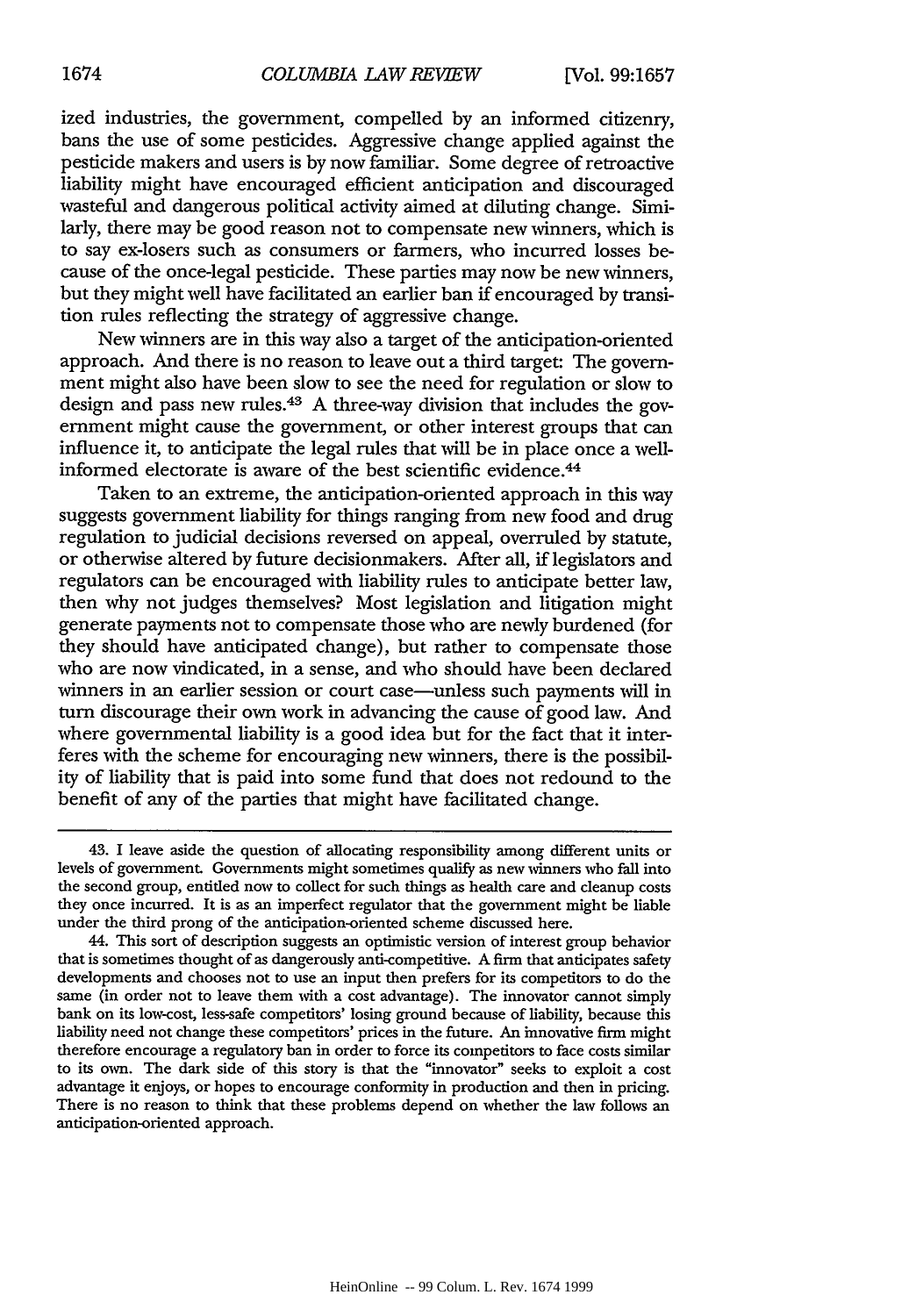ized industries, the government, compelled by an informed citizenry, bans the use of some pesticides. Aggressive change applied against the pesticide makers and users is by now familiar. Some degree of retroactive liability might have encouraged efficient anticipation and discouraged wasteful and dangerous political activity aimed at diluting change. Similarly, there may be good reason not to compensate new winners, which is to say ex-losers such as consumers or farmers, who incurred losses because of the once-legal pesticide. These parties may now be new winners, but they might well have facilitated an earlier ban if encouraged by transition rules reflecting the strategy of aggressive change.

New winners are in this way also a target of the anticipation-oriented approach. And there is no reason to leave out a third target: The government might also have been slow to see the need for regulation or slow to design and pass new rules.[43] A three-way division that includes the government might cause the government, or other interest groups that can influence it, to anticipate the legal rules that will be in place once a well-informed electorate is aware of the best scientific evidence.[44]

Taken to an extreme, the anticipation-oriented approach in this way suggests government liability for things ranging from new food and drug regulation to judicial decisions reversed on appeal, overruled by statute, or otherwise altered by future decisionmakers. After all, if legislators and regulators can be encouraged with liability rules to anticipate better law, then why not judges themselves? Most legislation and litigation might generate payments not to compensate those who are newly burdened (for they should have anticipated change), but rather to compensate those who are now vindicated, in a sense, and who should have been declared winners in an earlier session or court case—unless such payments will in turn discourage their own work in advancing the cause of good law. And where governmental liability is a good idea but for the fact that it interferes with the scheme for encouraging new winners, there is the possibility of liability that is paid into some fund that does not redound to the benefit of any of the parties that might have facilitated change.

---

43. I leave aside the question of allocating responsibility among different units or levels of government. Governments might sometimes qualify as new winners who fall into the second group, entitled now to collect for such things as health care and cleanup costs they once incurred. It is as an imperfect regulator that the government might be liable under the third prong of the anticipation-oriented scheme discussed here.

44. This sort of description suggests an optimistic version of interest group behavior that is sometimes thought of as dangerously anti-competitive. A firm that anticipates safety developments and chooses not to use an input then prefers for its competitors to do the same (in order not to leave them with a cost advantage). The innovator cannot simply bank on its low-cost, less-safe competitors' losing ground because of liability, because this liability need not change these competitors' prices in the future. An innovative firm might therefore encourage a regulatory ban in order to force its competitors to face costs similar to its own. The dark side of this story is that the "innovator" seeks to exploit a cost advantage it enjoys, or hopes to encourage conformity in production and then in pricing. There is no reason to think that these problems depend on whether the law follows an anticipation-oriented approach.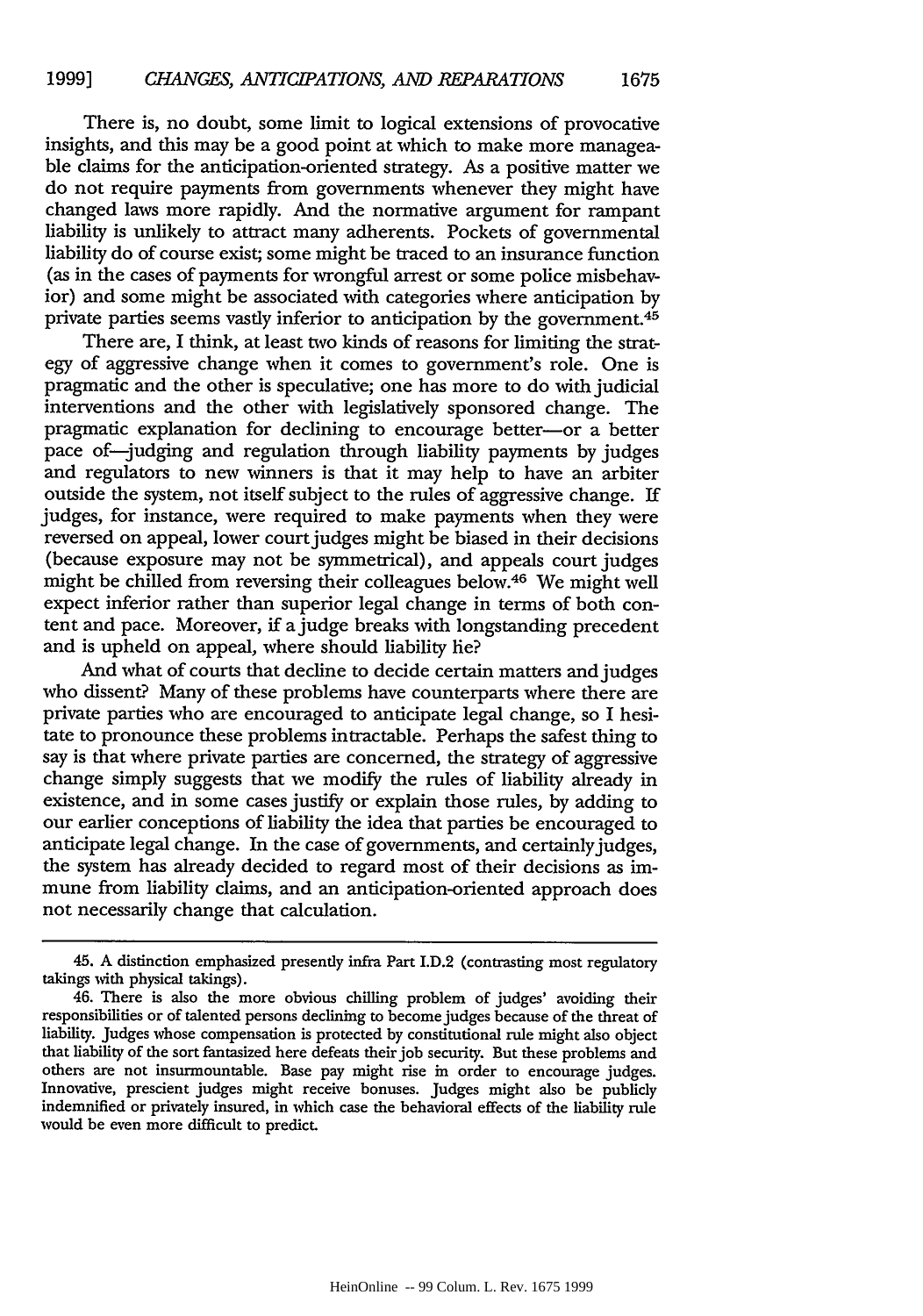There is, no doubt, some limit to logical extensions of provocative insights, and this may be a good point at which to make more manageable claims for the anticipation-oriented strategy. As a positive matter we do not require payments from governments whenever they might have changed laws more rapidly. And the normative argument for rampant liability is unlikely to attract many adherents. Pockets of governmental liability do of course exist; some might be traced to an insurance function (as in the cases of payments for wrongful arrest or some police misbehavior) and some might be associated with categories where anticipation by private parties seems vastly inferior to anticipation by the government.[45]

There are, I think, at least two kinds of reasons for limiting the strategy of aggressive change when it comes to government's role. One is pragmatic and the other is speculative; one has more to do with judicial interventions and the other with legislatively sponsored change. The pragmatic explanation for declining to encourage better—or a better pace of—judging and regulation through liability payments by judges and regulators to new winners is that it may help to have an arbiter outside the system, not itself subject to the rules of aggressive change. If judges, for instance, were required to make payments when they were reversed on appeal, lower court judges might be biased in their decisions (because exposure may not be symmetrical), and appeals court judges might be chilled from reversing their colleagues below.[46] We might well expect inferior rather than superior legal change in terms of both content and pace. Moreover, if a judge breaks with longstanding precedent and is upheld on appeal, where should liability lie?

And what of courts that decline to decide certain matters and judges who dissent? Many of these problems have counterparts where there are private parties who are encouraged to anticipate legal change, so I hesitate to pronounce these problems intractable. Perhaps the safest thing to say is that where private parties are concerned, the strategy of aggressive change simply suggests that we modify the rules of liability already in existence, and in some cases justify or explain those rules, by adding to our earlier conceptions of liability the idea that parties be encouraged to anticipate legal change. In the case of governments, and certainly judges, the system has already decided to regard most of their decisions as immune from liability claims, and an anticipation-oriented approach does not necessarily change that calculation.

---

45. A distinction emphasized presently infra Part I.D.2 (contrasting most regulatory takings with physical takings).

46. There is also the more obvious chilling problem of judges' avoiding their responsibilities or of talented persons declining to become judges because of the threat of liability. Judges whose compensation is protected by constitutional rule might also object that liability of the sort fantasized here defeats their job security. But these problems and others are not insurmountable. Base pay might rise in order to encourage judges. Innovative, prescient judges might receive bonuses. Judges might also be publicly indemnified or privately insured, in which case the behavioral effects of the liability rule would be even more difficult to predict.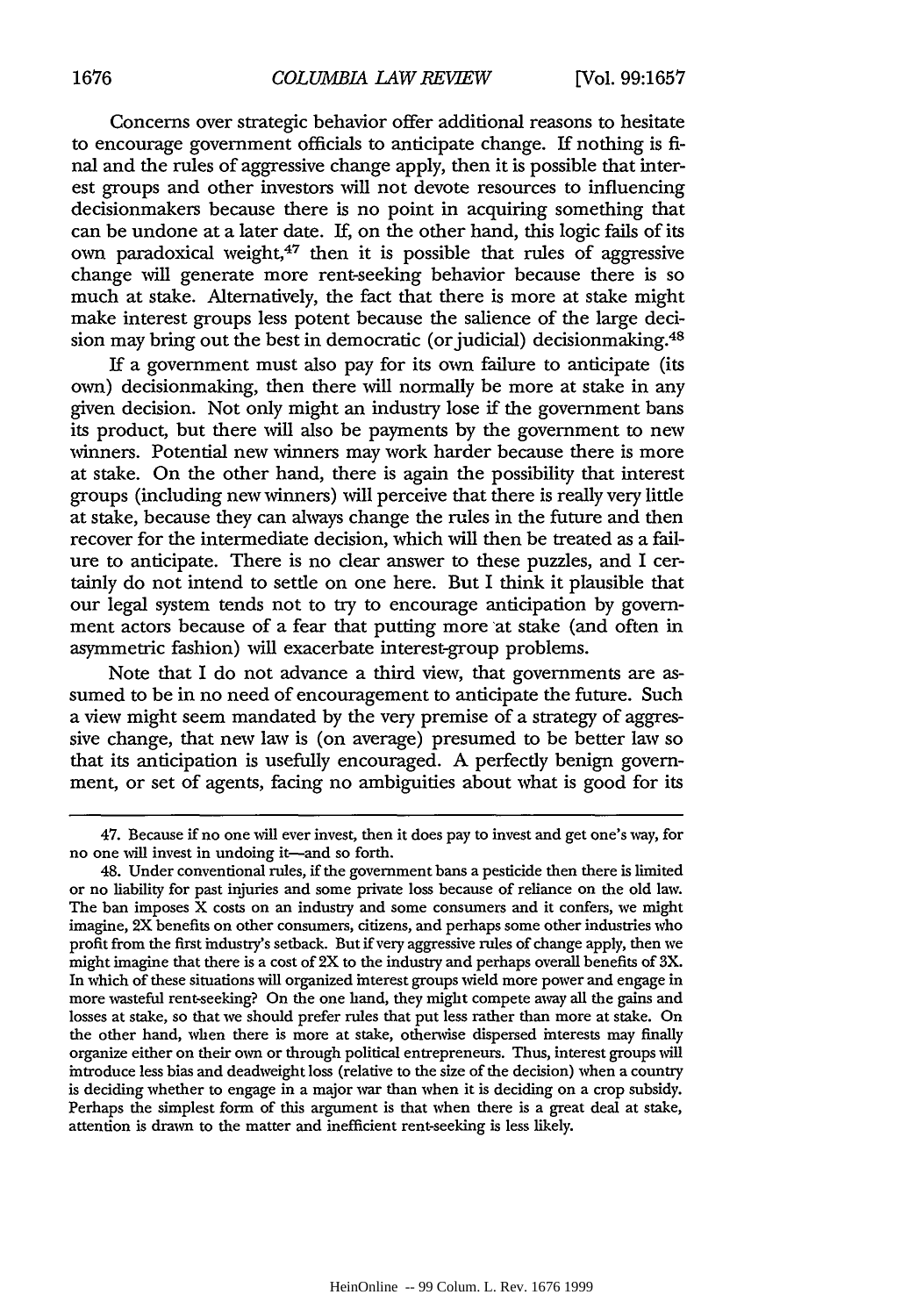Concerns over strategic behavior offer additional reasons to hesitate to encourage government officials to anticipate change. If nothing is final and the rules of aggressive change apply, then it is possible that interest groups and other investors will not devote resources to influencing decisionmakers because there is no point in acquiring something that can be undone at a later date. If, on the other hand, this logic fails of its own paradoxical weight,[47] then it is possible that rules of aggressive change will generate more rent-seeking behavior because there is so much at stake. Alternatively, the fact that there is more at stake might make interest groups less potent because the salience of the large decision may bring out the best in democratic (or judicial) decisionmaking.[48]

If a government must also pay for its own failure to anticipate (its own) decisionmaking, then there will normally be more at stake in any given decision. Not only might an industry lose if the government bans its product, but there will also be payments by the government to new winners. Potential new winners may work harder because there is more at stake. On the other hand, there is again the possibility that interest groups (including new winners) will perceive that there is really very little at stake, because they can always change the rules in the future and then recover for the intermediate decision, which will then be treated as a failure to anticipate. There is no clear answer to these puzzles, and I certainly do not intend to settle on one here. But I think it plausible that our legal system tends not to try to encourage anticipation by government actors because of a fear that putting more at stake (and often in asymmetric fashion) will exacerbate interest-group problems.

Note that I do not advance a third view, that governments are assumed to be in no need of encouragement to anticipate the future. Such a view might seem mandated by the very premise of a strategy of aggressive change, that new law is (on average) presumed to be better law so that its anticipation is usefully encouraged. A perfectly benign government, or set of agents, facing no ambiguities about what is good for its

---

47. Because if no one will ever invest, then it does pay to invest and get one's way, for no one will invest in undoing it—and so forth.

48. Under conventional rules, if the government bans a pesticide then there is limited or no liability for past injuries and some private loss because of reliance on the old law. The ban imposes X costs on an industry and some consumers and it confers, we might imagine, 2X benefits on other consumers, citizens, and perhaps some other industries who profit from the first industry's setback. But if very aggressive rules of change apply, then we might imagine that there is a cost of 2X to the industry and perhaps overall benefits of 3X. In which of these situations will organized interest groups wield more power and engage in more wasteful rent-seeking? On the one hand, they might compete away all the gains and losses at stake, so that we should prefer rules that put less rather than more at stake. On the other hand, when there is more at stake, otherwise dispersed interests may finally organize either on their own or through political entrepreneurs. Thus, interest groups will introduce less bias and deadweight loss (relative to the size of the decision) when a country is deciding whether to engage in a major war than when it is deciding on a crop subsidy. Perhaps the simplest form of this argument is that when there is a great deal at stake, attention is drawn to the matter and inefficient rent-seeking is less likely.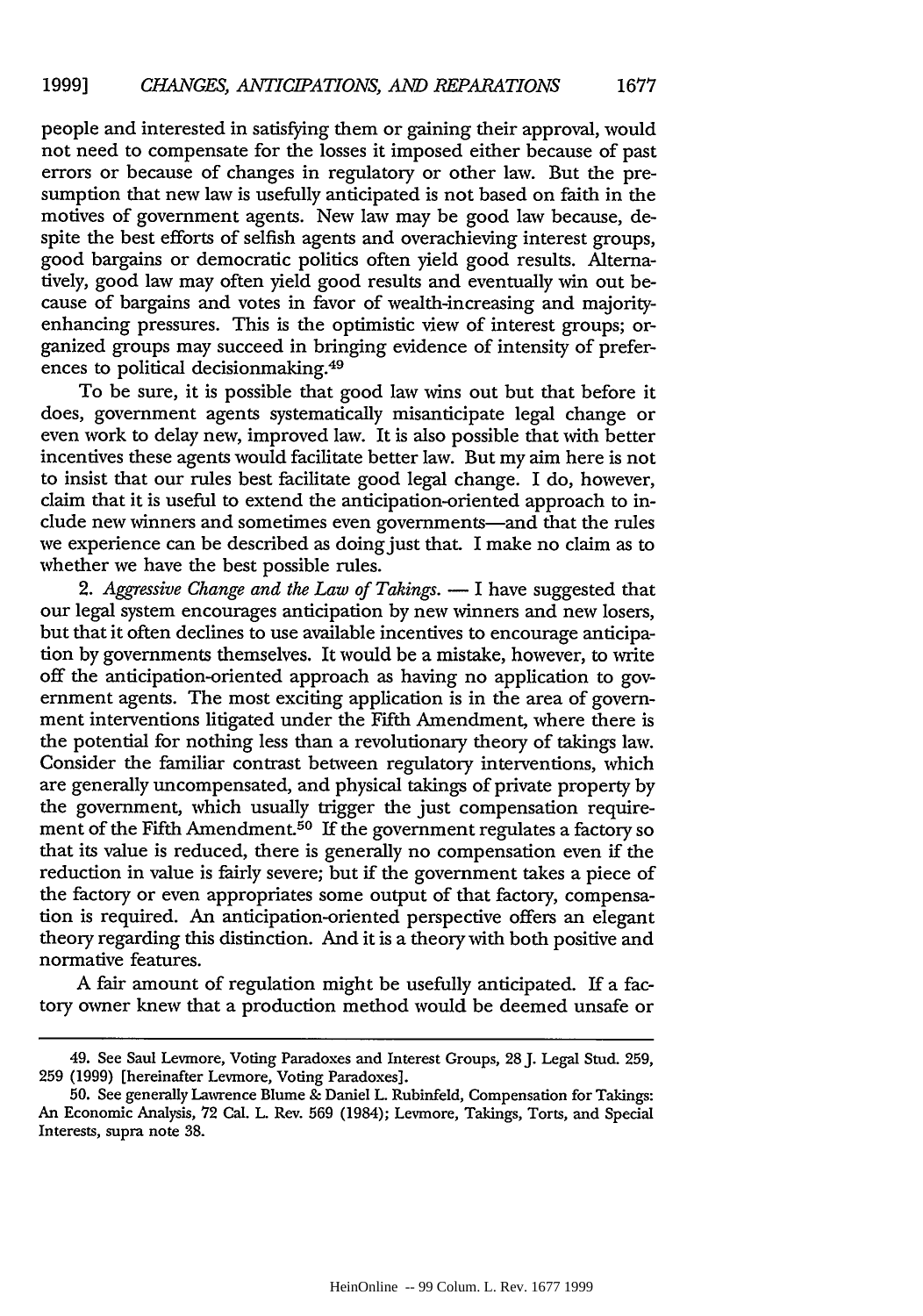people and interested in satisfying them or gaining their approval, would not need to compensate for the losses it imposed either because of past errors or because of changes in regulatory or other law. But the presumption that new law is usefully anticipated is not based on faith in the motives of government agents. New law may be good law because, despite the best efforts of selfish agents and overachieving interest groups, good bargains or democratic politics often yield good results. Alternatively, good law may often yield good results and eventually win out because of bargains and votes in favor of wealth-increasing and majority-enhancing pressures. This is the optimistic view of interest groups; organized groups may succeed in bringing evidence of intensity of preferences to political decisionmaking.[49]

To be sure, it is possible that good law wins out but that before it does, government agents systematically misanticipate legal change or even work to delay new, improved law. It is also possible that with better incentives these agents would facilitate better law. But my aim here is not to insist that our rules best facilitate good legal change. I do, however, claim that it is useful to extend the anticipation-oriented approach to include new winners and sometimes even governments—and that the rules we experience can be described as doing just that. I make no claim as to whether we have the best possible rules.

2. *Aggressive Change and the Law of Takings.* — I have suggested that our legal system encourages anticipation by new winners and new losers, but that it often declines to use available incentives to encourage anticipation by governments themselves. It would be a mistake, however, to write off the anticipation-oriented approach as having no application to government agents. The most exciting application is in the area of government interventions litigated under the Fifth Amendment, where there is the potential for nothing less than a revolutionary theory of takings law. Consider the familiar contrast between regulatory interventions, which are generally uncompensated, and physical takings of private property by the government, which usually trigger the just compensation requirement of the Fifth Amendment.[50] If the government regulates a factory so that its value is reduced, there is generally no compensation even if the reduction in value is fairly severe; but if the government takes a piece of the factory or even appropriates some output of that factory, compensation is required. An anticipation-oriented perspective offers an elegant theory regarding this distinction. And it is a theory with both positive and normative features.

A fair amount of regulation might be usefully anticipated. If a factory owner knew that a production method would be deemed unsafe or

---

49. See Saul Levmore, Voting Paradoxes and Interest Groups, 28 J. Legal Stud. 259, 259 (1999) [hereinafter Levmore, Voting Paradoxes].

50. See generally Lawrence Blume & Daniel L. Rubinfeld, Compensation for Takings: An Economic Analysis, 72 Cal. L. Rev. 569 (1984); Levmore, Takings, Torts, and Special Interests, supra note 38.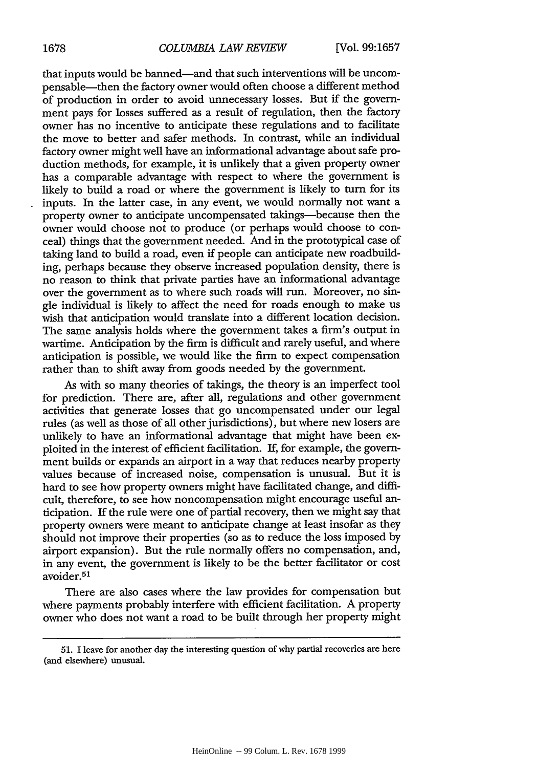that inputs would be banned—and that such interventions will be uncompensable—then the factory owner would often choose a different method of production in order to avoid unnecessary losses. But if the government pays for losses suffered as a result of regulation, then the factory owner has no incentive to anticipate these regulations and to facilitate the move to better and safer methods. In contrast, while an individual factory owner might well have an informational advantage about safe production methods, for example, it is unlikely that a given property owner has a comparable advantage with respect to where the government is likely to build a road or where the government is likely to turn for its inputs. In the latter case, in any event, we would normally not want a property owner to anticipate uncompensated takings—because then the owner would choose not to produce (or perhaps would choose to conceal) things that the government needed. And in the prototypical case of taking land to build a road, even if people can anticipate new roadbuilding, perhaps because they observe increased population density, there is no reason to think that private parties have an informational advantage over the government as to where such roads will run. Moreover, no single individual is likely to affect the need for roads enough to make us wish that anticipation would translate into a different location decision. The same analysis holds where the government takes a firm's output in wartime. Anticipation by the firm is difficult and rarely useful, and where anticipation is possible, we would like the firm to expect compensation rather than to shift away from goods needed by the government.

As with so many theories of takings, the theory is an imperfect tool for prediction. There are, after all, regulations and other government activities that generate losses that go uncompensated under our legal rules (as well as those of all other jurisdictions), but where new losers are unlikely to have an informational advantage that might have been exploited in the interest of efficient facilitation. If, for example, the government builds or expands an airport in a way that reduces nearby property values because of increased noise, compensation is unusual. But it is hard to see how property owners might have facilitated change, and difficult, therefore, to see how noncompensation might encourage useful anticipation. If the rule were one of partial recovery, then we might say that property owners were meant to anticipate change at least insofar as they should not improve their properties (so as to reduce the loss imposed by airport expansion). But the rule normally offers no compensation, and, in any event, the government is likely to be the better facilitator or cost avoider.[51]

There are also cases where the law provides for compensation but where payments probably interfere with efficient facilitation. A property owner who does not want a road to be built through her property might

51. I leave for another day the interesting question of why partial recoveries are here (and elsewhere) unusual.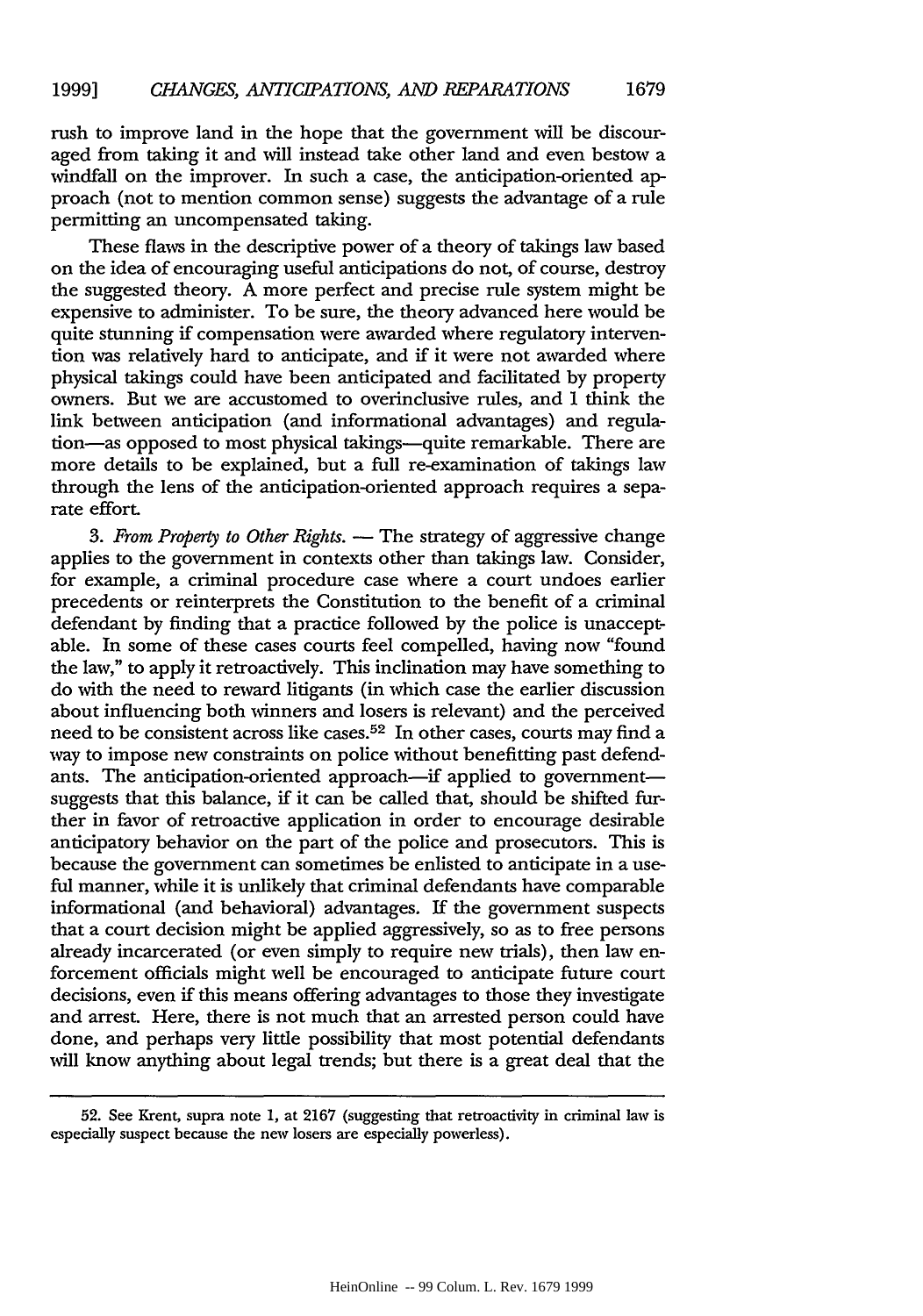rush to improve land in the hope that the government will be discouraged from taking it and will instead take other land and even bestow a windfall on the improver. In such a case, the anticipation-oriented approach (not to mention common sense) suggests the advantage of a rule permitting an uncompensated taking.

These flaws in the descriptive power of a theory of takings law based on the idea of encouraging useful anticipations do not, of course, destroy the suggested theory. A more perfect and precise rule system might be expensive to administer. To be sure, the theory advanced here would be quite stunning if compensation were awarded where regulatory intervention was relatively hard to anticipate, and if it were not awarded where physical takings could have been anticipated and facilitated by property owners. But we are accustomed to overinclusive rules, and I think the link between anticipation (and informational advantages) and regulation—as opposed to most physical takings—quite remarkable. There are more details to be explained, but a full re-examination of takings law through the lens of the anticipation-oriented approach requires a separate effort.

3. *From Property to Other Rights.* — The strategy of aggressive change applies to the government in contexts other than takings law. Consider, for example, a criminal procedure case where a court undoes earlier precedents or reinterprets the Constitution to the benefit of a criminal defendant by finding that a practice followed by the police is unacceptable. In some of these cases courts feel compelled, having now "found the law," to apply it retroactively. This inclination may have something to do with the need to reward litigants (in which case the earlier discussion about influencing both winners and losers is relevant) and the perceived need to be consistent across like cases.[52] In other cases, courts may find a way to impose new constraints on police without benefitting past defendants. The anticipation-oriented approach—if applied to government—suggests that this balance, if it can be called that, should be shifted further in favor of retroactive application in order to encourage desirable anticipatory behavior on the part of the police and prosecutors. This is because the government can sometimes be enlisted to anticipate in a useful manner, while it is unlikely that criminal defendants have comparable informational (and behavioral) advantages. If the government suspects that a court decision might be applied aggressively, so as to free persons already incarcerated (or even simply to require new trials), then law enforcement officials might well be encouraged to anticipate future court decisions, even if this means offering advantages to those they investigate and arrest. Here, there is not much that an arrested person could have done, and perhaps very little possibility that most potential defendants will know anything about legal trends; but there is a great deal that the

52. See Krent, supra note 1, at 2167 (suggesting that retroactivity in criminal law is especially suspect because the new losers are especially powerless).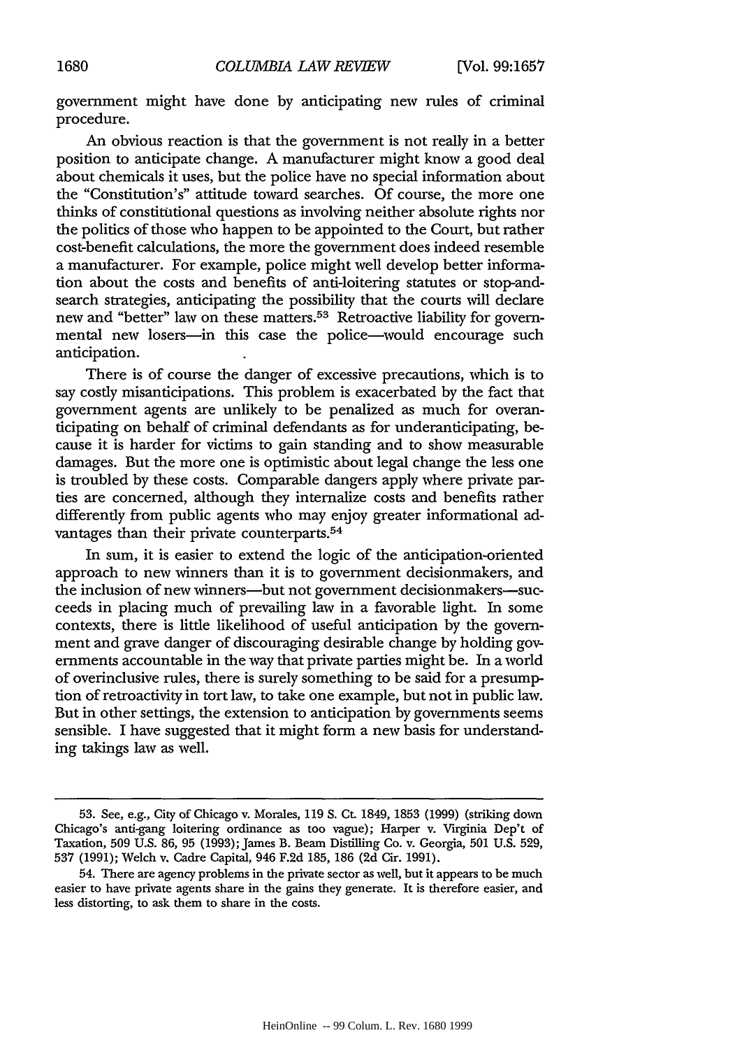government might have done by anticipating new rules of criminal procedure.

An obvious reaction is that the government is not really in a better position to anticipate change. A manufacturer might know a good deal about chemicals it uses, but the police have no special information about the "Constitution's" attitude toward searches. Of course, the more one thinks of constitutional questions as involving neither absolute rights nor the politics of those who happen to be appointed to the Court, but rather cost-benefit calculations, the more the government does indeed resemble a manufacturer. For example, police might well develop better information about the costs and benefits of anti-loitering statutes or stop-and-search strategies, anticipating the possibility that the courts will declare new and "better" law on these matters.[53] Retroactive liability for governmental new losers—in this case the police—would encourage such anticipation.

There is of course the danger of excessive precautions, which is to say costly misanticipations. This problem is exacerbated by the fact that government agents are unlikely to be penalized as much for overanticipating on behalf of criminal defendants as for underanticipating, because it is harder for victims to gain standing and to show measurable damages. But the more one is optimistic about legal change the less one is troubled by these costs. Comparable dangers apply where private parties are concerned, although they internalize costs and benefits rather differently from public agents who may enjoy greater informational advantages than their private counterparts.[54]

In sum, it is easier to extend the logic of the anticipation-oriented approach to new winners than it is to government decisionmakers, and the inclusion of new winners—but not government decisionmakers—succeeds in placing much of prevailing law in a favorable light. In some contexts, there is little likelihood of useful anticipation by the government and grave danger of discouraging desirable change by holding governments accountable in the way that private parties might be. In a world of overinclusive rules, there is surely something to be said for a presumption of retroactivity in tort law, to take one example, but not in public law. But in other settings, the extension to anticipation by governments seems sensible. I have suggested that it might form a new basis for understanding takings law as well.

---

53. See, e.g., City of Chicago v. Morales, 119 S. Ct. 1849, 1853 (1999) (striking down Chicago's anti-gang loitering ordinance as too vague); Harper v. Virginia Dep't of Taxation, 509 U.S. 86, 95 (1993); James B. Beam Distilling Co. v. Georgia, 501 U.S. 529, 537 (1991); Welch v. Cadre Capital, 946 F.2d 185, 186 (2d Cir. 1991).

54. There are agency problems in the private sector as well, but it appears to be much easier to have private agents share in the gains they generate. It is therefore easier, and less distorting, to ask them to share in the costs.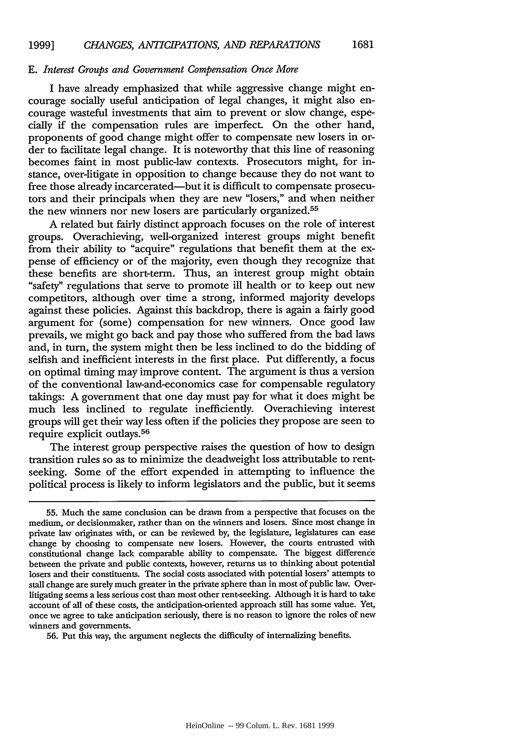### E. *Interest Groups and Government Compensation Once More*

I have already emphasized that while aggressive change might encourage socially useful anticipation of legal changes, it might also encourage wasteful investments that aim to prevent or slow change, especially if the compensation rules are imperfect. On the other hand, proponents of good change might offer to compensate new losers in order to facilitate legal change. It is noteworthy that this line of reasoning becomes faint in most public-law contexts. Prosecutors might, for instance, over-litigate in opposition to change because they do not want to free those already incarcerated—but it is difficult to compensate prosecutors and their principals when they are new "losers," and when neither the new winners nor new losers are particularly organized.[55]

A related but fairly distinct approach focuses on the role of interest groups. Overachieving, well-organized interest groups might benefit from their ability to "acquire" regulations that benefit them at the expense of efficiency or of the majority, even though they recognize that these benefits are short-term. Thus, an interest group might obtain "safety" regulations that serve to promote ill health or to keep out new competitors, although over time a strong, informed majority develops against these policies. Against this backdrop, there is again a fairly good argument for (some) compensation for new winners. Once good law prevails, we might go back and pay those who suffered from the bad laws and, in turn, the system might then be less inclined to do the bidding of selfish and inefficient interests in the first place. Put differently, a focus on optimal timing may improve content. The argument is thus a version of the conventional law-and-economics case for compensable regulatory takings: A government that one day must pay for what it does might be much less inclined to regulate inefficiently. Overachieving interest groups will get their way less often if the policies they propose are seen to require explicit outlays.[56]

The interest group perspective raises the question of how to design transition rules so as to minimize the deadweight loss attributable to rent-seeking. Some of the effort expended in attempting to influence the political process is likely to inform legislators and the public, but it seems

---

55. Much the same conclusion can be drawn from a perspective that focuses on the medium, or decisionmaker, rather than on the winners and losers. Since most change in private law originates with, or can be reviewed by, the legislature, legislatures can ease change by choosing to compensate new losers. However, the courts entrusted with constitutional change lack comparable ability to compensate. The biggest difference between the private and public contexts, however, returns us to thinking about potential losers and their constituents. The social costs associated with potential losers' attempts to stall change are surely much greater in the private sphere than in most of public law. Over-litigating seems a less serious cost than most other rent-seeking. Although it is hard to take account of all of these costs, the anticipation-oriented approach still has some value. Yet, once we agree to take anticipation seriously, there is no reason to ignore the roles of new winners and governments.

56. Put this way, the argument neglects the difficulty of internalizing benefits.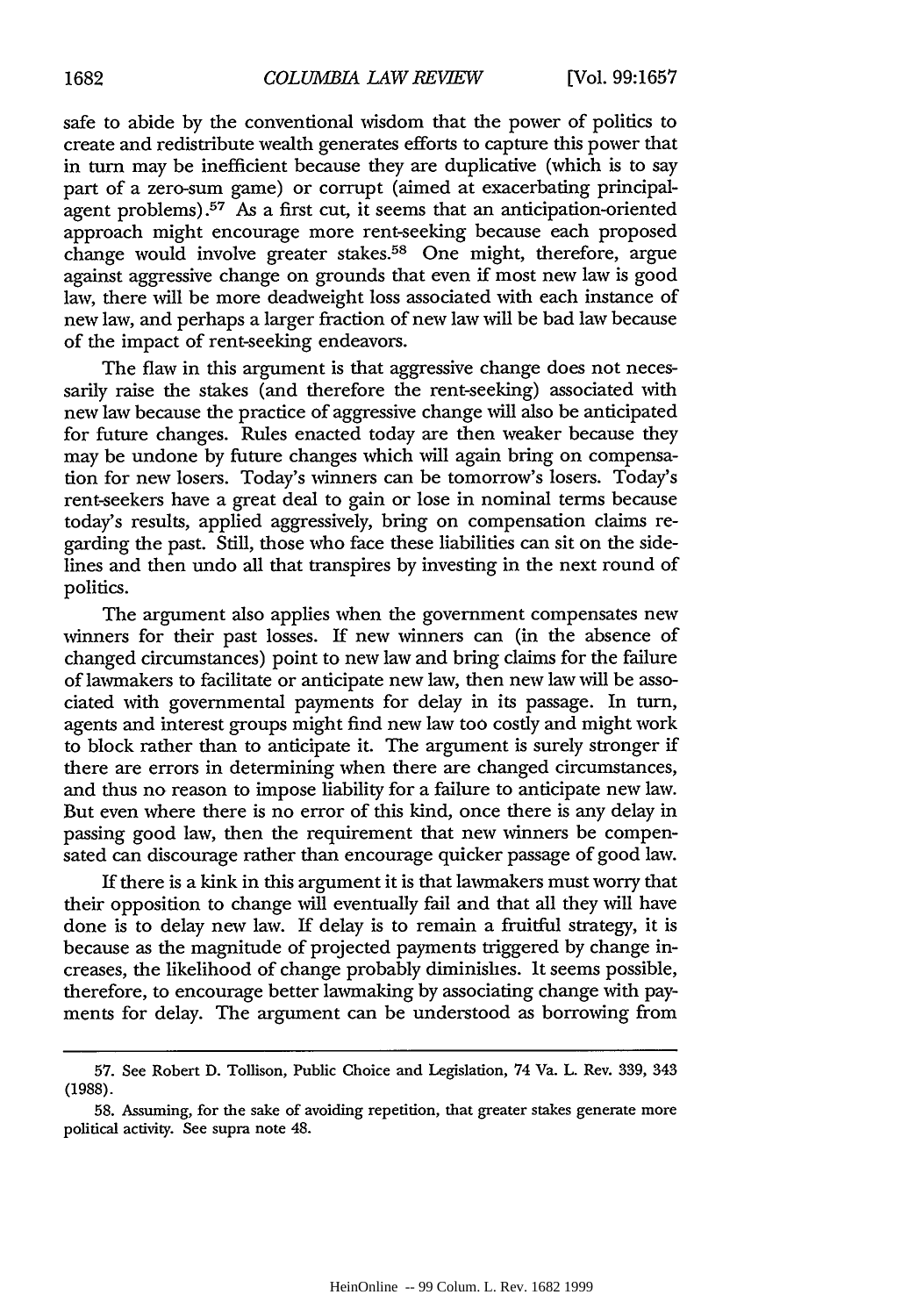safe to abide by the conventional wisdom that the power of politics to create and redistribute wealth generates efforts to capture this power that in turn may be inefficient because they are duplicative (which is to say part of a zero-sum game) or corrupt (aimed at exacerbating principal-agent problems).[57] As a first cut, it seems that an anticipation-oriented approach might encourage more rent-seeking because each proposed change would involve greater stakes.[58] One might, therefore, argue against aggressive change on grounds that even if most new law is good law, there will be more deadweight loss associated with each instance of new law, and perhaps a larger fraction of new law will be bad law because of the impact of rent-seeking endeavors.

The flaw in this argument is that aggressive change does not necessarily raise the stakes (and therefore the rent-seeking) associated with new law because the practice of aggressive change will also be anticipated for future changes. Rules enacted today are then weaker because they may be undone by future changes which will again bring on compensation for new losers. Today's winners can be tomorrow's losers. Today's rent-seekers have a great deal to gain or lose in nominal terms because today's results, applied aggressively, bring on compensation claims regarding the past. Still, those who face these liabilities can sit on the sidelines and then undo all that transpires by investing in the next round of politics.

The argument also applies when the government compensates new winners for their past losses. If new winners can (in the absence of changed circumstances) point to new law and bring claims for the failure of lawmakers to facilitate or anticipate new law, then new law will be associated with governmental payments for delay in its passage. In turn, agents and interest groups might find new law too costly and might work to block rather than to anticipate it. The argument is surely stronger if there are errors in determining when there are changed circumstances, and thus no reason to impose liability for a failure to anticipate new law. But even where there is no error of this kind, once there is any delay in passing good law, then the requirement that new winners be compensated can discourage rather than encourage quicker passage of good law.

If there is a kink in this argument it is that lawmakers must worry that their opposition to change will eventually fail and that all they will have done is to delay new law. If delay is to remain a fruitful strategy, it is because as the magnitude of projected payments triggered by change increases, the likelihood of change probably diminishes. It seems possible, therefore, to encourage better lawmaking by associating change with payments for delay. The argument can be understood as borrowing from

---

57. See Robert D. Tollison, Public Choice and Legislation, 74 Va. L. Rev. 339, 343 (1988).

58. Assuming, for the sake of avoiding repetition, that greater stakes generate more political activity. See supra note 48.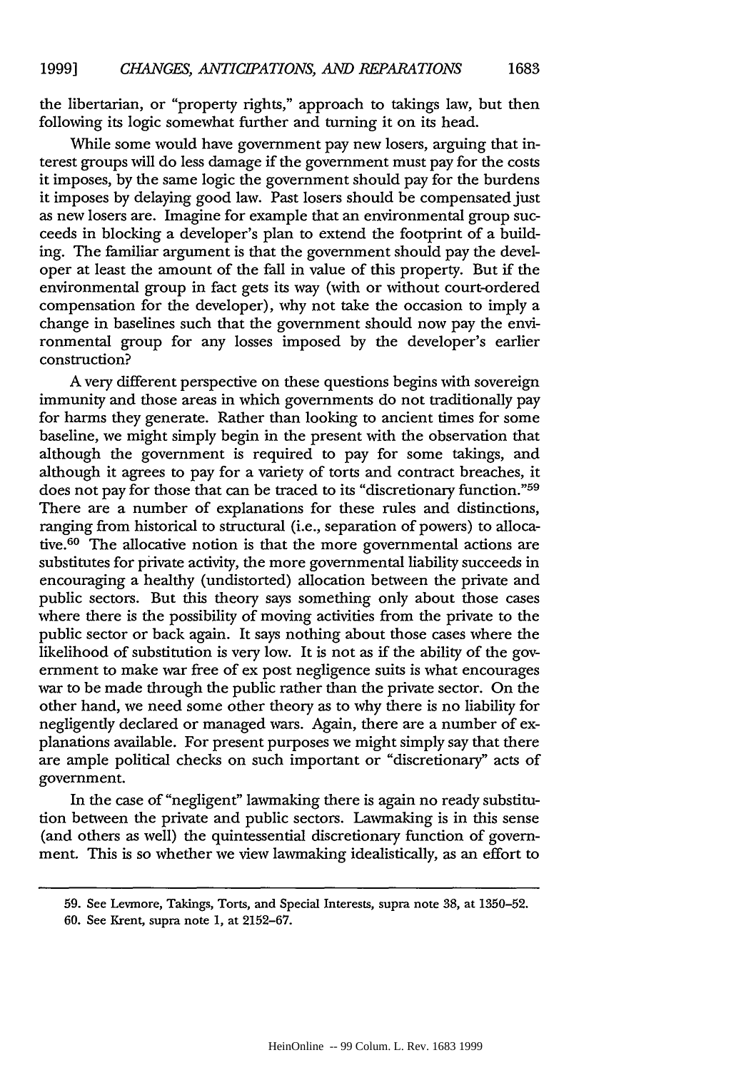the libertarian, or "property rights," approach to takings law, but then following its logic somewhat further and turning it on its head.

While some would have government pay new losers, arguing that interest groups will do less damage if the government must pay for the costs it imposes, by the same logic the government should pay for the burdens it imposes by delaying good law. Past losers should be compensated just as new losers are. Imagine for example that an environmental group succeeds in blocking a developer's plan to extend the footprint of a building. The familiar argument is that the government should pay the developer at least the amount of the fall in value of this property. But if the environmental group in fact gets its way (with or without court-ordered compensation for the developer), why not take the occasion to imply a change in baselines such that the government should now pay the environmental group for any losses imposed by the developer's earlier construction?

A very different perspective on these questions begins with sovereign immunity and those areas in which governments do not traditionally pay for harms they generate. Rather than looking to ancient times for some baseline, we might simply begin in the present with the observation that although the government is required to pay for some takings, and although it agrees to pay for a variety of torts and contract breaches, it does not pay for those that can be traced to its "discretionary function."[59] There are a number of explanations for these rules and distinctions, ranging from historical to structural (i.e., separation of powers) to allocative.[60] The allocative notion is that the more governmental actions are substitutes for private activity, the more governmental liability succeeds in encouraging a healthy (undistorted) allocation between the private and public sectors. But this theory says something only about those cases where there is the possibility of moving activities from the private to the public sector or back again. It says nothing about those cases where the likelihood of substitution is very low. It is not as if the ability of the government to make war free of ex post negligence suits is what encourages war to be made through the public rather than the private sector. On the other hand, we need some other theory as to why there is no liability for negligently declared or managed wars. Again, there are a number of explanations available. For present purposes we might simply say that there are ample political checks on such important or "discretionary" acts of government.

In the case of "negligent" lawmaking there is again no ready substitution between the private and public sectors. Lawmaking is in this sense (and others as well) the quintessential discretionary function of government. This is so whether we view lawmaking idealistically, as an effort to

---

59. See Levmore, Takings, Torts, and Special Interests, supra note 38, at 1350–52.

60. See Krent, supra note 1, at 2152–67.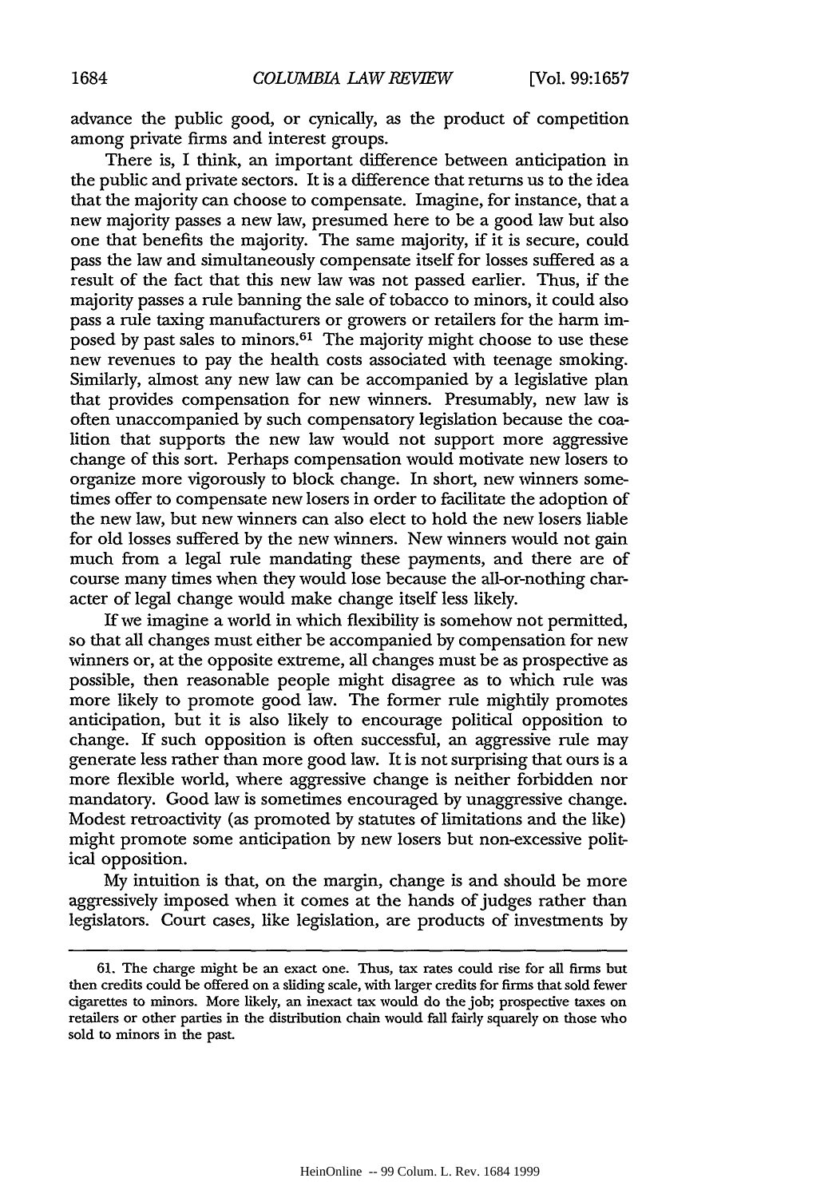advance the public good, or cynically, as the product of competition among private firms and interest groups.

There is, I think, an important difference between anticipation in the public and private sectors. It is a difference that returns us to the idea that the majority can choose to compensate. Imagine, for instance, that a new majority passes a new law, presumed here to be a good law but also one that benefits the majority. The same majority, if it is secure, could pass the law and simultaneously compensate itself for losses suffered as a result of the fact that this new law was not passed earlier. Thus, if the majority passes a rule banning the sale of tobacco to minors, it could also pass a rule taxing manufacturers or growers or retailers for the harm imposed by past sales to minors.[61] The majority might choose to use these new revenues to pay the health costs associated with teenage smoking. Similarly, almost any new law can be accompanied by a legislative plan that provides compensation for new winners. Presumably, new law is often unaccompanied by such compensatory legislation because the coalition that supports the new law would not support more aggressive change of this sort. Perhaps compensation would motivate new losers to organize more vigorously to block change. In short, new winners sometimes offer to compensate new losers in order to facilitate the adoption of the new law, but new winners can also elect to hold the new losers liable for old losses suffered by the new winners. New winners would not gain much from a legal rule mandating these payments, and there are of course many times when they would lose because the all-or-nothing character of legal change would make change itself less likely.

If we imagine a world in which flexibility is somehow not permitted, so that all changes must either be accompanied by compensation for new winners or, at the opposite extreme, all changes must be as prospective as possible, then reasonable people might disagree as to which rule was more likely to promote good law. The former rule mightily promotes anticipation, but it is also likely to encourage political opposition to change. If such opposition is often successful, an aggressive rule may generate less rather than more good law. It is not surprising that ours is a more flexible world, where aggressive change is neither forbidden nor mandatory. Good law is sometimes encouraged by unaggressive change. Modest retroactivity (as promoted by statutes of limitations and the like) might promote some anticipation by new losers but non-excessive political opposition.

My intuition is that, on the margin, change is and should be more aggressively imposed when it comes at the hands of judges rather than legislators. Court cases, like legislation, are products of investments by

---

61. The charge might be an exact one. Thus, tax rates could rise for all firms but then credits could be offered on a sliding scale, with larger credits for firms that sold fewer cigarettes to minors. More likely, an inexact tax would do the job; prospective taxes on retailers or other parties in the distribution chain would fall fairly squarely on those who sold to minors in the past.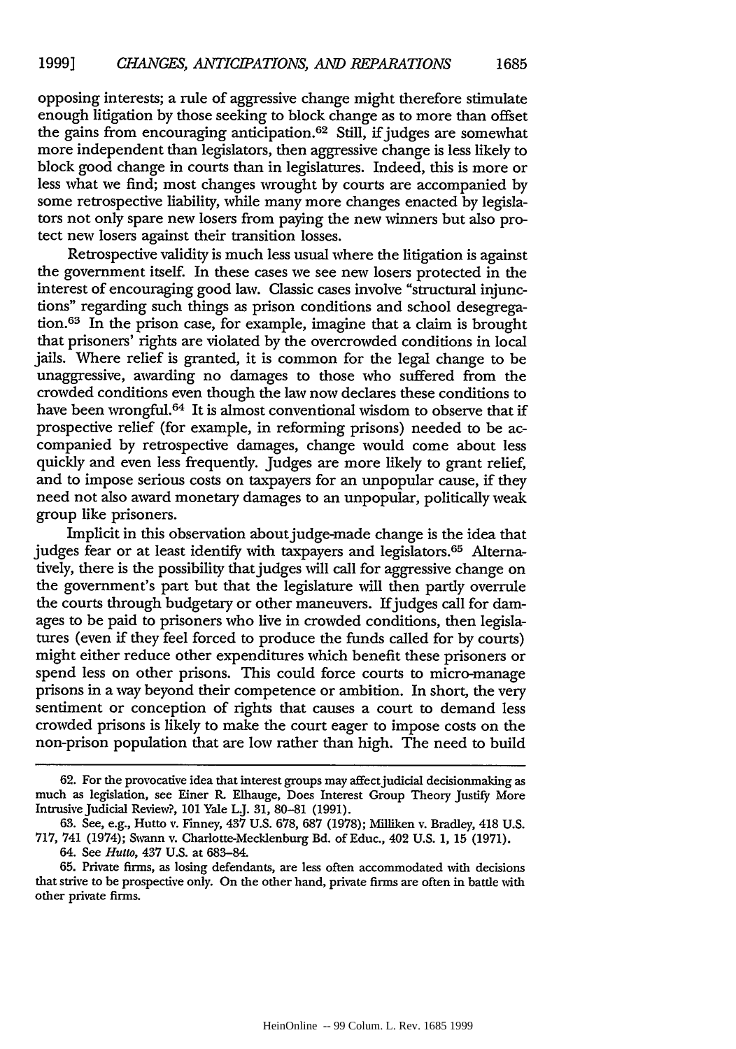opposing interests; a rule of aggressive change might therefore stimulate enough litigation by those seeking to block change as to more than offset the gains from encouraging anticipation.[62] Still, if judges are somewhat more independent than legislators, then aggressive change is less likely to block good change in courts than in legislatures. Indeed, this is more or less what we find; most changes wrought by courts are accompanied by some retrospective liability, while many more changes enacted by legislators not only spare new losers from paying the new winners but also protect new losers against their transition losses.

Retrospective validity is much less usual where the litigation is against the government itself. In these cases we see new losers protected in the interest of encouraging good law. Classic cases involve "structural injunctions" regarding such things as prison conditions and school desegregation.[63] In the prison case, for example, imagine that a claim is brought that prisoners' rights are violated by the overcrowded conditions in local jails. Where relief is granted, it is common for the legal change to be unaggressive, awarding no damages to those who suffered from the crowded conditions even though the law now declares these conditions to have been wrongful.[64] It is almost conventional wisdom to observe that if prospective relief (for example, in reforming prisons) needed to be accompanied by retrospective damages, change would come about less quickly and even less frequently. Judges are more likely to grant relief, and to impose serious costs on taxpayers for an unpopular cause, if they need not also award monetary damages to an unpopular, politically weak group like prisoners.

Implicit in this observation about judge-made change is the idea that judges fear or at least identify with taxpayers and legislators.[65] Alternatively, there is the possibility that judges will call for aggressive change on the government's part but that the legislature will then partly overrule the courts through budgetary or other maneuvers. If judges call for damages to be paid to prisoners who live in crowded conditions, then legislatures (even if they feel forced to produce the funds called for by courts) might either reduce other expenditures which benefit these prisoners or spend less on other prisons. This could force courts to micro-manage prisons in a way beyond their competence or ambition. In short, the very sentiment or conception of rights that causes a court to demand less crowded prisons is likely to make the court eager to impose costs on the non-prison population that are low rather than high. The need to build

---

62. For the provocative idea that interest groups may affect judicial decisionmaking as much as legislation, see Einer R. Elhauge, Does Interest Group Theory Justify More Intrusive Judicial Review?, 101 Yale L.J. 31, 80–81 (1991).

63. See, e.g., Hutto v. Finney, 437 U.S. 678, 687 (1978); Milliken v. Bradley, 418 U.S. 717, 741 (1974); Swann v. Charlotte-Mecklenburg Bd. of Educ., 402 U.S. 1, 15 (1971).

64. See *Hutto*, 437 U.S. at 683–84.

65. Private firms, as losing defendants, are less often accommodated with decisions that strive to be prospective only. On the other hand, private firms are often in battle with other private firms.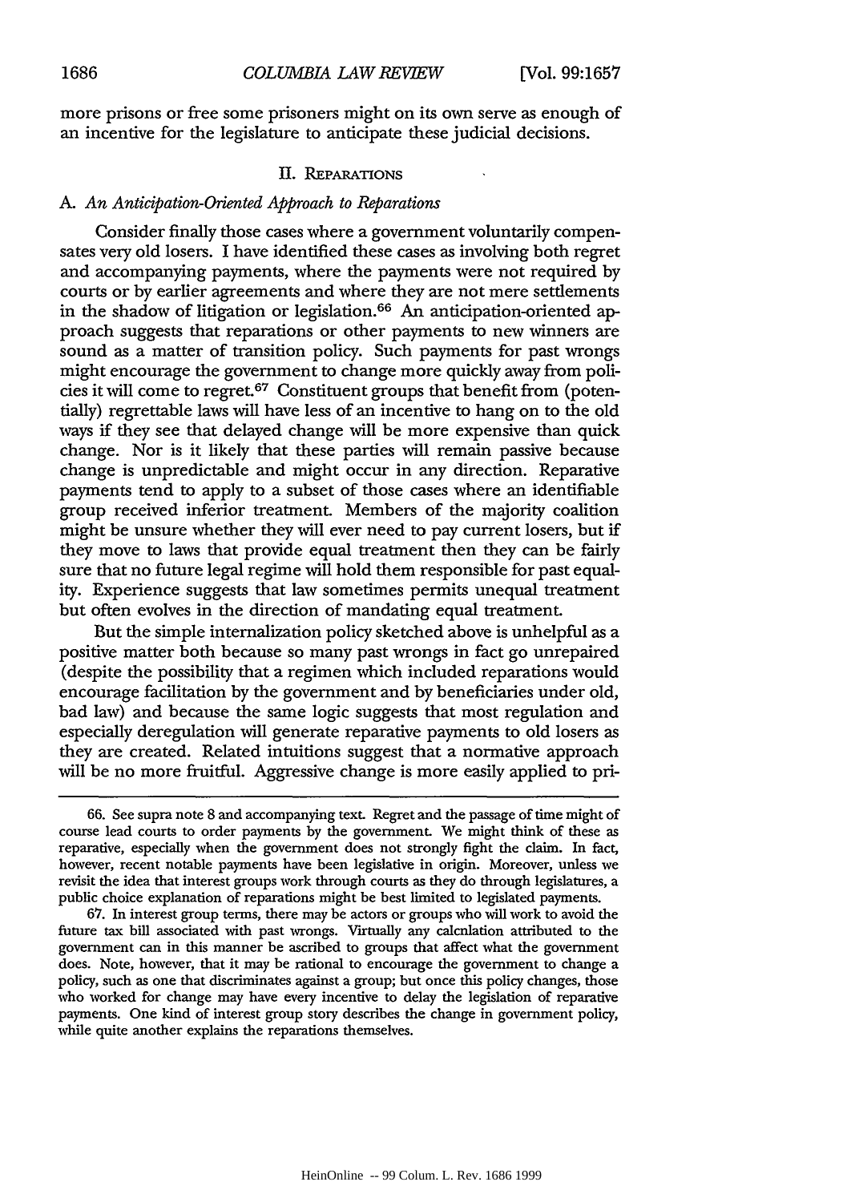more prisons or free some prisoners might on its own serve as enough of an incentive for the legislature to anticipate these judicial decisions.

## II. Reparations

### A. *An Anticipation-Oriented Approach to Reparations*

Consider finally those cases where a government voluntarily compensates very old losers. I have identified these cases as involving both regret and accompanying payments, where the payments were not required by courts or by earlier agreements and where they are not mere settlements in the shadow of litigation or legislation.[66] An anticipation-oriented approach suggests that reparations or other payments to new winners are sound as a matter of transition policy. Such payments for past wrongs might encourage the government to change more quickly away from policies it will come to regret.[67] Constituent groups that benefit from (potentially) regrettable laws will have less of an incentive to hang on to the old ways if they see that delayed change will be more expensive than quick change. Nor is it likely that these parties will remain passive because change is unpredictable and might occur in any direction. Reparative payments tend to apply to a subset of those cases where an identifiable group received inferior treatment. Members of the majority coalition might be unsure whether they will ever need to pay current losers, but if they move to laws that provide equal treatment then they can be fairly sure that no future legal regime will hold them responsible for past equality. Experience suggests that law sometimes permits unequal treatment but often evolves in the direction of mandating equal treatment.

But the simple internalization policy sketched above is unhelpful as a positive matter both because so many past wrongs in fact go unrepaired (despite the possibility that a regimen which included reparations would encourage facilitation by the government and by beneficiaries under old, bad law) and because the same logic suggests that most regulation and especially deregulation will generate reparative payments to old losers as they are created. Related intuitions suggest that a normative approach will be no more fruitful. Aggressive change is more easily applied to pri-

---

66. See supra note 8 and accompanying text. Regret and the passage of time might of course lead courts to order payments by the government. We might think of these as reparative, especially when the government does not strongly fight the claim. In fact, however, recent notable payments have been legislative in origin. Moreover, unless we revisit the idea that interest groups work through courts as they do through legislatures, a public choice explanation of reparations might be best limited to legislated payments.

67. In interest group terms, there may be actors or groups who will work to avoid the future tax bill associated with past wrongs. Virtually any calcnlation attributed to the government can in this manner be ascribed to groups that affect what the government does. Note, however, that it may be rational to encourage the government to change a policy, such as one that discriminates against a group; but once this policy changes, those who worked for change may have every incentive to delay the legislation of reparative payments. One kind of interest group story describes the change in government policy, while quite another explains the reparations themselves.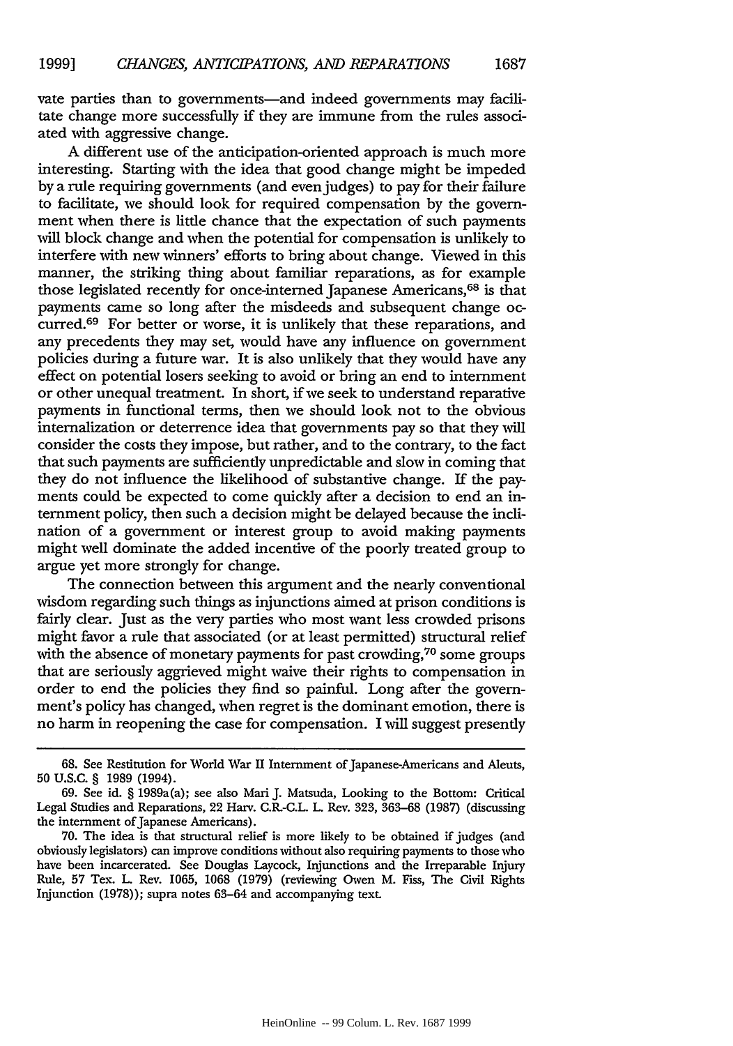vate parties than to governments—and indeed governments may facilitate change more successfully if they are immune from the rules associated with aggressive change.

A different use of the anticipation-oriented approach is much more interesting. Starting with the idea that good change might be impeded by a rule requiring governments (and even judges) to pay for their failure to facilitate, we should look for required compensation by the government when there is little chance that the expectation of such payments will block change and when the potential for compensation is unlikely to interfere with new winners' efforts to bring about change. Viewed in this manner, the striking thing about familiar reparations, as for example those legislated recently for once-interned Japanese Americans,[68] is that payments came so long after the misdeeds and subsequent change occurred.[69] For better or worse, it is unlikely that these reparations, and any precedents they may set, would have any influence on government policies during a future war. It is also unlikely that they would have any effect on potential losers seeking to avoid or bring an end to internment or other unequal treatment. In short, if we seek to understand reparative payments in functional terms, then we should look not to the obvious internalization or deterrence idea that governments pay so that they will consider the costs they impose, but rather, and to the contrary, to the fact that such payments are sufficiently unpredictable and slow in coming that they do not influence the likelihood of substantive change. If the payments could be expected to come quickly after a decision to end an internment policy, then such a decision might be delayed because the inclination of a government or interest group to avoid making payments might well dominate the added incentive of the poorly treated group to argue yet more strongly for change.

The connection between this argument and the nearly conventional wisdom regarding such things as injunctions aimed at prison conditions is fairly clear. Just as the very parties who most want less crowded prisons might favor a rule that associated (or at least permitted) structural relief with the absence of monetary payments for past crowding,[70] some groups that are seriously aggrieved might waive their rights to compensation in order to end the policies they find so painful. Long after the government's policy has changed, when regret is the dominant emotion, there is no harm in reopening the case for compensation. I will suggest presently

---

68. See Restitution for World War II Internment of Japanese-Americans and Aleuts, 50 U.S.C. § 1989 (1994).

69. See id. § 1989a(a); see also Mari J. Matsuda, Looking to the Bottom: Critical Legal Studies and Reparations, 22 Harv. C.R.-C.L. L. Rev. 323, 363–68 (1987) (discussing the internment of Japanese Americans).

70. The idea is that structural relief is more likely to be obtained if judges (and obviously legislators) can improve conditions without also requiring payments to those who have been incarcerated. See Douglas Laycock, Injunctions and the Irreparable Injury Rule, 57 Tex. L. Rev. 1065, 1068 (1979) (reviewing Owen M. Fiss, The Civil Rights Injunction (1978)); supra notes 63–64 and accompanying text.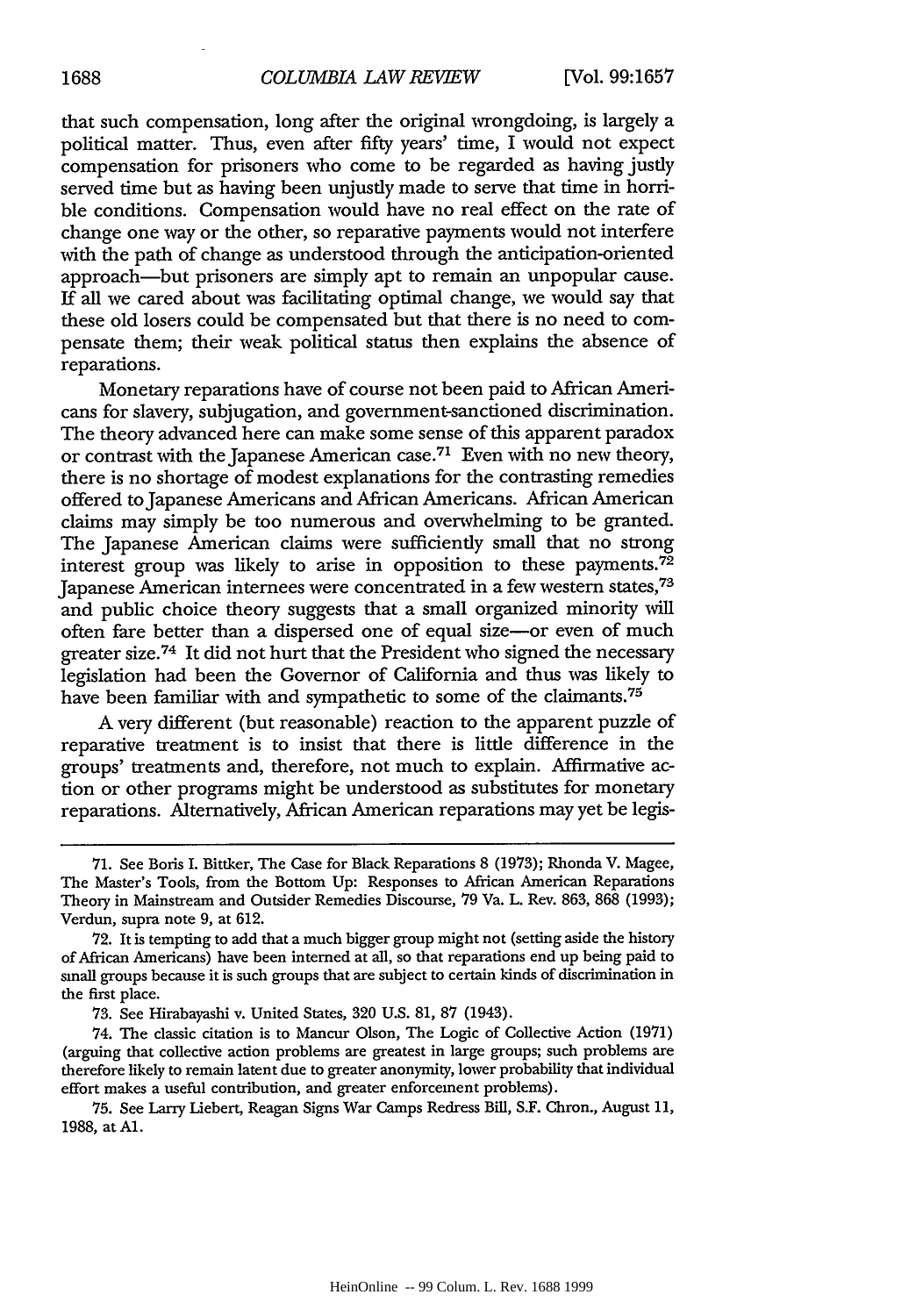that such compensation, long after the original wrongdoing, is largely a political matter. Thus, even after fifty years' time, I would not expect compensation for prisoners who come to be regarded as having justly served time but as having been unjustly made to serve that time in horrible conditions. Compensation would have no real effect on the rate of change one way or the other, so reparative payments would not interfere with the path of change as understood through the anticipation-oriented approach—but prisoners are simply apt to remain an unpopular cause. If all we cared about was facilitating optimal change, we would say that these old losers could be compensated but that there is no need to compensate them; their weak political status then explains the absence of reparations.

Monetary reparations have of course not been paid to African Americans for slavery, subjugation, and government-sanctioned discrimination. The theory advanced here can make some sense of this apparent paradox or contrast with the Japanese American case.[71] Even with no new theory, there is no shortage of modest explanations for the contrasting remedies offered to Japanese Americans and African Americans. African American claims may simply be too numerous and overwhelming to be granted. The Japanese American claims were sufficiently small that no strong interest group was likely to arise in opposition to these payments.[72] Japanese American internees were concentrated in a few western states,[73] and public choice theory suggests that a small organized minority will often fare better than a dispersed one of equal size—or even of much greater size.[74] It did not hurt that the President who signed the necessary legislation had been the Governor of California and thus was likely to have been familiar with and sympathetic to some of the claimants.[75]

A very different (but reasonable) reaction to the apparent puzzle of reparative treatment is to insist that there is little difference in the groups' treatments and, therefore, not much to explain. Affirmative action or other programs might be understood as substitutes for monetary reparations. Alternatively, African American reparations may yet be legis-

---

71. See Boris I. Bittker, The Case for Black Reparations 8 (1973); Rhonda V. Magee, The Master's Tools, from the Bottom Up: Responses to African American Reparations Theory in Mainstream and Outsider Remedies Discourse, 79 Va. L. Rev. 863, 868 (1993); Verdun, supra note 9, at 612.

72. It is tempting to add that a much bigger group might not (setting aside the history of African Americans) have been interned at all, so that reparations end up being paid to small groups because it is such groups that are subject to certain kinds of discrimination in the first place.

73. See Hirabayashi v. United States, 320 U.S. 81, 87 (1943).

74. The classic citation is to Mancur Olson, The Logic of Collective Action (1971) (arguing that collective action problems are greatest in large groups; such problems are therefore likely to remain latent due to greater anonymity, lower probability that individual effort makes a useful contribution, and greater enforcement problems).

75. See Larry Liebert, Reagan Signs War Camps Redress Bill, S.F. Chron., August 11, 1988, at A1.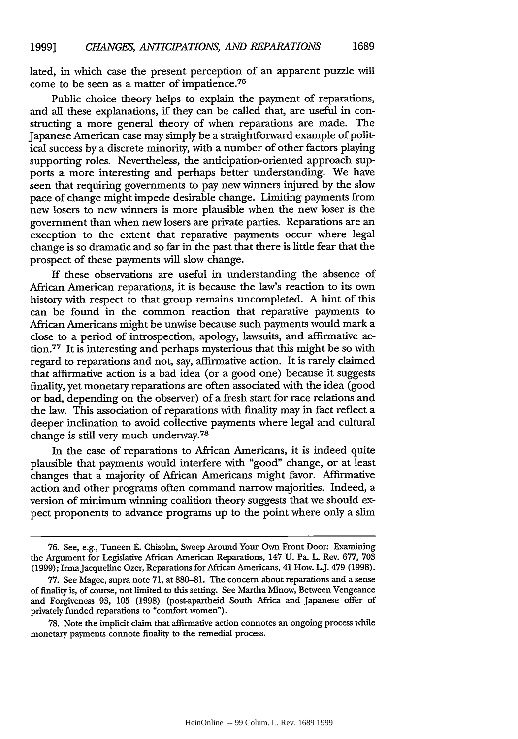lated, in which case the present perception of an apparent puzzle will come to be seen as a matter of impatience.[76]

Public choice theory helps to explain the payment of reparations, and all these explanations, if they can be called that, are useful in constructing a more general theory of when reparations are made. The Japanese American case may simply be a straightforward example of political success by a discrete minority, with a number of other factors playing supporting roles. Nevertheless, the anticipation-oriented approach supports a more interesting and perhaps better understanding. We have seen that requiring governments to pay new winners injured by the slow pace of change might impede desirable change. Limiting payments from new losers to new winners is more plausible when the new loser is the government than when new losers are private parties. Reparations are an exception to the extent that reparative payments occur where legal change is so dramatic and so far in the past that there is little fear that the prospect of these payments will slow change.

If these observations are useful in understanding the absence of African American reparations, it is because the law's reaction to its own history with respect to that group remains uncompleted. A hint of this can be found in the common reaction that reparative payments to African Americans might be unwise because such payments would mark a close to a period of introspection, apology, lawsuits, and affirmative action.[77] It is interesting and perhaps mysterious that this might be so with regard to reparations and not, say, affirmative action. It is rarely claimed that affirmative action is a bad idea (or a good one) because it suggests finality, yet monetary reparations are often associated with the idea (good or bad, depending on the observer) of a fresh start for race relations and the law. This association of reparations with finality may in fact reflect a deeper inclination to avoid collective payments where legal and cultural change is still very much underway.[78]

In the case of reparations to African Americans, it is indeed quite plausible that payments would interfere with "good" change, or at least changes that a majority of African Americans might favor. Affirmative action and other programs often command narrow majorities. Indeed, a version of minimum winning coalition theory suggests that we should expect proponents to advance programs up to the point where only a slim

---

76. See, e.g., Tuneen E. Chisolm, Sweep Around Your Own Front Door: Examining the Argument for Legislative African American Reparations, 147 U. Pa. L. Rev. 677, 703 (1999); Irma Jacqueline Ozer, Reparations for African Americans, 41 How. L.J. 479 (1998).

77. See Magee, supra note 71, at 880–81. The concern about reparations and a sense of finality is, of course, not limited to this setting. See Martha Minow, Between Vengeance and Forgiveness 93, 105 (1998) (post-apartheid South Africa and Japanese offer of privately funded reparations to "comfort women").

78. Note the implicit claim that affirmative action connotes an ongoing process while monetary payments connote finality to the remedial process.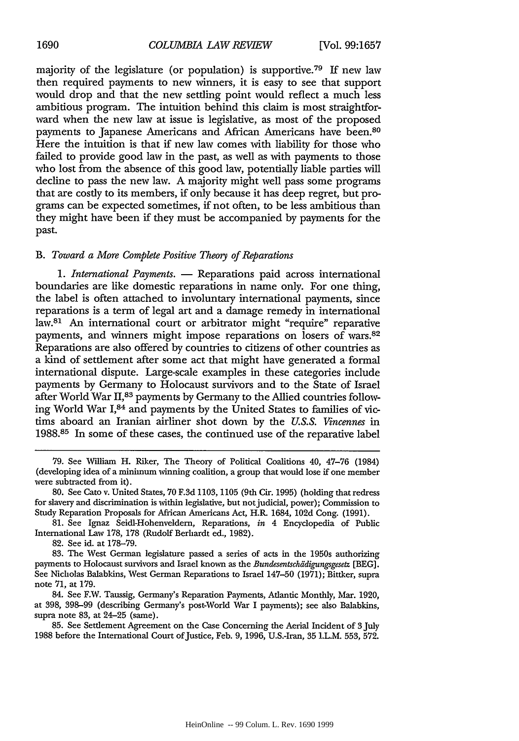majority of the legislature (or population) is supportive.[79] If new law then required payments to new winners, it is easy to see that support would drop and that the new settling point would reflect a much less ambitious program. The intuition behind this claim is most straightforward when the new law at issue is legislative, as most of the proposed payments to Japanese Americans and African Americans have been.[80] Here the intuition is that if new law comes with liability for those who failed to provide good law in the past, as well as with payments to those who lost from the absence of this good law, potentially liable parties will decline to pass the new law. A majority might well pass some programs that are costly to its members, if only because it has deep regret, but programs can be expected sometimes, if not often, to be less ambitious than they might have been if they must be accompanied by payments for the past.

### B. *Toward a More Complete Positive Theory of Reparations*

1. *International Payments.* — Reparations paid across international boundaries are like domestic reparations in name only. For one thing, the label is often attached to involuntary international payments, since reparations is a term of legal art and a damage remedy in international law.[81] An international court or arbitrator might "require" reparative payments, and winners might impose reparations on losers of wars.[82] Reparations are also offered by countries to citizens of other countries as a kind of settlement after some act that might have generated a formal international dispute. Large-scale examples in these categories include payments by Germany to Holocaust survivors and to the State of Israel after World War II,[83] payments by Germany to the Allied countries following World War I,[84] and payments by the United States to families of victims aboard an Iranian airliner shot down by the *U.S.S. Vincennes* in 1988.[85] In some of these cases, the continued use of the reparative label

---

79. See William H. Riker, The Theory of Political Coalitions 40, 47–76 (1984) (developing idea of a minimum winning coalition, a group that would lose if one member were subtracted from it).

80. See Cato v. United States, 70 F.3d 1103, 1105 (9th Cir. 1995) (holding that redress for slavery and discrimination is within legislative, but not judicial, power); Commission to Study Reparation Proposals for African Americans Act, H.R. 1684, 102d Cong. (1991).

81. See Ignaz Seidl-Hohenveldern, Reparations, *in* 4 Encyclopedia of Public International Law 178, 178 (Rudolf Berhardt ed., 1982).

82. See id. at 178–79.

83. The West German legislature passed a series of acts in the 1950s authorizing payments to Holocaust survivors and Israel known as the *Bundesentschädigungsgesetz* [BEG]. See Nicholas Balabkins, West German Reparations to Israel 147–50 (1971); Bittker, supra note 71, at 179.

84. See F.W. Taussig, Germany's Reparation Payments, Atlantic Monthly, Mar. 1920, at 398, 398–99 (describing Germany's post-World War I payments); see also Balabkins, supra note 83, at 24–25 (same).

85. See Settlement Agreement on the Case Concerning the Aerial Incident of 3 July 1988 before the International Court of Justice, Feb. 9, 1996, U.S.-Iran, 35 I.L.M. 553, 572.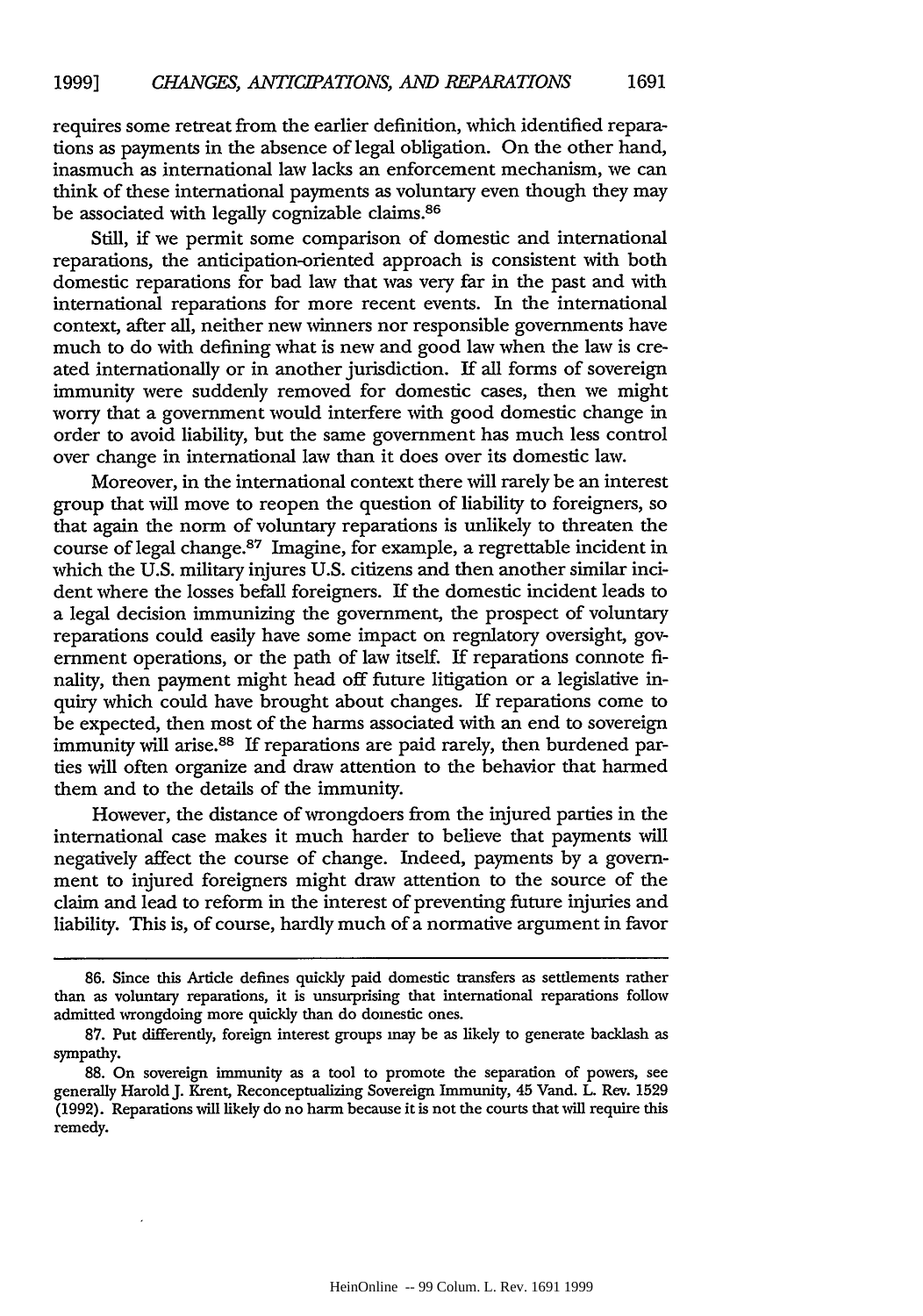requires some retreat from the earlier definition, which identified reparations as payments in the absence of legal obligation. On the other hand, inasmuch as international law lacks an enforcement mechanism, we can think of these international payments as voluntary even though they may be associated with legally cognizable claims.[86]

Still, if we permit some comparison of domestic and international reparations, the anticipation-oriented approach is consistent with both domestic reparations for bad law that was very far in the past and with international reparations for more recent events. In the international context, after all, neither new winners nor responsible governments have much to do with defining what is new and good law when the law is created internationally or in another jurisdiction. If all forms of sovereign immunity were suddenly removed for domestic cases, then we might worry that a government would interfere with good domestic change in order to avoid liability, but the same government has much less control over change in international law than it does over its domestic law.

Moreover, in the international context there will rarely be an interest group that will move to reopen the question of liability to foreigners, so that again the norm of voluntary reparations is unlikely to threaten the course of legal change.[87] Imagine, for example, a regrettable incident in which the U.S. military injures U.S. citizens and then another similar incident where the losses befall foreigners. If the domestic incident leads to a legal decision immunizing the government, the prospect of voluntary reparations could easily have some impact on regulatory oversight, government operations, or the path of law itself. If reparations connote finality, then payment might head off future litigation or a legislative inquiry which could have brought about changes. If reparations come to be expected, then most of the harms associated with an end to sovereign immunity will arise.[88] If reparations are paid rarely, then burdened parties will often organize and draw attention to the behavior that harmed them and to the details of the immunity.

However, the distance of wrongdoers from the injured parties in the international case makes it much harder to believe that payments will negatively affect the course of change. Indeed, payments by a government to injured foreigners might draw attention to the source of the claim and lead to reform in the interest of preventing future injuries and liability. This is, of course, hardly much of a normative argument in favor

---

86. Since this Article defines quickly paid domestic transfers as settlements rather than as voluntary reparations, it is unsurprising that international reparations follow admitted wrongdoing more quickly than do domestic ones.

87. Put differently, foreign interest groups may be as likely to generate backlash as sympathy.

88. On sovereign immunity as a tool to promote the separation of powers, see generally Harold J. Krent, Reconceptualizing Sovereign Immunity, 45 Vand. L. Rev. 1529 (1992). Reparations will likely do no harm because it is not the courts that will require this remedy.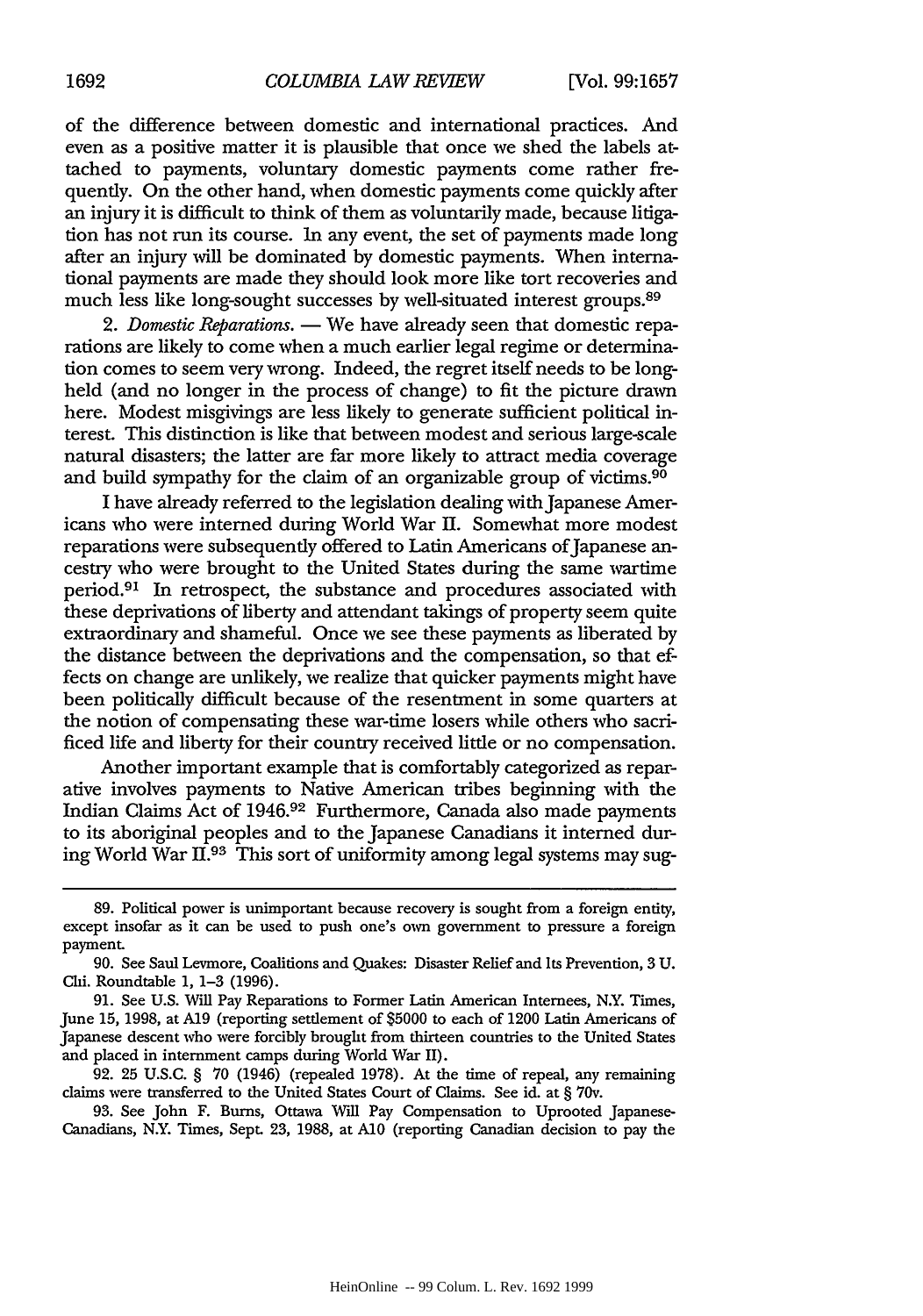of the difference between domestic and international practices. And even as a positive matter it is plausible that once we shed the labels attached to payments, voluntary domestic payments come rather frequently. On the other hand, when domestic payments come quickly after an injury it is difficult to think of them as voluntarily made, because litigation has not run its course. In any event, the set of payments made long after an injury will be dominated by domestic payments. When international payments are made they should look more like tort recoveries and much less like long-sought successes by well-situated interest groups.[89]

2. *Domestic Reparations.* — We have already seen that domestic reparations are likely to come when a much earlier legal regime or determination comes to seem very wrong. Indeed, the regret itself needs to be long-held (and no longer in the process of change) to fit the picture drawn here. Modest misgivings are less likely to generate sufficient political interest. This distinction is like that between modest and serious large-scale natural disasters; the latter are far more likely to attract media coverage and build sympathy for the claim of an organizable group of victims.[90]

I have already referred to the legislation dealing with Japanese Americans who were interned during World War II. Somewhat more modest reparations were subsequently offered to Latin Americans of Japanese ancestry who were brought to the United States during the same wartime period.[91] In retrospect, the substance and procedures associated with these deprivations of liberty and attendant takings of property seem quite extraordinary and shameful. Once we see these payments as liberated by the distance between the deprivations and the compensation, so that effects on change are unlikely, we realize that quicker payments might have been politically difficult because of the resentment in some quarters at the notion of compensating these war-time losers while others who sacrificed life and liberty for their country received little or no compensation.

Another important example that is comfortably categorized as reparative involves payments to Native American tribes beginning with the Indian Claims Act of 1946.[92] Furthermore, Canada also made payments to its aboriginal peoples and to the Japanese Canadians it interned during World War II.[93] This sort of uniformity among legal systems may sug-

---

89. Political power is unimportant because recovery is sought from a foreign entity, except insofar as it can be used to push one's own government to pressure a foreign payment.

90. See Saul Levmore, Coalitions and Quakes: Disaster Relief and Its Prevention, 3 U. Chi. Roundtable 1, 1–3 (1996).

91. See U.S. Will Pay Reparations to Former Latin American Internees, N.Y. Times, June 15, 1998, at A19 (reporting settlement of $5000 to each of 1200 Latin Americans of Japanese descent who were forcibly brought from thirteen countries to the United States and placed in internment camps during World War II).

92. 25 U.S.C. § 70 (1946) (repealed 1978). At the time of repeal, any remaining claims were transferred to the United States Court of Claims. See id. at § 70v.

93. See John F. Burns, Ottawa Will Pay Compensation to Uprooted Japanese-Canadians, N.Y. Times, Sept. 23, 1988, at A10 (reporting Canadian decision to pay the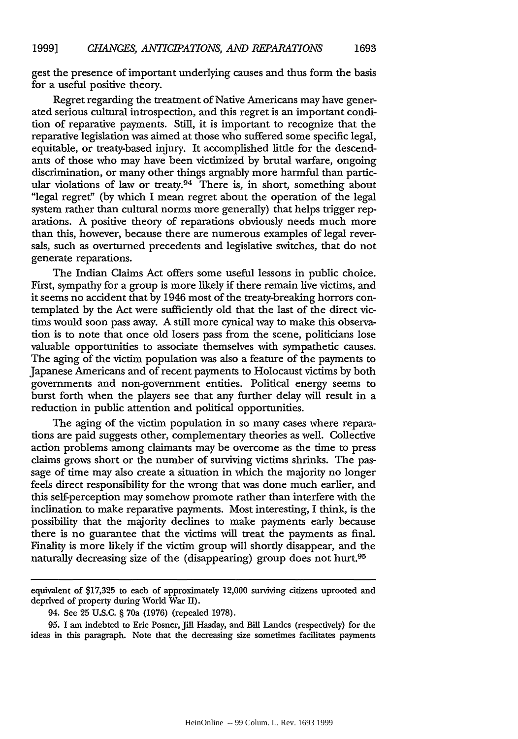gest the presence of important underlying causes and thus form the basis for a useful positive theory.

Regret regarding the treatment of Native Americans may have generated serious cultural introspection, and this regret is an important condition of reparative payments. Still, it is important to recognize that the reparative legislation was aimed at those who suffered some specific legal, equitable, or treaty-based injury. It accomplished little for the descendants of those who may have been victimized by brutal warfare, ongoing discrimination, or many other things arguably more harmful than particular violations of law or treaty.[94] There is, in short, something about "legal regret" (by which I mean regret about the operation of the legal system rather than cultural norms more generally) that helps trigger reparations. A positive theory of reparations obviously needs much more than this, however, because there are numerous examples of legal reversals, such as overturned precedents and legislative switches, that do not generate reparations.

The Indian Claims Act offers some useful lessons in public choice. First, sympathy for a group is more likely if there remain live victims, and it seems no accident that by 1946 most of the treaty-breaking horrors contemplated by the Act were sufficiently old that the last of the direct victims would soon pass away. A still more cynical way to make this observation is to note that once old losers pass from the scene, politicians lose valuable opportunities to associate themselves with sympathetic causes. The aging of the victim population was also a feature of the payments to Japanese Americans and of recent payments to Holocaust victims by both governments and non-government entities. Political energy seems to burst forth when the players see that any further delay will result in a reduction in public attention and political opportunities.

The aging of the victim population in so many cases where reparations are paid suggests other, complementary theories as well. Collective action problems among claimants may be overcome as the time to press claims grows short or the number of surviving victims shrinks. The passage of time may also create a situation in which the majority no longer feels direct responsibility for the wrong that was done much earlier, and this self-perception may somehow promote rather than interfere with the inclination to make reparative payments. Most interesting, I think, is the possibility that the majority declines to make payments early because there is no guarantee that the victims will treat the payments as final. Finality is more likely if the victim group will shortly disappear, and the naturally decreasing size of the (disappearing) group does not hurt.[95]

---

equivalent of $17,325 to each of approximately 12,000 surviving citizens uprooted and deprived of property during World War II).

94. See 25 U.S.C. § 70a (1976) (repealed 1978).

95. I am indebted to Eric Posner, Jill Hasday, and Bill Landes (respectively) for the ideas in this paragraph. Note that the decreasing size sometimes facilitates payments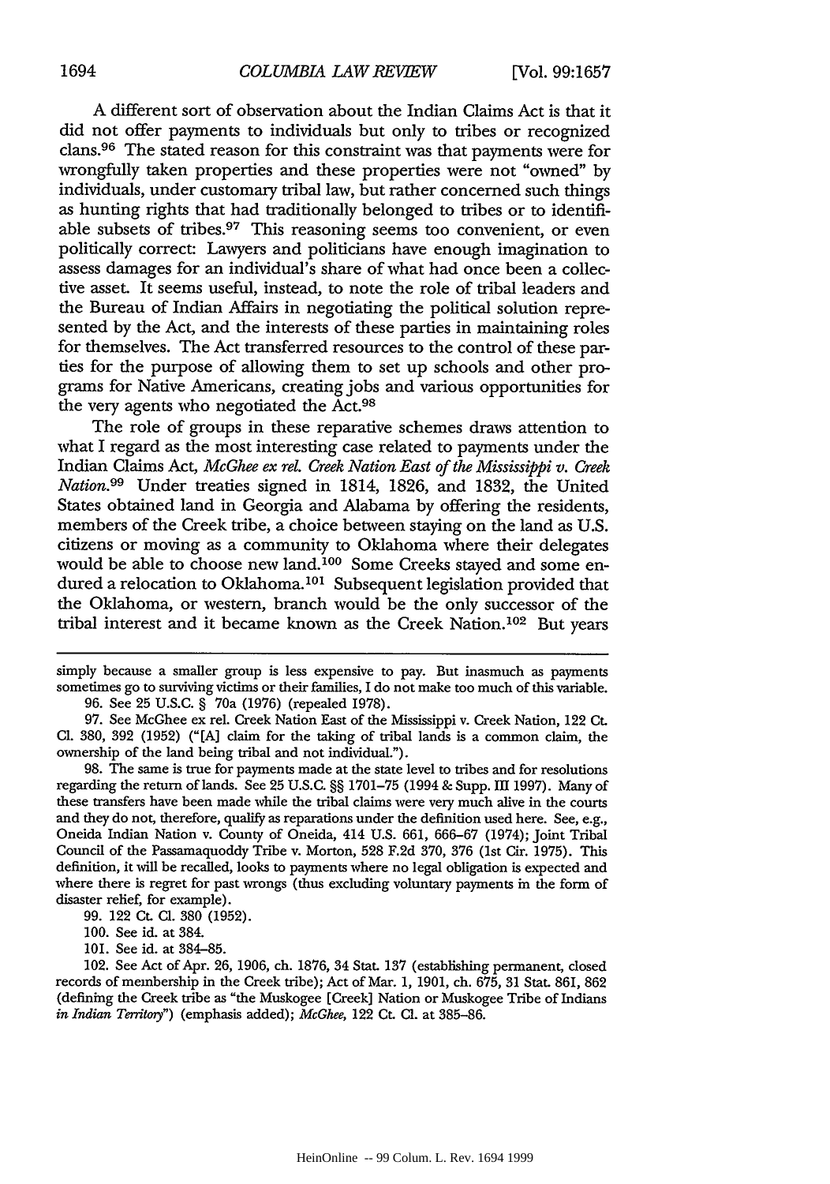A different sort of observation about the Indian Claims Act is that it did not offer payments to individuals but only to tribes or recognized clans.[96] The stated reason for this constraint was that payments were for wrongfully taken properties and these properties were not "owned" by individuals, under customary tribal law, but rather concerned such things as hunting rights that had traditionally belonged to tribes or to identifiable subsets of tribes.[97] This reasoning seems too convenient, or even politically correct: Lawyers and politicians have enough imagination to assess damages for an individual's share of what had once been a collective asset. It seems useful, instead, to note the role of tribal leaders and the Bureau of Indian Affairs in negotiating the political solution represented by the Act, and the interests of these parties in maintaining roles for themselves. The Act transferred resources to the control of these parties for the purpose of allowing them to set up schools and other programs for Native Americans, creating jobs and various opportunities for the very agents who negotiated the Act.[98]

The role of groups in these reparative schemes draws attention to what I regard as the most interesting case related to payments under the Indian Claims Act, *McGhee ex rel. Creek Nation East of the Mississippi v. Creek Nation*.[99] Under treaties signed in 1814, 1826, and 1832, the United States obtained land in Georgia and Alabama by offering the residents, members of the Creek tribe, a choice between staying on the land as U.S. citizens or moving as a community to Oklahoma where their delegates would be able to choose new land.[100] Some Creeks stayed and some endured a relocation to Oklahoma.[101] Subsequent legislation provided that the Oklahoma, or western, branch would be the only successor of the tribal interest and it became known as the Creek Nation.[102] But years

---

simply because a smaller group is less expensive to pay. But inasmuch as payments sometimes go to surviving victims or their families, I do not make too much of this variable.

96. See 25 U.S.C. § 70a (1976) (repealed 1978).

97. See McGhee ex rel. Creek Nation East of the Mississippi v. Creek Nation, 122 Ct. Cl. 380, 392 (1952) ("[A] claim for the taking of tribal lands is a common claim, the ownership of the land being tribal and not individual.").

98. The same is true for payments made at the state level to tribes and for resolutions regarding the return of lands. See 25 U.S.C. §§ 1701–75 (1994 & Supp. III 1997). Many of these transfers have been made while the tribal claims were very much alive in the courts and they do not, therefore, qualify as reparations under the definition used here. See, e.g., Oneida Indian Nation v. County of Oneida, 414 U.S. 661, 666–67 (1974); Joint Tribal Council of the Passamaquoddy Tribe v. Morton, 528 F.2d 370, 376 (1st Cir. 1975). This definition, it will be recalled, looks to payments where no legal obligation is expected and where there is regret for past wrongs (thus excluding voluntary payments in the form of disaster relief, for example).

99. 122 Ct. Cl. 380 (1952).

100. See id. at 384.

101. See id. at 384–85.

102. See Act of Apr. 26, 1906, ch. 1876, 34 Stat. 137 (establishing permanent, closed records of membership in the Creek tribe); Act of Mar. 1, 1901, ch. 675, 31 Stat. 861, 862 (defining the Creek tribe as "the Muskogee [Creek] Nation or Muskogee Tribe of Indians *in Indian Territory*") (emphasis added); *McGhee*, 122 Ct. Cl. at 385–86.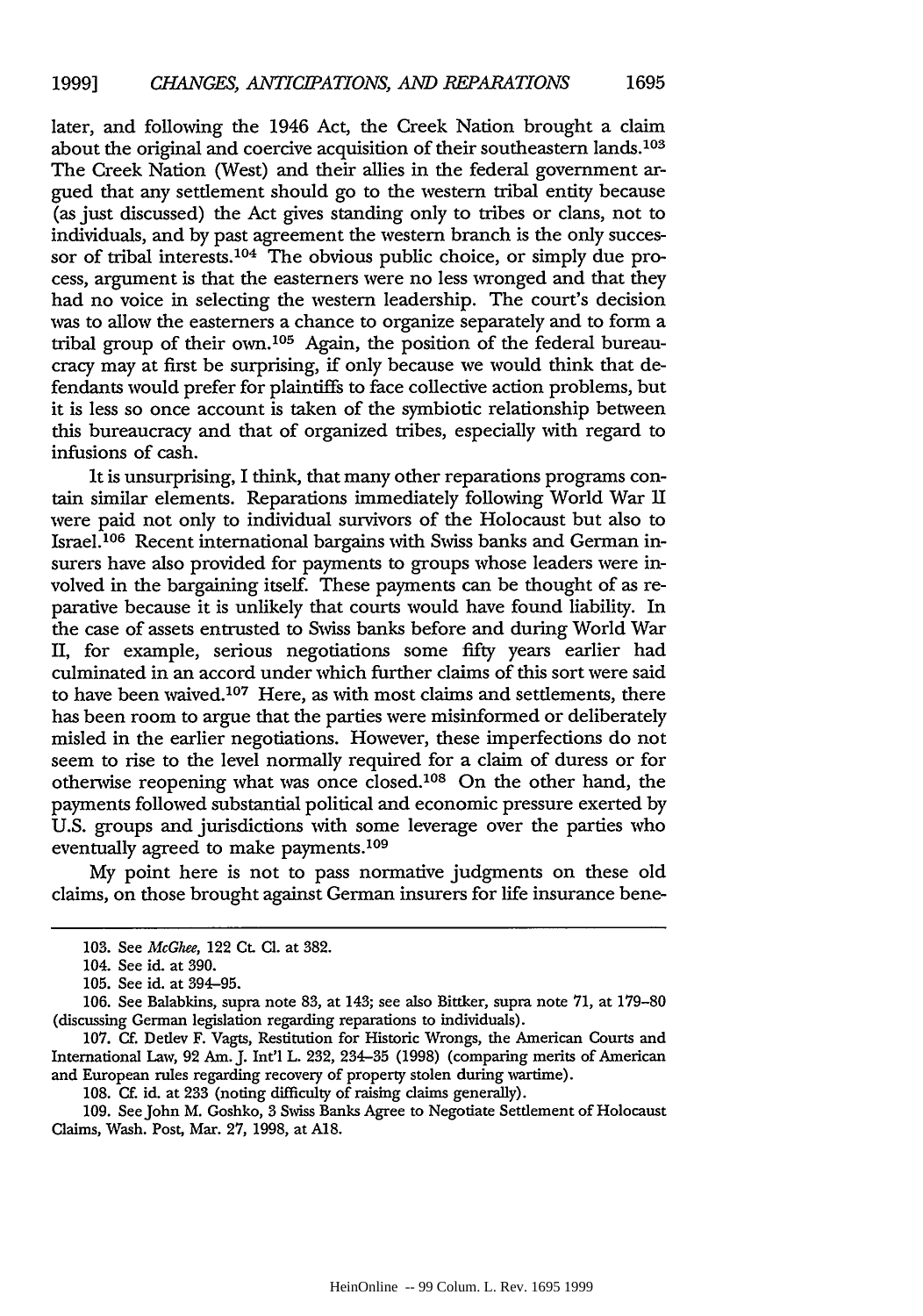later, and following the 1946 Act, the Creek Nation brought a claim about the original and coercive acquisition of their southeastern lands.[103] The Creek Nation (West) and their allies in the federal government argued that any settlement should go to the western tribal entity because (as just discussed) the Act gives standing only to tribes or clans, not to individuals, and by past agreement the western branch is the only successor of tribal interests.[104] The obvious public choice, or simply due process, argument is that the easterners were no less wronged and that they had no voice in selecting the western leadership. The court's decision was to allow the easterners a chance to organize separately and to form a tribal group of their own.[105] Again, the position of the federal bureaucracy may at first be surprising, if only because we would think that defendants would prefer for plaintiffs to face collective action problems, but it is less so once account is taken of the symbiotic relationship between this bureaucracy and that of organized tribes, especially with regard to infusions of cash.

It is unsurprising, I think, that many other reparations programs contain similar elements. Reparations immediately following World War II were paid not only to individual survivors of the Holocaust but also to Israel.[106] Recent international bargains with Swiss banks and German insurers have also provided for payments to groups whose leaders were involved in the bargaining itself. These payments can be thought of as reparative because it is unlikely that courts would have found liability. In the case of assets entrusted to Swiss banks before and during World War II, for example, serious negotiations some fifty years earlier had culminated in an accord under which further claims of this sort were said to have been waived.[107] Here, as with most claims and settlements, there has been room to argue that the parties were misinformed or deliberately misled in the earlier negotiations. However, these imperfections do not seem to rise to the level normally required for a claim of duress or for otherwise reopening what was once closed.[108] On the other hand, the payments followed substantial political and economic pressure exerted by U.S. groups and jurisdictions with some leverage over the parties who eventually agreed to make payments.[109]

My point here is not to pass normative judgments on these old claims, on those brought against German insurers for life insurance bene-

---

103. See *McGhee*, 122 Ct. Cl. at 382.

104. See id. at 390.

105. See id. at 394–95.

106. See Balabkins, supra note 83, at 143; see also Bittker, supra note 71, at 179–80 (discussing German legislation regarding reparations to individuals).

107. Cf. Detlev F. Vagts, Restitution for Historic Wrongs, the American Courts and International Law, 92 Am. J. Int'l L. 232, 234–35 (1998) (comparing merits of American and European rules regarding recovery of property stolen during wartime).

108. Cf. id. at 233 (noting difficulty of raising claims generally).

109. See John M. Goshko, 3 Swiss Banks Agree to Negotiate Settlement of Holocaust Claims, Wash. Post, Mar. 27, 1998, at A18.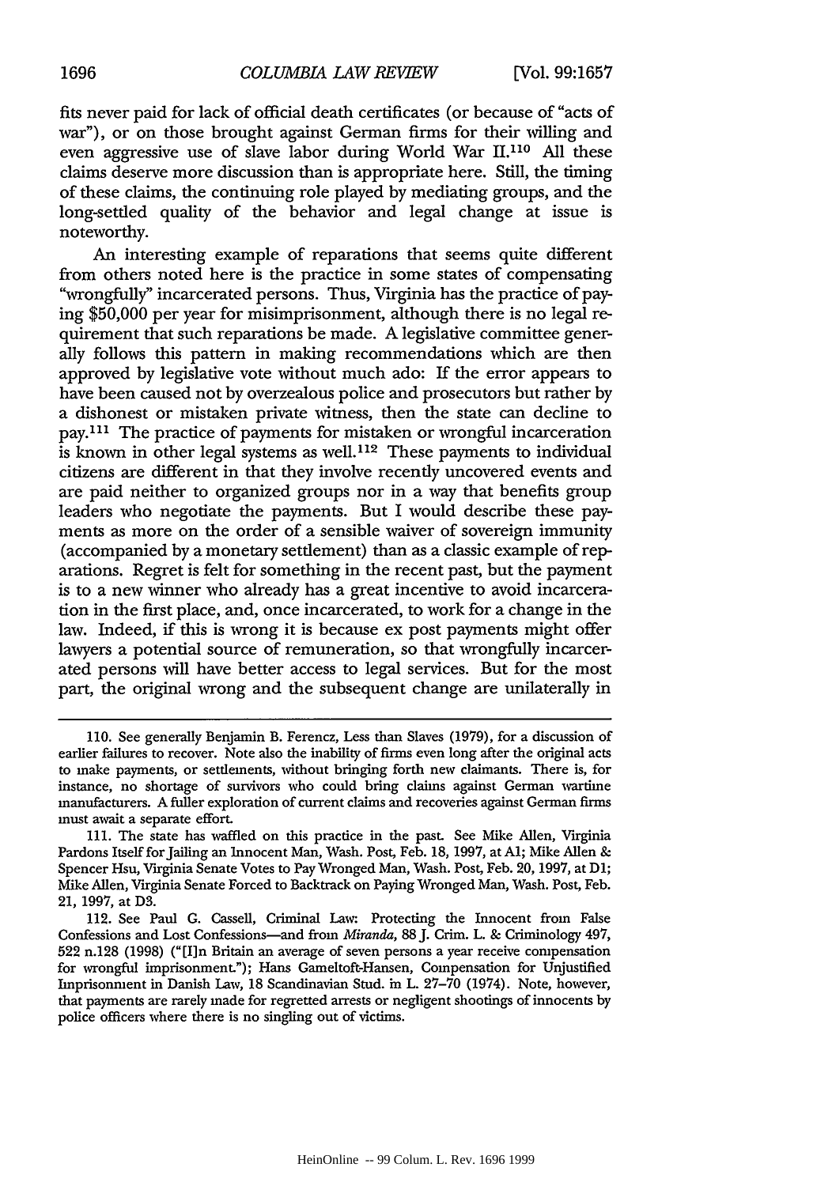fits never paid for lack of official death certificates (or because of "acts of war"), or on those brought against German firms for their willing and even aggressive use of slave labor during World War II.[110] All these claims deserve more discussion than is appropriate here. Still, the timing of these claims, the continuing role played by mediating groups, and the long-settled quality of the behavior and legal change at issue is noteworthy.

An interesting example of reparations that seems quite different from others noted here is the practice in some states of compensating "wrongfully" incarcerated persons. Thus, Virginia has the practice of paying $50,000 per year for misimprisonment, although there is no legal requirement that such reparations be made. A legislative committee generally follows this pattern in making recommendations which are then approved by legislative vote without much ado: If the error appears to have been caused not by overzealous police and prosecutors but rather by a dishonest or mistaken private witness, then the state can decline to pay.[111] The practice of payments for mistaken or wrongful incarceration is known in other legal systems as well.[112] These payments to individual citizens are different in that they involve recently uncovered events and are paid neither to organized groups nor in a way that benefits group leaders who negotiate the payments. But I would describe these payments as more on the order of a sensible waiver of sovereign immunity (accompanied by a monetary settlement) than as a classic example of reparations. Regret is felt for something in the recent past, but the payment is to a new winner who already has a great incentive to avoid incarceration in the first place, and, once incarcerated, to work for a change in the law. Indeed, if this is wrong it is because ex post payments might offer lawyers a potential source of remuneration, so that wrongfully incarcerated persons will have better access to legal services. But for the most part, the original wrong and the subsequent change are unilaterally in

---

110. See generally Benjamin B. Ferencz, Less than Slaves (1979), for a discussion of earlier failures to recover. Note also the inability of firms even long after the original acts to make payments, or settlements, without bringing forth new claimants. There is, for instance, no shortage of survivors who could bring claims against German wartime manufacturers. A fuller exploration of current claims and recoveries against German firms must await a separate effort.

111. The state has waffled on this practice in the past. See Mike Allen, Virginia Pardons Itself for Jailing an Innocent Man, Wash. Post, Feb. 18, 1997, at A1; Mike Allen & Spencer Hsu, Virginia Senate Votes to Pay Wronged Man, Wash. Post, Feb. 20, 1997, at D1; Mike Allen, Virginia Senate Forced to Backtrack on Paying Wronged Man, Wash. Post, Feb. 21, 1997, at D3.

112. See Paul G. Cassell, Criminal Law: Protecting the Innocent from False Confessions and Lost Confessions—and from *Miranda*, 88 J. Crim. L. & Criminology 497, 522 n.128 (1998) ("[I]n Britain an average of seven persons a year receive compensation for wrongful imprisonment."); Hans Gameltoft-Hansen, Compensation for Unjustified Imprisonment in Danish Law, 18 Scandinavian Stud. in L. 27–70 (1974). Note, however, that payments are rarely made for regretted arrests or negligent shootings of innocents by police officers where there is no singling out of victims.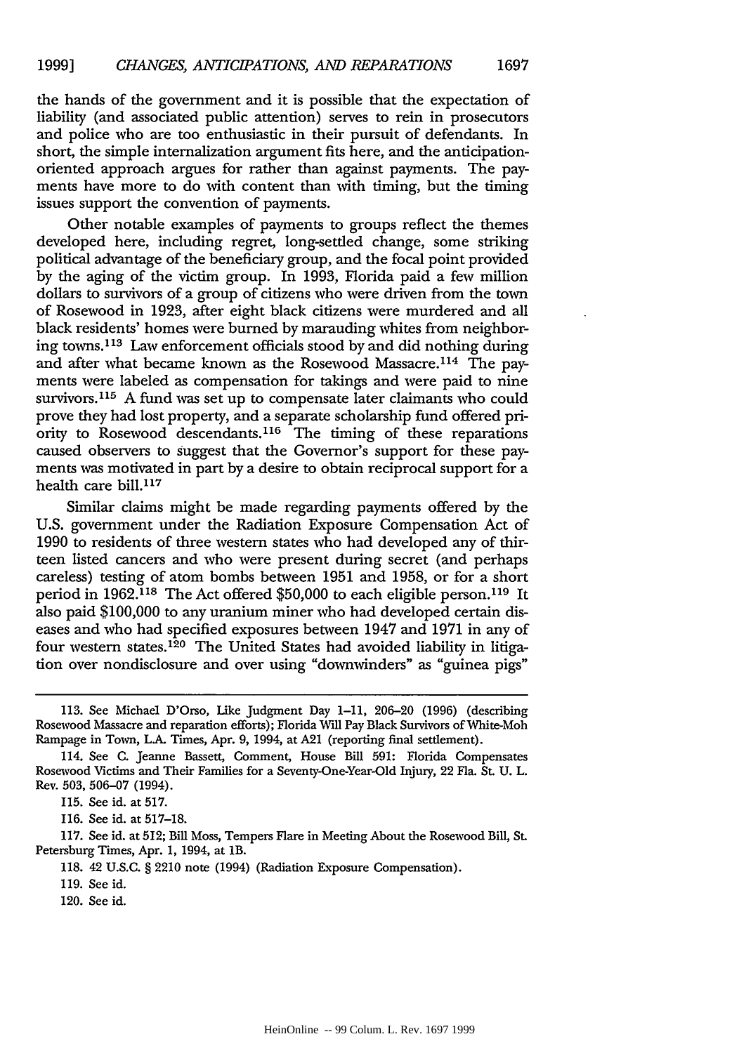the hands of the government and it is possible that the expectation of liability (and associated public attention) serves to rein in prosecutors and police who are too enthusiastic in their pursuit of defendants. In short, the simple internalization argument fits here, and the anticipation-oriented approach argues for rather than against payments. The payments have more to do with content than with timing, but the timing issues support the convention of payments.

Other notable examples of payments to groups reflect the themes developed here, including regret, long-settled change, some striking political advantage of the beneficiary group, and the focal point provided by the aging of the victim group. In 1993, Florida paid a few million dollars to survivors of a group of citizens who were driven from the town of Rosewood in 1923, after eight black citizens were murdered and all black residents' homes were burned by marauding whites from neighboring towns.[113] Law enforcement officials stood by and did nothing during and after what became known as the Rosewood Massacre.[114] The payments were labeled as compensation for takings and were paid to nine survivors.[115] A fund was set up to compensate later claimants who could prove they had lost property, and a separate scholarship fund offered priority to Rosewood descendants.[116] The timing of these reparations caused observers to suggest that the Governor's support for these payments was motivated in part by a desire to obtain reciprocal support for a health care bill.[117]

Similar claims might be made regarding payments offered by the U.S. government under the Radiation Exposure Compensation Act of 1990 to residents of three western states who had developed any of thirteen listed cancers and who were present during secret (and perhaps careless) testing of atom bombs between 1951 and 1958, or for a short period in 1962.[118] The Act offered $50,000 to each eligible person.[119] It also paid $100,000 to any uranium miner who had developed certain diseases and who had specified exposures between 1947 and 1971 in any of four western states.[120] The United States had avoided liability in litigation over nondisclosure and over using "downwinders" as "guinea pigs"

---

113. See Michael D'Orso, Like Judgment Day 1–11, 206–20 (1996) (describing Rosewood Massacre and reparation efforts); Florida Will Pay Black Survivors of White-Mob Rampage in Town, L.A. Times, Apr. 9, 1994, at A21 (reporting final settlement).

114. See C. Jeanne Bassett, Comment, House Bill 591: Florida Compensates Rosewood Victims and Their Families for a Seventy-One-Year-Old Injury, 22 Fla. St. U. L. Rev. 503, 506–07 (1994).

115. See id. at 517.

116. See id. at 517–18.

117. See id. at 512; Bill Moss, Tempers Flare in Meeting About the Rosewood Bill, St. Petersburg Times, Apr. 1, 1994, at 1B.

118. 42 U.S.C. § 2210 note (1994) (Radiation Exposure Compensation).

119. See id.

120. See id.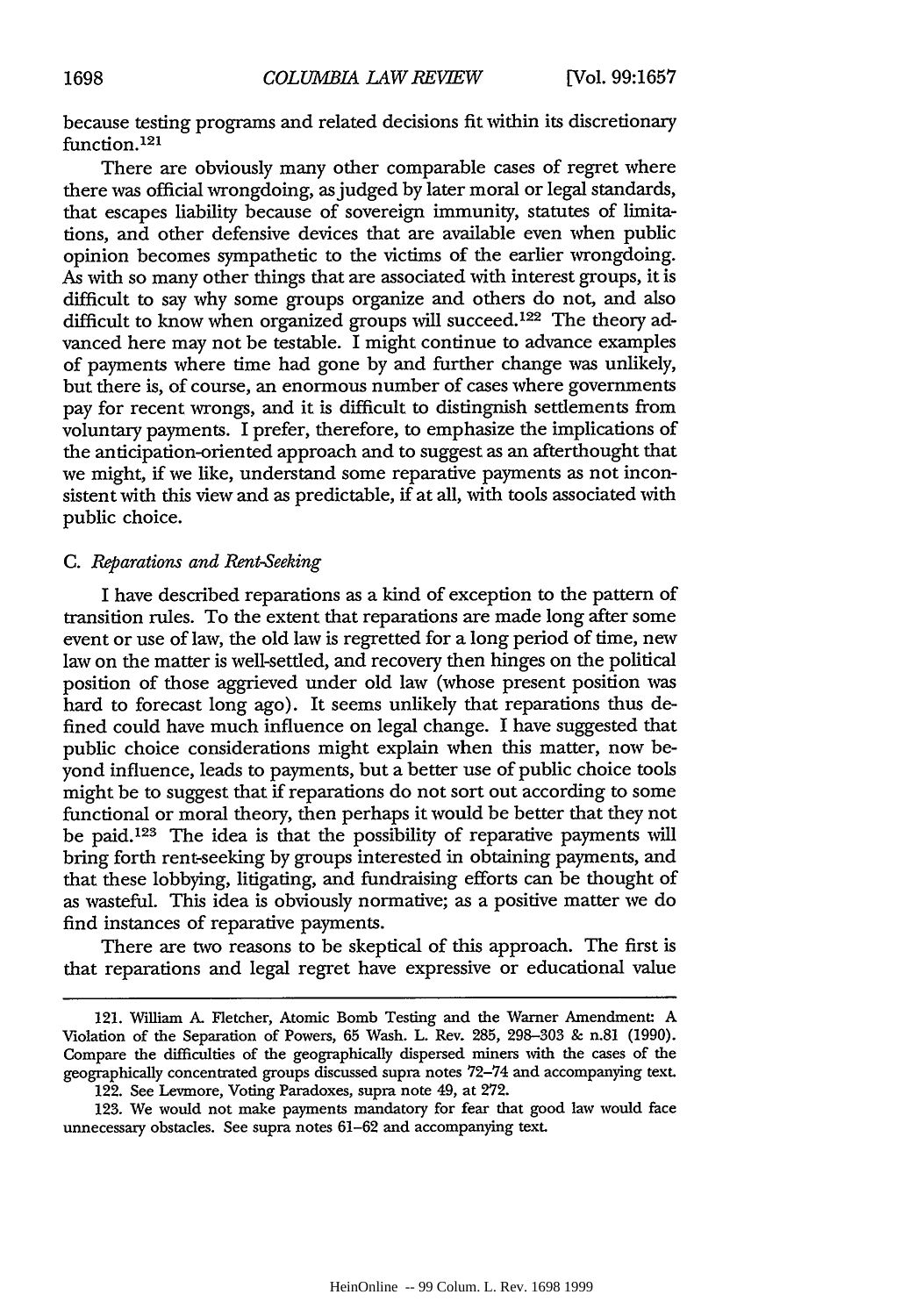because testing programs and related decisions fit within its discretionary function.[121]

There are obviously many other comparable cases of regret where there was official wrongdoing, as judged by later moral or legal standards, that escapes liability because of sovereign immunity, statutes of limitations, and other defensive devices that are available even when public opinion becomes sympathetic to the victims of the earlier wrongdoing. As with so many other things that are associated with interest groups, it is difficult to say why some groups organize and others do not, and also difficult to know when organized groups will succeed.[122] The theory advanced here may not be testable. I might continue to advance examples of payments where time had gone by and further change was unlikely, but there is, of course, an enormous number of cases where governments pay for recent wrongs, and it is difficult to distinguish settlements from voluntary payments. I prefer, therefore, to emphasize the implications of the anticipation-oriented approach and to suggest as an afterthought that we might, if we like, understand some reparative payments as not inconsistent with this view and as predictable, if at all, with tools associated with public choice.

### C. *Reparations and Rent-Seeking*

I have described reparations as a kind of exception to the pattern of transition rules. To the extent that reparations are made long after some event or use of law, the old law is regretted for a long period of time, new law on the matter is well-settled, and recovery then hinges on the political position of those aggrieved under old law (whose present position was hard to forecast long ago). It seems unlikely that reparations thus defined could have much influence on legal change. I have suggested that public choice considerations might explain when this matter, now beyond influence, leads to payments, but a better use of public choice tools might be to suggest that if reparations do not sort out according to some functional or moral theory, then perhaps it would be better that they not be paid.[123] The idea is that the possibility of reparative payments will bring forth rent-seeking by groups interested in obtaining payments, and that these lobbying, litigating, and fundraising efforts can be thought of as wasteful. This idea is obviously normative; as a positive matter we do find instances of reparative payments.

There are two reasons to be skeptical of this approach. The first is that reparations and legal regret have expressive or educational value

---

121. William A. Fletcher, Atomic Bomb Testing and the Warner Amendment: A Violation of the Separation of Powers, 65 Wash. L. Rev. 285, 298–303 & n.81 (1990). Compare the difficulties of the geographically dispersed miners with the cases of the geographically concentrated groups discussed supra notes 72–74 and accompanying text.

122. See Levmore, Voting Paradoxes, supra note 49, at 272.

123. We would not make payments mandatory for fear that good law would face unnecessary obstacles. See supra notes 61–62 and accompanying text.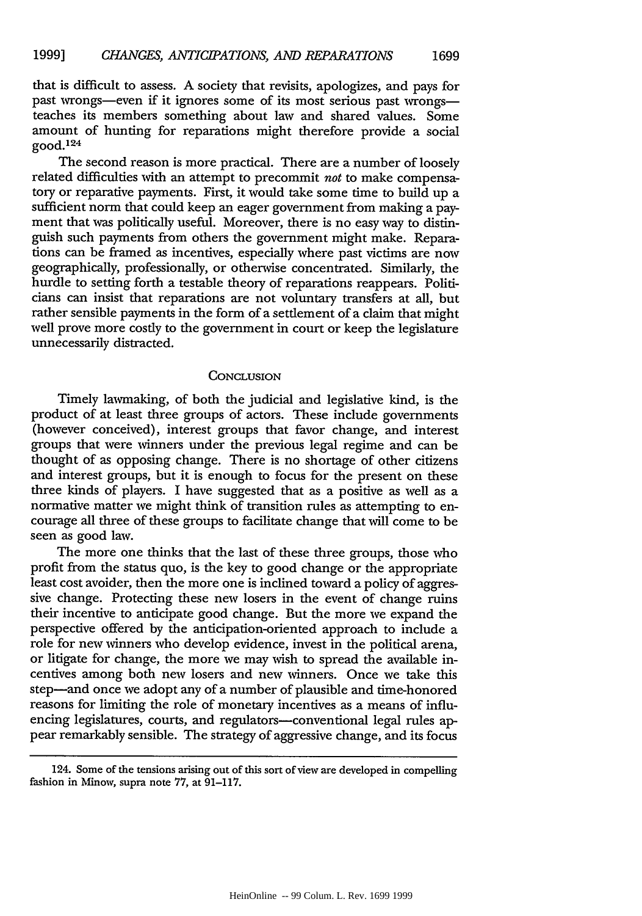that is difficult to assess. A society that revisits, apologizes, and pays for past wrongs—even if it ignores some of its most serious past wrongs—teaches its members something about law and shared values. Some amount of hunting for reparations might therefore provide a social good.[124]

The second reason is more practical. There are a number of loosely related difficulties with an attempt to precommit *not* to make compensatory or reparative payments. First, it would take some time to build up a sufficient norm that could keep an eager government from making a payment that was politically useful. Moreover, there is no easy way to distinguish such payments from others the government might make. Reparations can be framed as incentives, especially where past victims are now geographically, professionally, or otherwise concentrated. Similarly, the hurdle to setting forth a testable theory of reparations reappears. Politicians can insist that reparations are not voluntary transfers at all, but rather sensible payments in the form of a settlement of a claim that might well prove more costly to the government in court or keep the legislature unnecessarily distracted.

## Conclusion

Timely lawmaking, of both the judicial and legislative kind, is the product of at least three groups of actors. These include governments (however conceived), interest groups that favor change, and interest groups that were winners under the previous legal regime and can be thought of as opposing change. There is no shortage of other citizens and interest groups, but it is enough to focus for the present on these three kinds of players. I have suggested that as a positive as well as a normative matter we might think of transition rules as attempting to encourage all three of these groups to facilitate change that will come to be seen as good law.

The more one thinks that the last of these three groups, those who profit from the status quo, is the key to good change or the appropriate least cost avoider, then the more one is inclined toward a policy of aggressive change. Protecting these new losers in the event of change ruins their incentive to anticipate good change. But the more we expand the perspective offered by the anticipation-oriented approach to include a role for new winners who develop evidence, invest in the political arena, or litigate for change, the more we may wish to spread the available incentives among both new losers and new winners. Once we take this step—and once we adopt any of a number of plausible and time-honored reasons for limiting the role of monetary incentives as a means of influencing legislatures, courts, and regulators—conventional legal rules appear remarkably sensible. The strategy of aggressive change, and its focus

---

124. Some of the tensions arising out of this sort of view are developed in compelling fashion in Minow, supra note 77, at 91–117.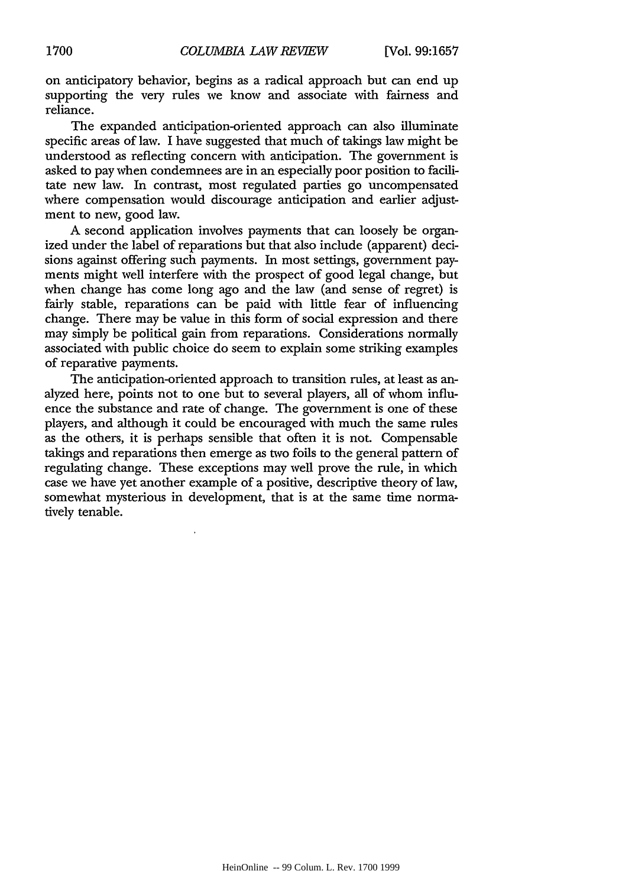on anticipatory behavior, begins as a radical approach but can end up supporting the very rules we know and associate with fairness and reliance.

The expanded anticipation-oriented approach can also illuminate specific areas of law. I have suggested that much of takings law might be understood as reflecting concern with anticipation. The government is asked to pay when condemnees are in an especially poor position to facilitate new law. In contrast, most regulated parties go uncompensated where compensation would discourage anticipation and earlier adjustment to new, good law.

A second application involves payments that can loosely be organized under the label of reparations but that also include (apparent) decisions against offering such payments. In most settings, government payments might well interfere with the prospect of good legal change, but when change has come long ago and the law (and sense of regret) is fairly stable, reparations can be paid with little fear of influencing change. There may be value in this form of social expression and there may simply be political gain from reparations. Considerations normally associated with public choice do seem to explain some striking examples of reparative payments.

The anticipation-oriented approach to transition rules, at least as analyzed here, points not to one but to several players, all of whom influence the substance and rate of change. The government is one of these players, and although it could be encouraged with much the same rules as the others, it is perhaps sensible that often it is not. Compensable takings and reparations then emerge as two foils to the general pattern of regulating change. These exceptions may well prove the rule, in which case we have yet another example of a positive, descriptive theory of law, somewhat mysterious in development, that is at the same time normatively tenable.